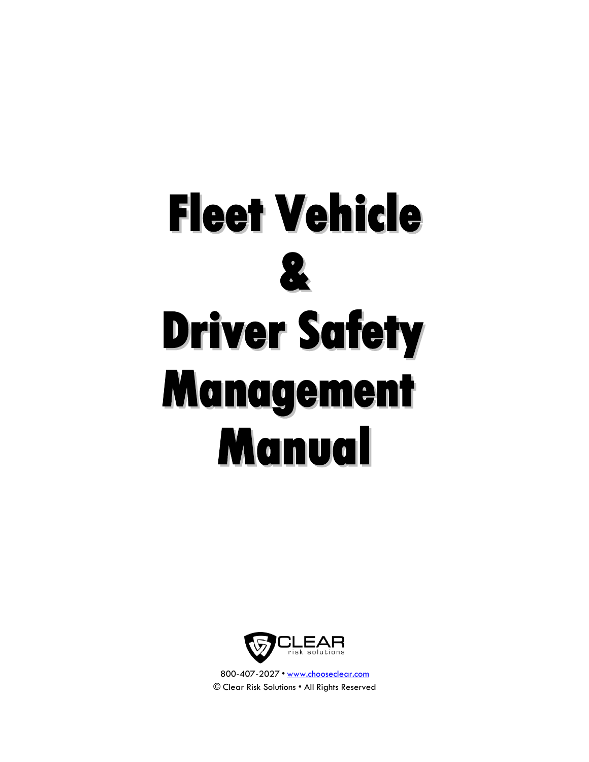# Fleet Vehicle & Driver Safety Management Manual

CLEAR risk solutions

800-407-2027 • www.chooseclear.com

© Clear Risk Solutions • All Rights Reserved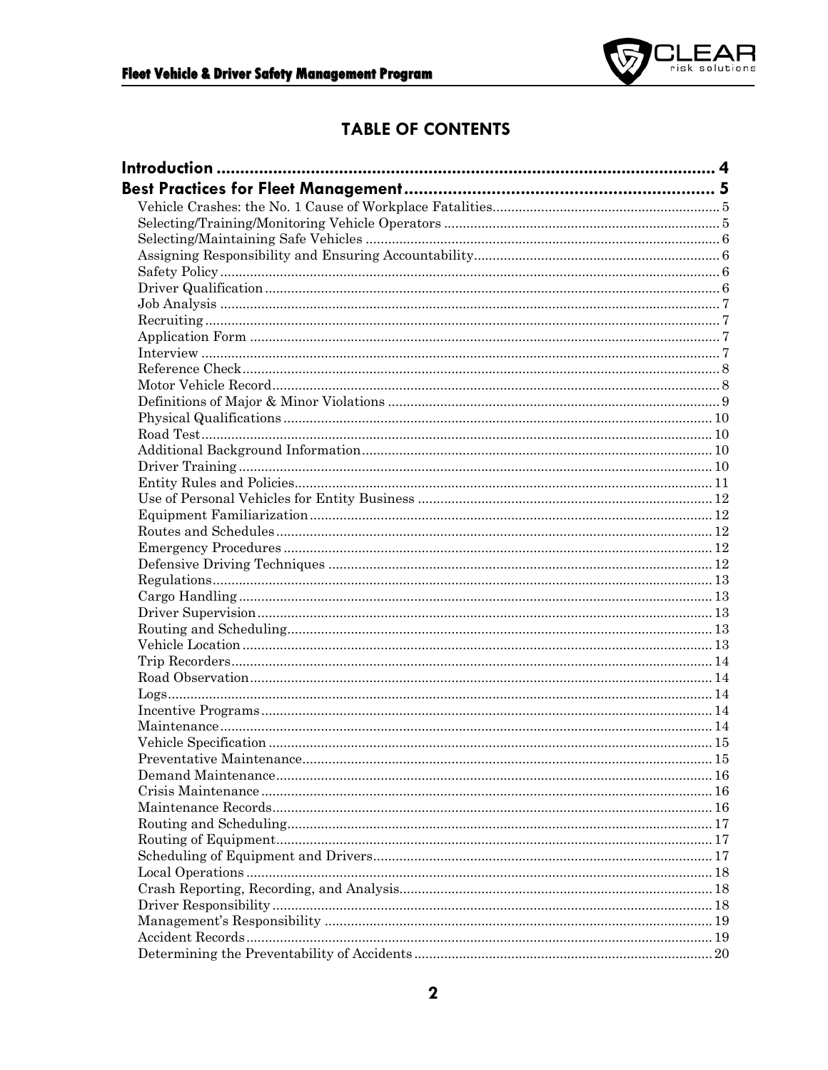# TABLE OF CONTENTS

**Introduction .......... 4**

**Best Practices for Fleet Management .......... 5**

- Vehicle Crashes: the No. 1 Cause of Workplace Fatalities .......... 5
- Selecting/Training/Monitoring Vehicle Operators .......... 5
- Selecting/Maintaining Safe Vehicles .......... 6
- Assigning Responsibility and Ensuring Accountability .......... 6
- Safety Policy .......... 6
- Driver Qualification .......... 6
- Job Analysis .......... 7
- Recruiting .......... 7
- Application Form .......... 7
- Interview .......... 7
- Reference Check .......... 8
- Motor Vehicle Record .......... 8
- Definitions of Major & Minor Violations .......... 9
- Physical Qualifications .......... 10
- Road Test .......... 10
- Additional Background Information .......... 10
- Driver Training .......... 10
- Entity Rules and Policies .......... 11
- Use of Personal Vehicles for Entity Business .......... 12
- Equipment Familiarization .......... 12
- Routes and Schedules .......... 12
- Emergency Procedures .......... 12
- Defensive Driving Techniques .......... 12
- Regulations .......... 13
- Cargo Handling .......... 13
- Driver Supervision .......... 13
- Routing and Scheduling .......... 13
- Vehicle Location .......... 13
- Trip Recorders .......... 14
- Road Observation .......... 14
- Logs .......... 14
- Incentive Programs .......... 14
- Maintenance .......... 14
- Vehicle Specification .......... 15
- Preventative Maintenance .......... 15
- Demand Maintenance .......... 16
- Crisis Maintenance .......... 16
- Maintenance Records .......... 16
- Routing and Scheduling .......... 17
- Routing of Equipment .......... 17
- Scheduling of Equipment and Drivers .......... 17
- Local Operations .......... 18
- Crash Reporting, Recording, and Analysis .......... 18
- Driver Responsibility .......... 18
- Management's Responsibility .......... 19
- Accident Records .......... 19
- Determining the Preventability of Accidents .......... 20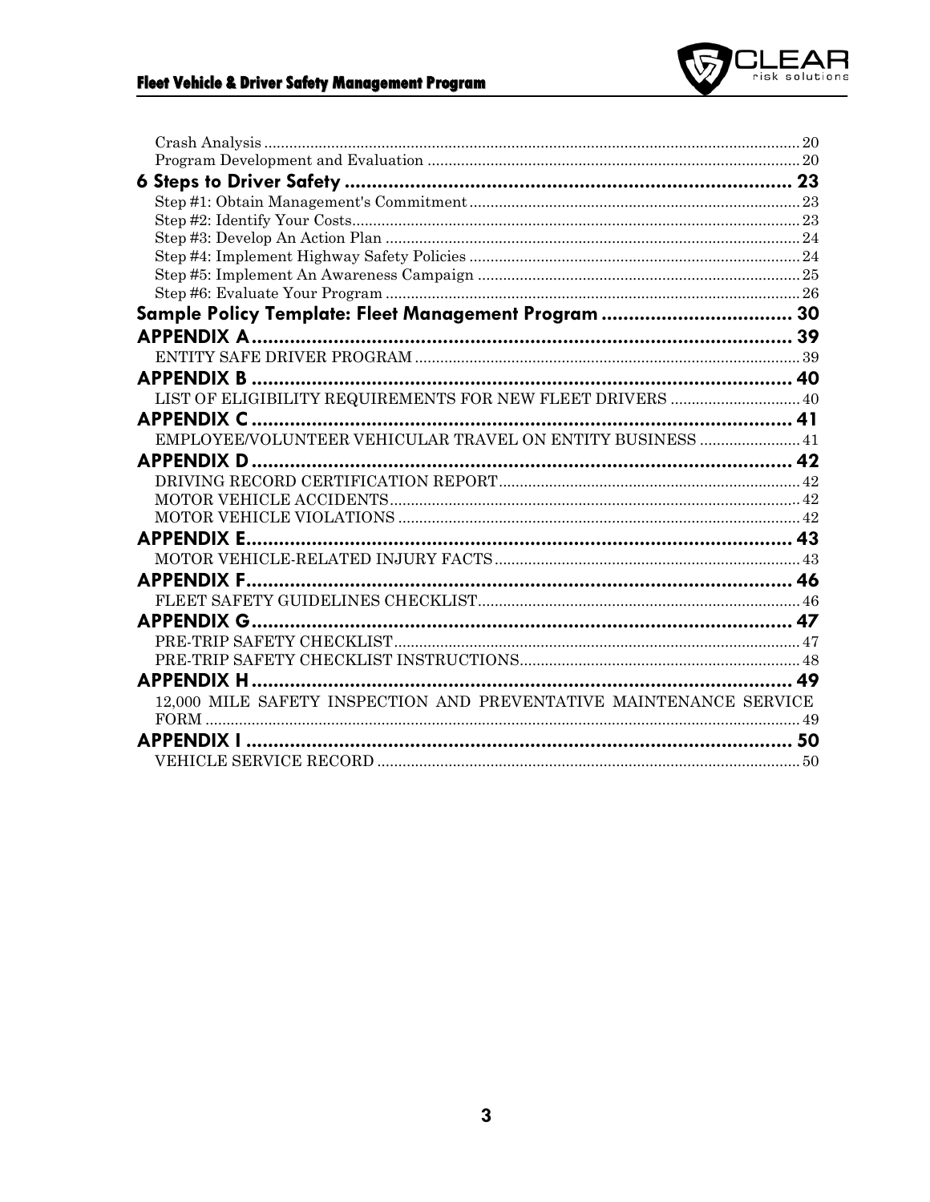Crash Analysis ........................................................................................................................ 20
Program Development and Evaluation ...................................................................................... 20

**6 Steps to Driver Safety ........................................................................................ 23**

Step #1: Obtain Management's Commitment ............................................................................ 23
Step #2: Identify Your Costs........................................................................................................ 23
Step #3: Develop An Action Plan ................................................................................................ 24
Step #4: Implement Highway Safety Policies ............................................................................ 24
Step #5: Implement An Awareness Campaign .......................................................................... 25
Step #6: Evaluate Your Program ................................................................................................ 26

**Sample Policy Template: Fleet Management Program ................................... 30**

**APPENDIX A ........................................................................................................ 39**

ENTITY SAFE DRIVER PROGRAM ........................................................................................... 39

**APPENDIX B ........................................................................................................ 40**

LIST OF ELIGIBILITY REQUIREMENTS FOR NEW FLEET DRIVERS ................................ 40

**APPENDIX C ........................................................................................................ 41**

EMPLOYEE/VOLUNTEER VEHICULAR TRAVEL ON ENTITY BUSINESS ......................... 41

**APPENDIX D ........................................................................................................ 42**

DRIVING RECORD CERTIFICATION REPORT ....................................................................... 42
MOTOR VEHICLE ACCIDENTS ................................................................................................. 42
MOTOR VEHICLE VIOLATIONS ............................................................................................... 42

**APPENDIX E ........................................................................................................ 43**

MOTOR VEHICLE-RELATED INJURY FACTS ......................................................................... 43

**APPENDIX F ........................................................................................................ 46**

FLEET SAFETY GUIDELINES CHECKLIST ............................................................................. 46

**APPENDIX G ........................................................................................................ 47**

PRE-TRIP SAFETY CHECKLIST ................................................................................................ 47
PRE-TRIP SAFETY CHECKLIST INSTRUCTIONS ................................................................... 48

**APPENDIX H ........................................................................................................ 49**

12,000 MILE SAFETY INSPECTION AND PREVENTATIVE MAINTENANCE SERVICE FORM ........................................................................................................................................ 49

**APPENDIX I ......................................................................................................... 50**

VEHICLE SERVICE RECORD .................................................................................................... 50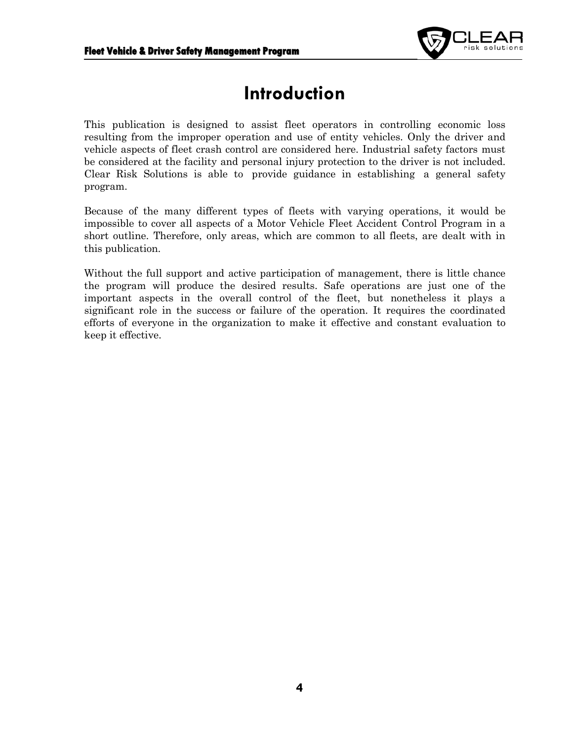# Introduction

This publication is designed to assist fleet operators in controlling economic loss resulting from the improper operation and use of entity vehicles. Only the driver and vehicle aspects of fleet crash control are considered here. Industrial safety factors must be considered at the facility and personal injury protection to the driver is not included. Clear Risk Solutions is able to provide guidance in establishing a general safety program.

Because of the many different types of fleets with varying operations, it would be impossible to cover all aspects of a Motor Vehicle Fleet Accident Control Program in a short outline. Therefore, only areas, which are common to all fleets, are dealt with in this publication.

Without the full support and active participation of management, there is little chance the program will produce the desired results. Safe operations are just one of the important aspects in the overall control of the fleet, but nonetheless it plays a significant role in the success or failure of the operation. It requires the coordinated efforts of everyone in the organization to make it effective and constant evaluation to keep it effective.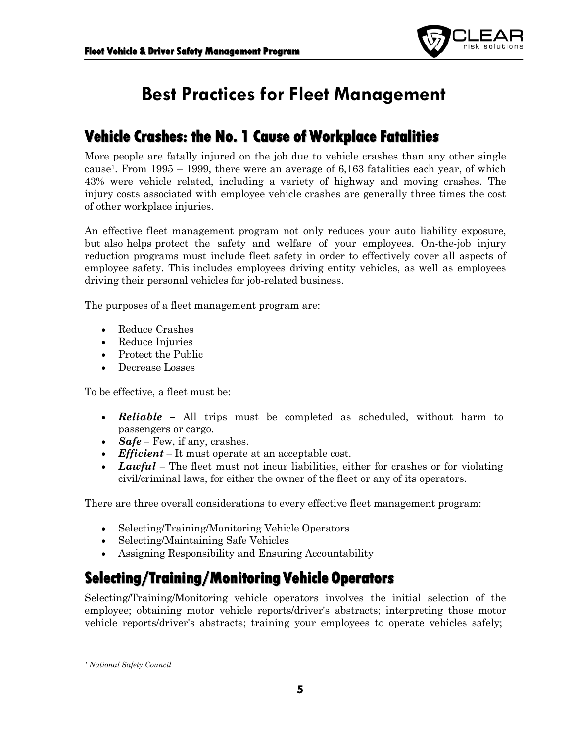# Best Practices for Fleet Management

## Vehicle Crashes: the No. 1 Cause of Workplace Fatalities

More people are fatally injured on the job due to vehicle crashes than any other single cause[1]. From 1995 – 1999, there were an average of 6,163 fatalities each year, of which 43% were vehicle related, including a variety of highway and moving crashes. The injury costs associated with employee vehicle crashes are generally three times the cost of other workplace injuries.

An effective fleet management program not only reduces your auto liability exposure, but also helps protect the safety and welfare of your employees. On-the-job injury reduction programs must include fleet safety in order to effectively cover all aspects of employee safety. This includes employees driving entity vehicles, as well as employees driving their personal vehicles for job-related business.

The purposes of a fleet management program are:

- Reduce Crashes
- Reduce Injuries
- Protect the Public
- Decrease Losses

To be effective, a fleet must be:

- ***Reliable*** – All trips must be completed as scheduled, without harm to passengers or cargo.
- ***Safe*** – Few, if any, crashes.
- ***Efficient*** – It must operate at an acceptable cost.
- ***Lawful*** – The fleet must not incur liabilities, either for crashes or for violating civil/criminal laws, for either the owner of the fleet or any of its operators.

There are three overall considerations to every effective fleet management program:

- Selecting/Training/Monitoring Vehicle Operators
- Selecting/Maintaining Safe Vehicles
- Assigning Responsibility and Ensuring Accountability

## Selecting/Training/Monitoring Vehicle Operators

Selecting/Training/Monitoring vehicle operators involves the initial selection of the employee; obtaining motor vehicle reports/driver's abstracts; interpreting those motor vehicle reports/driver's abstracts; training your employees to operate vehicles safely;

---

[1] *National Safety Council*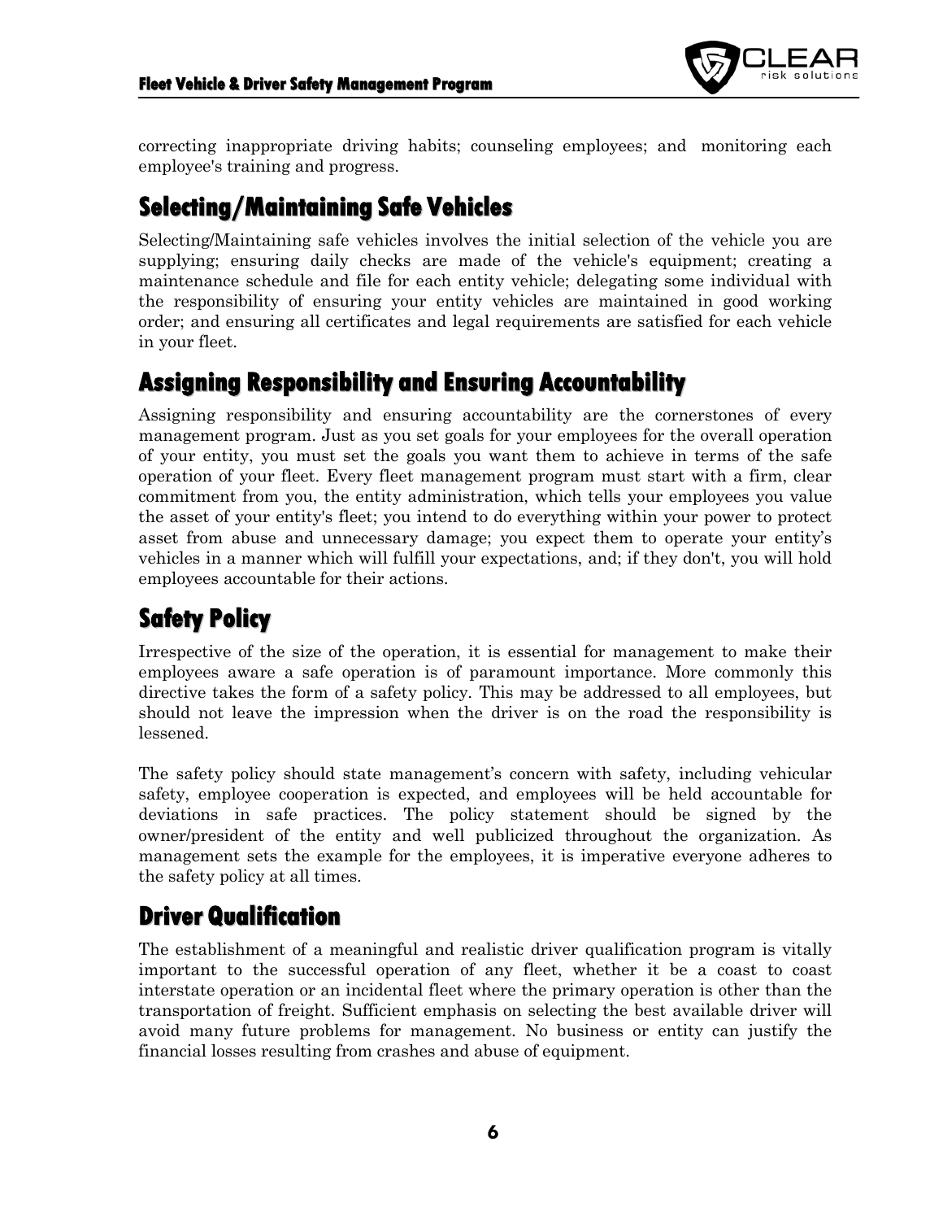correcting inappropriate driving habits; counseling employees; and monitoring each employee's training and progress.

## Selecting/Maintaining Safe Vehicles

Selecting/Maintaining safe vehicles involves the initial selection of the vehicle you are supplying; ensuring daily checks are made of the vehicle's equipment; creating a maintenance schedule and file for each entity vehicle; delegating some individual with the responsibility of ensuring your entity vehicles are maintained in good working order; and ensuring all certificates and legal requirements are satisfied for each vehicle in your fleet.

## Assigning Responsibility and Ensuring Accountability

Assigning responsibility and ensuring accountability are the cornerstones of every management program. Just as you set goals for your employees for the overall operation of your entity, you must set the goals you want them to achieve in terms of the safe operation of your fleet. Every fleet management program must start with a firm, clear commitment from you, the entity administration, which tells your employees you value the asset of your entity's fleet; you intend to do everything within your power to protect asset from abuse and unnecessary damage; you expect them to operate your entity's vehicles in a manner which will fulfill your expectations, and; if they don't, you will hold employees accountable for their actions.

## Safety Policy

Irrespective of the size of the operation, it is essential for management to make their employees aware a safe operation is of paramount importance. More commonly this directive takes the form of a safety policy. This may be addressed to all employees, but should not leave the impression when the driver is on the road the responsibility is lessened.

The safety policy should state management's concern with safety, including vehicular safety, employee cooperation is expected, and employees will be held accountable for deviations in safe practices. The policy statement should be signed by the owner/president of the entity and well publicized throughout the organization. As management sets the example for the employees, it is imperative everyone adheres to the safety policy at all times.

## Driver Qualification

The establishment of a meaningful and realistic driver qualification program is vitally important to the successful operation of any fleet, whether it be a coast to coast interstate operation or an incidental fleet where the primary operation is other than the transportation of freight. Sufficient emphasis on selecting the best available driver will avoid many future problems for management. No business or entity can justify the financial losses resulting from crashes and abuse of equipment.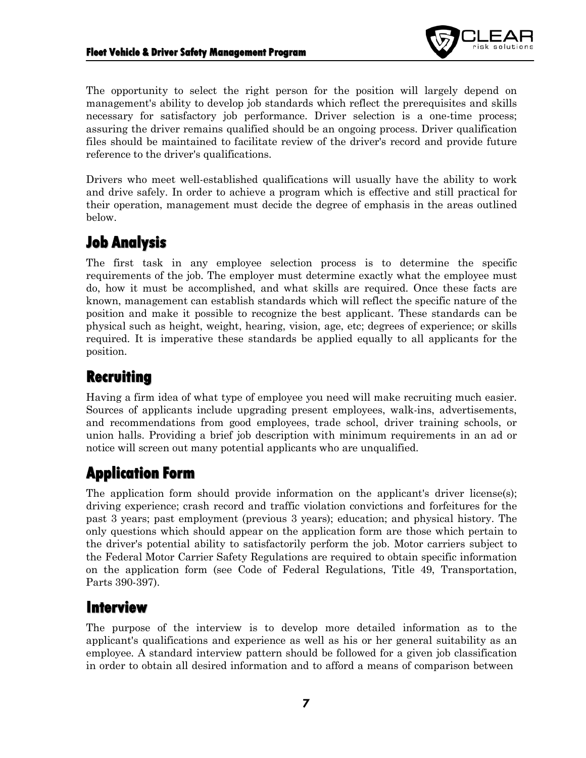The opportunity to select the right person for the position will largely depend on management's ability to develop job standards which reflect the prerequisites and skills necessary for satisfactory job performance. Driver selection is a one-time process; assuring the driver remains qualified should be an ongoing process. Driver qualification files should be maintained to facilitate review of the driver's record and provide future reference to the driver's qualifications.

Drivers who meet well-established qualifications will usually have the ability to work and drive safely. In order to achieve a program which is effective and still practical for their operation, management must decide the degree of emphasis in the areas outlined below.

## Job Analysis

The first task in any employee selection process is to determine the specific requirements of the job. The employer must determine exactly what the employee must do, how it must be accomplished, and what skills are required. Once these facts are known, management can establish standards which will reflect the specific nature of the position and make it possible to recognize the best applicant. These standards can be physical such as height, weight, hearing, vision, age, etc; degrees of experience; or skills required. It is imperative these standards be applied equally to all applicants for the position.

## Recruiting

Having a firm idea of what type of employee you need will make recruiting much easier. Sources of applicants include upgrading present employees, walk-ins, advertisements, and recommendations from good employees, trade school, driver training schools, or union halls. Providing a brief job description with minimum requirements in an ad or notice will screen out many potential applicants who are unqualified.

## Application Form

The application form should provide information on the applicant's driver license(s); driving experience; crash record and traffic violation convictions and forfeitures for the past 3 years; past employment (previous 3 years); education; and physical history. The only questions which should appear on the application form are those which pertain to the driver's potential ability to satisfactorily perform the job. Motor carriers subject to the Federal Motor Carrier Safety Regulations are required to obtain specific information on the application form (see Code of Federal Regulations, Title 49, Transportation, Parts 390-397).

## Interview

The purpose of the interview is to develop more detailed information as to the applicant's qualifications and experience as well as his or her general suitability as an employee. A standard interview pattern should be followed for a given job classification in order to obtain all desired information and to afford a means of comparison between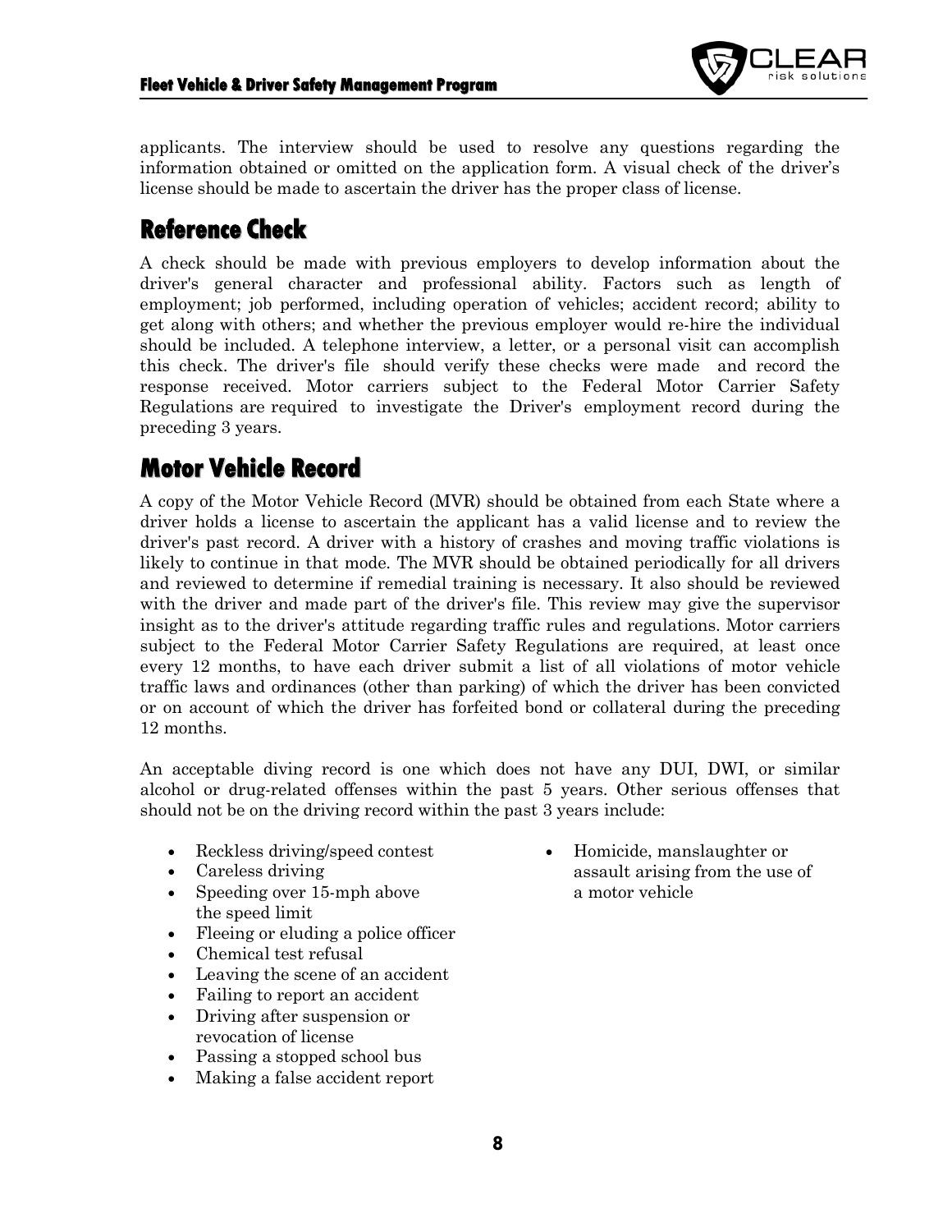applicants. The interview should be used to resolve any questions regarding the information obtained or omitted on the application form. A visual check of the driver's license should be made to ascertain the driver has the proper class of license.

## Reference Check

A check should be made with previous employers to develop information about the driver's general character and professional ability. Factors such as length of employment; job performed, including operation of vehicles; accident record; ability to get along with others; and whether the previous employer would re-hire the individual should be included. A telephone interview, a letter, or a personal visit can accomplish this check. The driver's file should verify these checks were made and record the response received. Motor carriers subject to the Federal Motor Carrier Safety Regulations are required to investigate the Driver's employment record during the preceding 3 years.

## Motor Vehicle Record

A copy of the Motor Vehicle Record (MVR) should be obtained from each State where a driver holds a license to ascertain the applicant has a valid license and to review the driver's past record. A driver with a history of crashes and moving traffic violations is likely to continue in that mode. The MVR should be obtained periodically for all drivers and reviewed to determine if remedial training is necessary. It also should be reviewed with the driver and made part of the driver's file. This review may give the supervisor insight as to the driver's attitude regarding traffic rules and regulations. Motor carriers subject to the Federal Motor Carrier Safety Regulations are required, at least once every 12 months, to have each driver submit a list of all violations of motor vehicle traffic laws and ordinances (other than parking) of which the driver has been convicted or on account of which the driver has forfeited bond or collateral during the preceding 12 months.

An acceptable diving record is one which does not have any DUI, DWI, or similar alcohol or drug-related offenses within the past 5 years. Other serious offenses that should not be on the driving record within the past 3 years include:

- Reckless driving/speed contest
- Careless driving
- Speeding over 15-mph above the speed limit
- Fleeing or eluding a police officer
- Chemical test refusal
- Leaving the scene of an accident
- Failing to report an accident
- Driving after suspension or revocation of license
- Passing a stopped school bus
- Making a false accident report
- Homicide, manslaughter or assault arising from the use of a motor vehicle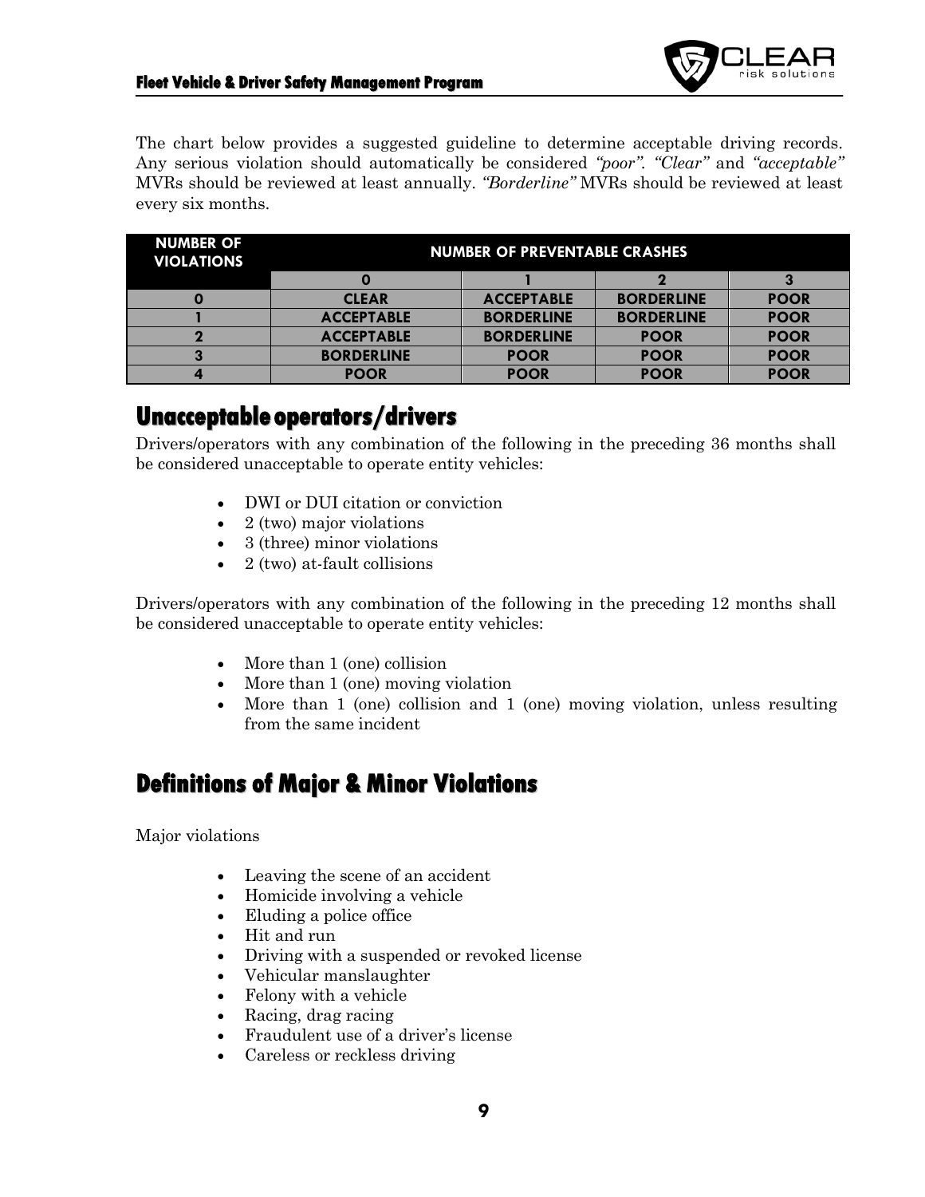The chart below provides a suggested guideline to determine acceptable driving records. Any serious violation should automatically be considered *"poor"*. *"Clear"* and *"acceptable"* MVRs should be reviewed at least annually. *"Borderline"* MVRs should be reviewed at least every six months.

| NUMBER OF VIOLATIONS | NUMBER OF PREVENTABLE CRASHES | | | |
|---|---|---|---|---|
| | 0 | 1 | 2 | 3 |
| 0 | CLEAR | ACCEPTABLE | BORDERLINE | POOR |
| 1 | ACCEPTABLE | BORDERLINE | BORDERLINE | POOR |
| 2 | ACCEPTABLE | BORDERLINE | POOR | POOR |
| 3 | BORDERLINE | POOR | POOR | POOR |
| 4 | POOR | POOR | POOR | POOR |

## Unacceptable operators/drivers

Drivers/operators with any combination of the following in the preceding 36 months shall be considered unacceptable to operate entity vehicles:

- DWI or DUI citation or conviction
- 2 (two) major violations
- 3 (three) minor violations
- 2 (two) at-fault collisions

Drivers/operators with any combination of the following in the preceding 12 months shall be considered unacceptable to operate entity vehicles:

- More than 1 (one) collision
- More than 1 (one) moving violation
- More than 1 (one) collision and 1 (one) moving violation, unless resulting from the same incident

## Definitions of Major & Minor Violations

Major violations

- Leaving the scene of an accident
- Homicide involving a vehicle
- Eluding a police office
- Hit and run
- Driving with a suspended or revoked license
- Vehicular manslaughter
- Felony with a vehicle
- Racing, drag racing
- Fraudulent use of a driver's license
- Careless or reckless driving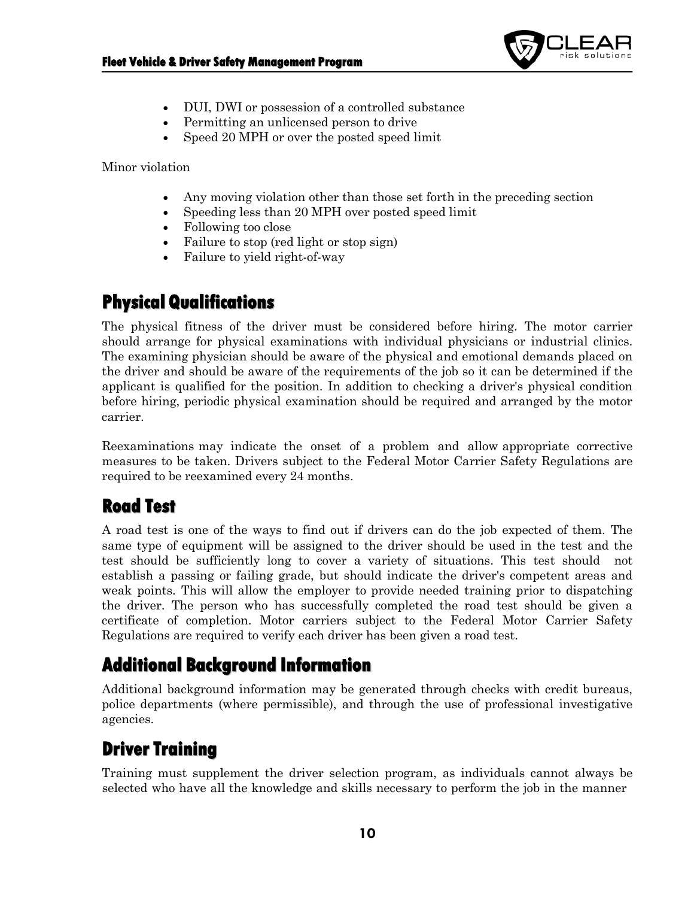- DUI, DWI or possession of a controlled substance
- Permitting an unlicensed person to drive
- Speed 20 MPH or over the posted speed limit

Minor violation

- Any moving violation other than those set forth in the preceding section
- Speeding less than 20 MPH over posted speed limit
- Following too close
- Failure to stop (red light or stop sign)
- Failure to yield right-of-way

## Physical Qualifications

The physical fitness of the driver must be considered before hiring. The motor carrier should arrange for physical examinations with individual physicians or industrial clinics. The examining physician should be aware of the physical and emotional demands placed on the driver and should be aware of the requirements of the job so it can be determined if the applicant is qualified for the position. In addition to checking a driver's physical condition before hiring, periodic physical examination should be required and arranged by the motor carrier.

Reexaminations may indicate the onset of a problem and allow appropriate corrective measures to be taken. Drivers subject to the Federal Motor Carrier Safety Regulations are required to be reexamined every 24 months.

## Road Test

A road test is one of the ways to find out if drivers can do the job expected of them. The same type of equipment will be assigned to the driver should be used in the test and the test should be sufficiently long to cover a variety of situations. This test should not establish a passing or failing grade, but should indicate the driver's competent areas and weak points. This will allow the employer to provide needed training prior to dispatching the driver. The person who has successfully completed the road test should be given a certificate of completion. Motor carriers subject to the Federal Motor Carrier Safety Regulations are required to verify each driver has been given a road test.

## Additional Background Information

Additional background information may be generated through checks with credit bureaus, police departments (where permissible), and through the use of professional investigative agencies.

## Driver Training

Training must supplement the driver selection program, as individuals cannot always be selected who have all the knowledge and skills necessary to perform the job in the manner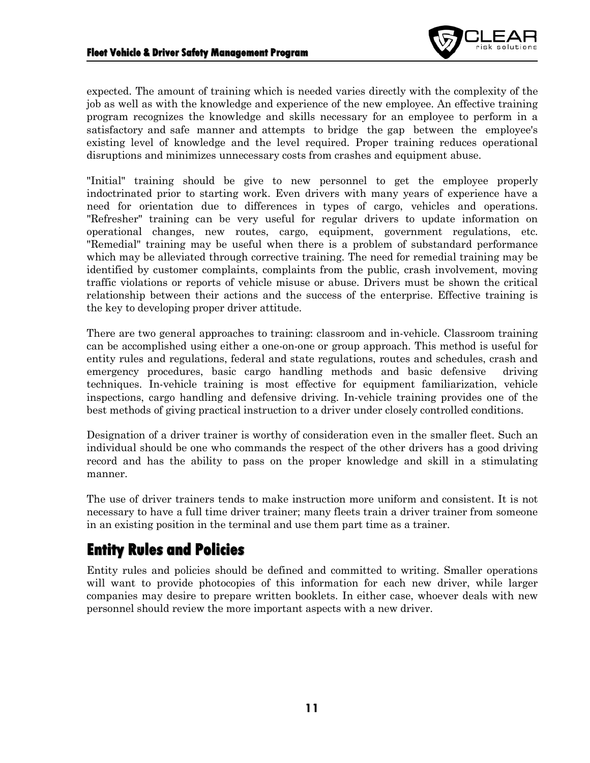expected. The amount of training which is needed varies directly with the complexity of the job as well as with the knowledge and experience of the new employee. An effective training program recognizes the knowledge and skills necessary for an employee to perform in a satisfactory and safe manner and attempts to bridge the gap between the employee's existing level of knowledge and the level required. Proper training reduces operational disruptions and minimizes unnecessary costs from crashes and equipment abuse.

"Initial" training should be give to new personnel to get the employee properly indoctrinated prior to starting work. Even drivers with many years of experience have a need for orientation due to differences in types of cargo, vehicles and operations. "Refresher" training can be very useful for regular drivers to update information on operational changes, new routes, cargo, equipment, government regulations, etc. "Remedial" training may be useful when there is a problem of substandard performance which may be alleviated through corrective training. The need for remedial training may be identified by customer complaints, complaints from the public, crash involvement, moving traffic violations or reports of vehicle misuse or abuse. Drivers must be shown the critical relationship between their actions and the success of the enterprise. Effective training is the key to developing proper driver attitude.

There are two general approaches to training: classroom and in-vehicle. Classroom training can be accomplished using either a one-on-one or group approach. This method is useful for entity rules and regulations, federal and state regulations, routes and schedules, crash and emergency procedures, basic cargo handling methods and basic defensive driving techniques. In-vehicle training is most effective for equipment familiarization, vehicle inspections, cargo handling and defensive driving. In-vehicle training provides one of the best methods of giving practical instruction to a driver under closely controlled conditions.

Designation of a driver trainer is worthy of consideration even in the smaller fleet. Such an individual should be one who commands the respect of the other drivers has a good driving record and has the ability to pass on the proper knowledge and skill in a stimulating manner.

The use of driver trainers tends to make instruction more uniform and consistent. It is not necessary to have a full time driver trainer; many fleets train a driver trainer from someone in an existing position in the terminal and use them part time as a trainer.

## Entity Rules and Policies

Entity rules and policies should be defined and committed to writing. Smaller operations will want to provide photocopies of this information for each new driver, while larger companies may desire to prepare written booklets. In either case, whoever deals with new personnel should review the more important aspects with a new driver.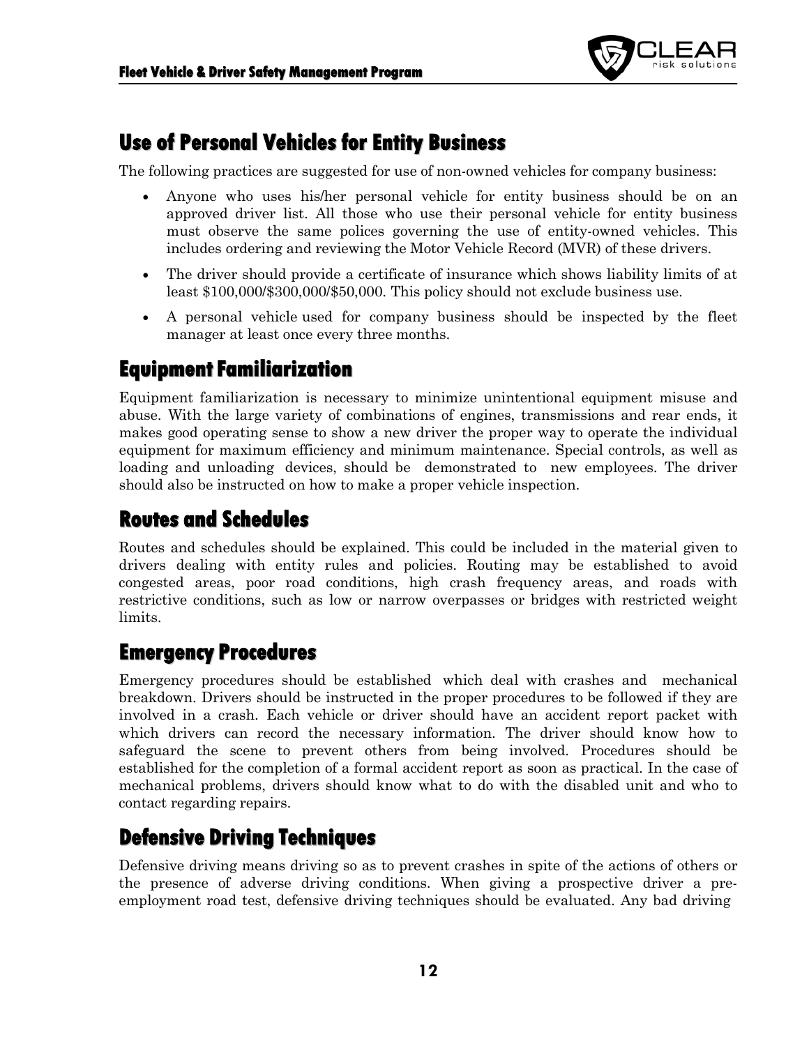## Use of Personal Vehicles for Entity Business

The following practices are suggested for use of non-owned vehicles for company business:

- Anyone who uses his/her personal vehicle for entity business should be on an approved driver list. All those who use their personal vehicle for entity business must observe the same polices governing the use of entity-owned vehicles. This includes ordering and reviewing the Motor Vehicle Record (MVR) of these drivers.
- The driver should provide a certificate of insurance which shows liability limits of at least $100,000/$300,000/$50,000. This policy should not exclude business use.
- A personal vehicle used for company business should be inspected by the fleet manager at least once every three months.

## Equipment Familiarization

Equipment familiarization is necessary to minimize unintentional equipment misuse and abuse. With the large variety of combinations of engines, transmissions and rear ends, it makes good operating sense to show a new driver the proper way to operate the individual equipment for maximum efficiency and minimum maintenance. Special controls, as well as loading and unloading devices, should be demonstrated to new employees. The driver should also be instructed on how to make a proper vehicle inspection.

## Routes and Schedules

Routes and schedules should be explained. This could be included in the material given to drivers dealing with entity rules and policies. Routing may be established to avoid congested areas, poor road conditions, high crash frequency areas, and roads with restrictive conditions, such as low or narrow overpasses or bridges with restricted weight limits.

## Emergency Procedures

Emergency procedures should be established which deal with crashes and mechanical breakdown. Drivers should be instructed in the proper procedures to be followed if they are involved in a crash. Each vehicle or driver should have an accident report packet with which drivers can record the necessary information. The driver should know how to safeguard the scene to prevent others from being involved. Procedures should be established for the completion of a formal accident report as soon as practical. In the case of mechanical problems, drivers should know what to do with the disabled unit and who to contact regarding repairs.

## Defensive Driving Techniques

Defensive driving means driving so as to prevent crashes in spite of the actions of others or the presence of adverse driving conditions. When giving a prospective driver a pre-employment road test, defensive driving techniques should be evaluated. Any bad driving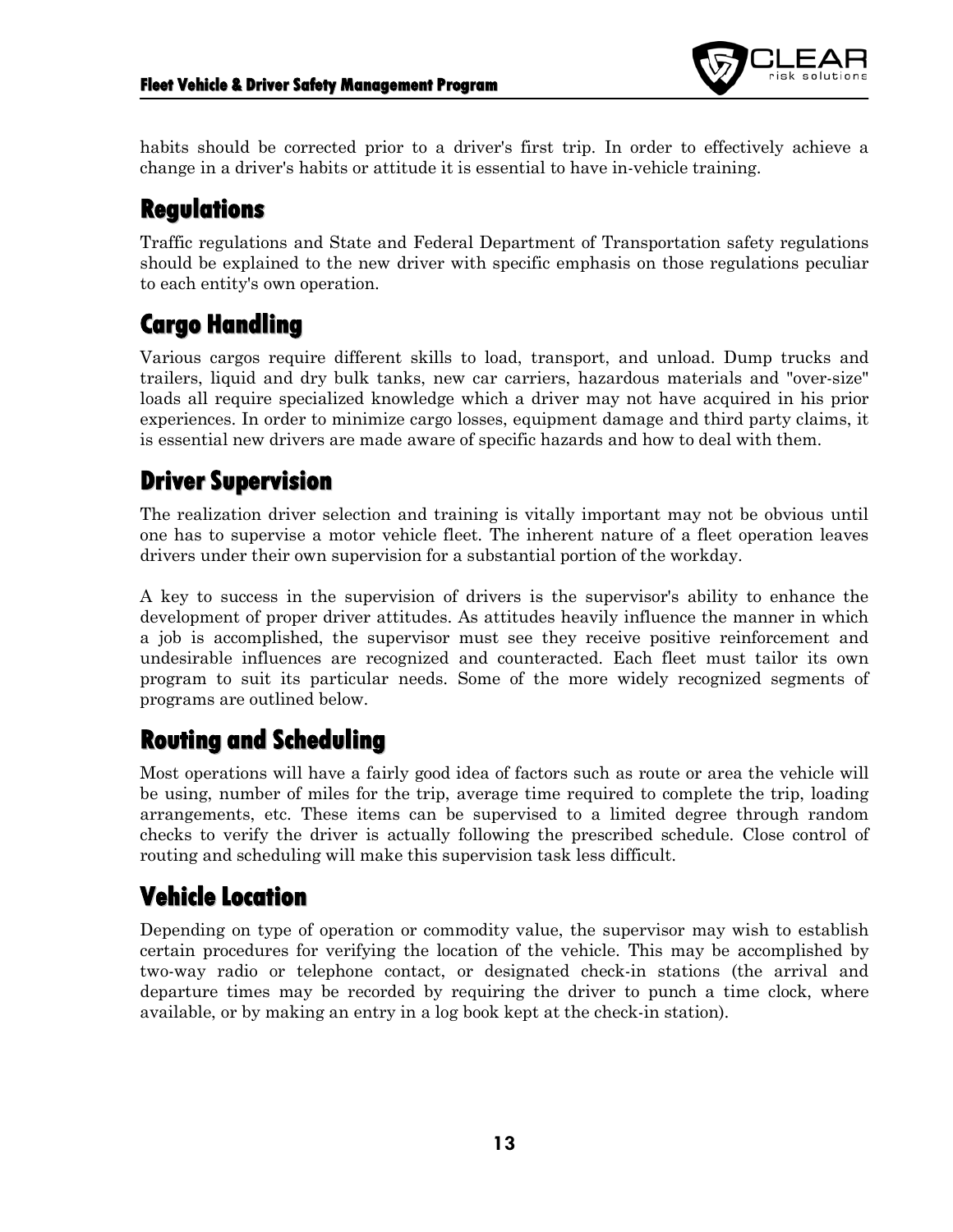habits should be corrected prior to a driver's first trip. In order to effectively achieve a change in a driver's habits or attitude it is essential to have in-vehicle training.

## Regulations

Traffic regulations and State and Federal Department of Transportation safety regulations should be explained to the new driver with specific emphasis on those regulations peculiar to each entity's own operation.

## Cargo Handling

Various cargos require different skills to load, transport, and unload. Dump trucks and trailers, liquid and dry bulk tanks, new car carriers, hazardous materials and "over-size" loads all require specialized knowledge which a driver may not have acquired in his prior experiences. In order to minimize cargo losses, equipment damage and third party claims, it is essential new drivers are made aware of specific hazards and how to deal with them.

## Driver Supervision

The realization driver selection and training is vitally important may not be obvious until one has to supervise a motor vehicle fleet. The inherent nature of a fleet operation leaves drivers under their own supervision for a substantial portion of the workday.

A key to success in the supervision of drivers is the supervisor's ability to enhance the development of proper driver attitudes. As attitudes heavily influence the manner in which a job is accomplished, the supervisor must see they receive positive reinforcement and undesirable influences are recognized and counteracted. Each fleet must tailor its own program to suit its particular needs. Some of the more widely recognized segments of programs are outlined below.

## Routing and Scheduling

Most operations will have a fairly good idea of factors such as route or area the vehicle will be using, number of miles for the trip, average time required to complete the trip, loading arrangements, etc. These items can be supervised to a limited degree through random checks to verify the driver is actually following the prescribed schedule. Close control of routing and scheduling will make this supervision task less difficult.

## Vehicle Location

Depending on type of operation or commodity value, the supervisor may wish to establish certain procedures for verifying the location of the vehicle. This may be accomplished by two-way radio or telephone contact, or designated check-in stations (the arrival and departure times may be recorded by requiring the driver to punch a time clock, where available, or by making an entry in a log book kept at the check-in station).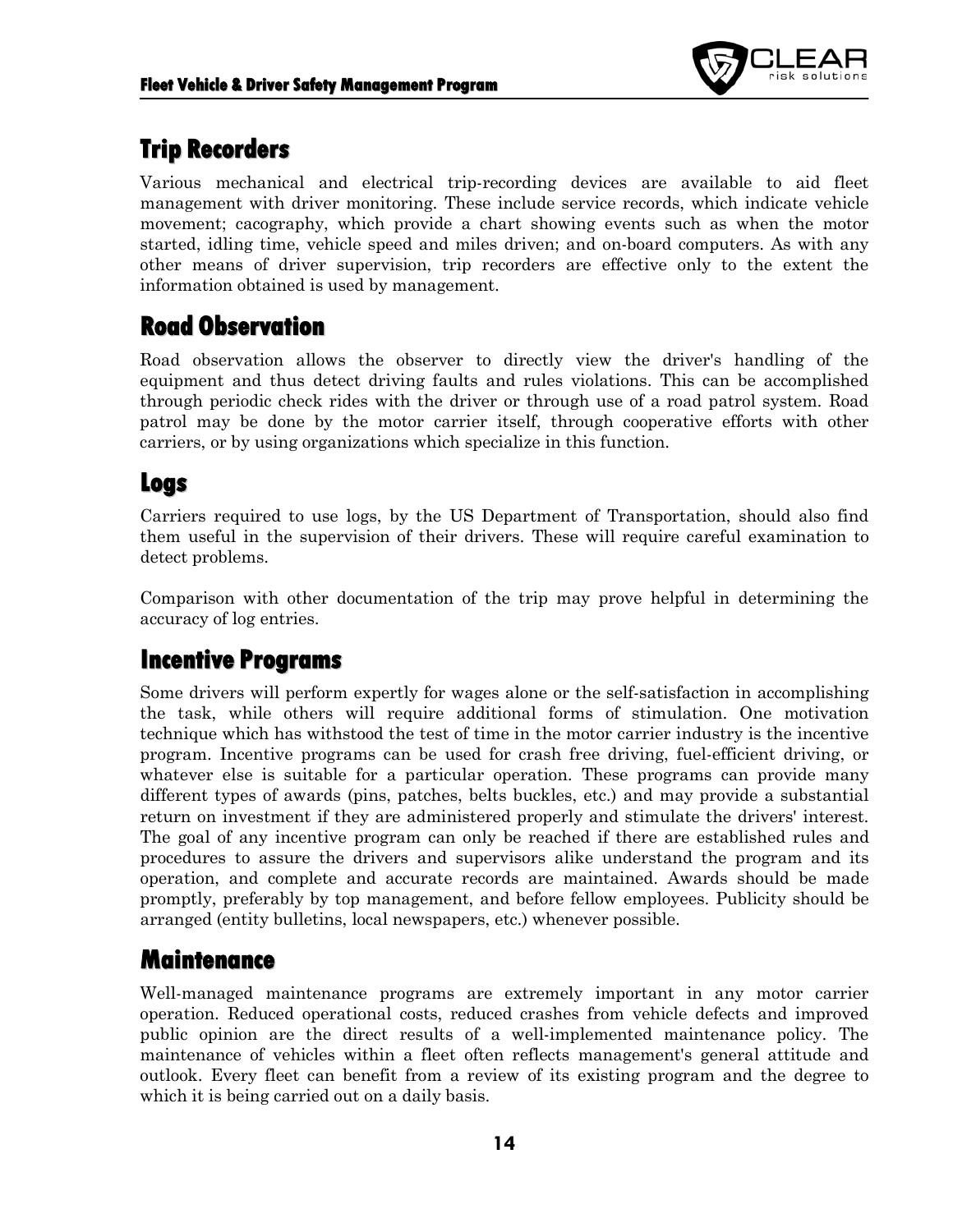## Trip Recorders

Various mechanical and electrical trip-recording devices are available to aid fleet management with driver monitoring. These include service records, which indicate vehicle movement; cacography, which provide a chart showing events such as when the motor started, idling time, vehicle speed and miles driven; and on-board computers. As with any other means of driver supervision, trip recorders are effective only to the extent the information obtained is used by management.

## Road Observation

Road observation allows the observer to directly view the driver's handling of the equipment and thus detect driving faults and rules violations. This can be accomplished through periodic check rides with the driver or through use of a road patrol system. Road patrol may be done by the motor carrier itself, through cooperative efforts with other carriers, or by using organizations which specialize in this function.

## Logs

Carriers required to use logs, by the US Department of Transportation, should also find them useful in the supervision of their drivers. These will require careful examination to detect problems.

Comparison with other documentation of the trip may prove helpful in determining the accuracy of log entries.

## Incentive Programs

Some drivers will perform expertly for wages alone or the self-satisfaction in accomplishing the task, while others will require additional forms of stimulation. One motivation technique which has withstood the test of time in the motor carrier industry is the incentive program. Incentive programs can be used for crash free driving, fuel-efficient driving, or whatever else is suitable for a particular operation. These programs can provide many different types of awards (pins, patches, belts buckles, etc.) and may provide a substantial return on investment if they are administered properly and stimulate the drivers' interest. The goal of any incentive program can only be reached if there are established rules and procedures to assure the drivers and supervisors alike understand the program and its operation, and complete and accurate records are maintained. Awards should be made promptly, preferably by top management, and before fellow employees. Publicity should be arranged (entity bulletins, local newspapers, etc.) whenever possible.

## Maintenance

Well-managed maintenance programs are extremely important in any motor carrier operation. Reduced operational costs, reduced crashes from vehicle defects and improved public opinion are the direct results of a well-implemented maintenance policy. The maintenance of vehicles within a fleet often reflects management's general attitude and outlook. Every fleet can benefit from a review of its existing program and the degree to which it is being carried out on a daily basis.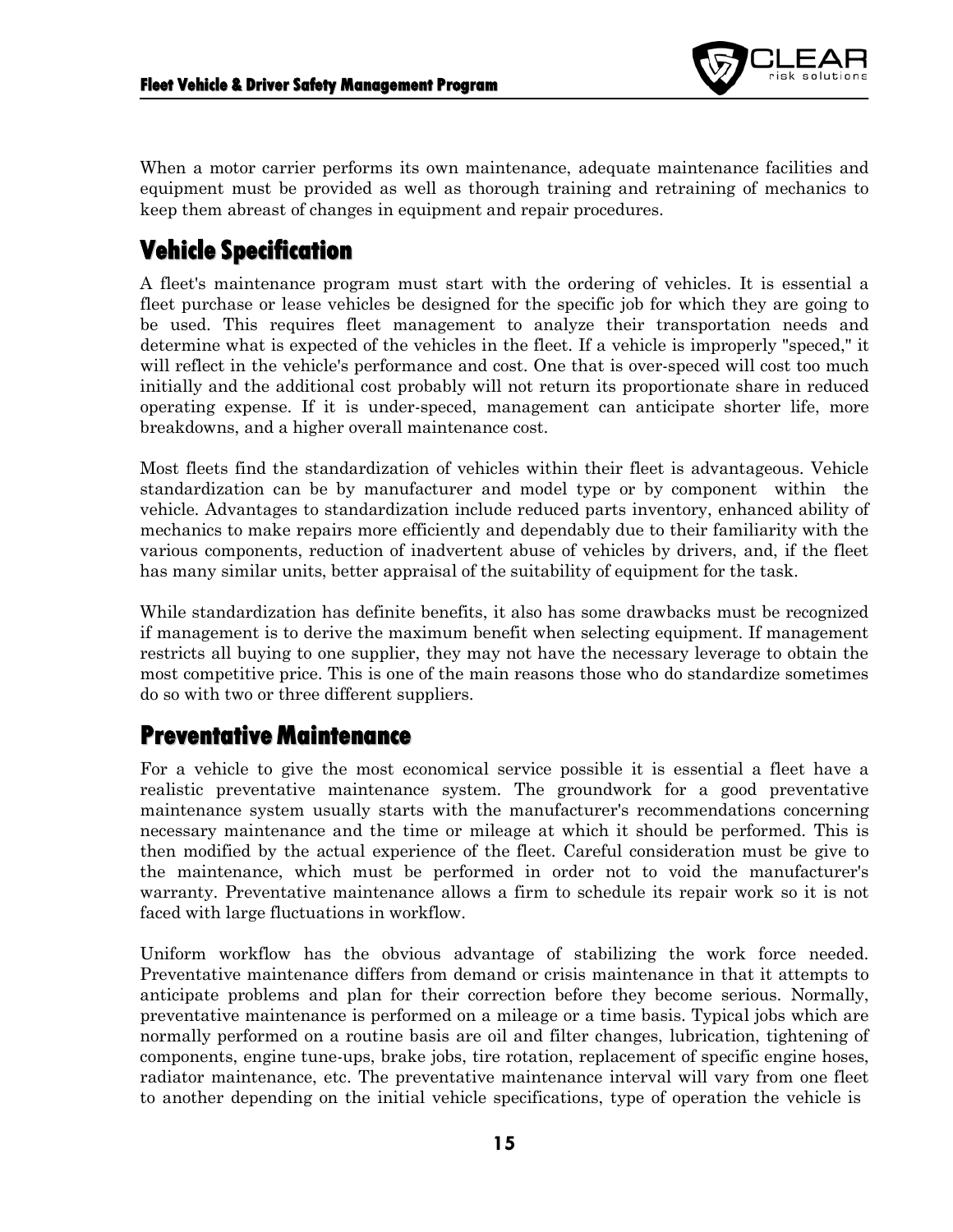When a motor carrier performs its own maintenance, adequate maintenance facilities and equipment must be provided as well as thorough training and retraining of mechanics to keep them abreast of changes in equipment and repair procedures.

## Vehicle Specification

A fleet's maintenance program must start with the ordering of vehicles. It is essential a fleet purchase or lease vehicles be designed for the specific job for which they are going to be used. This requires fleet management to analyze their transportation needs and determine what is expected of the vehicles in the fleet. If a vehicle is improperly "speced," it will reflect in the vehicle's performance and cost. One that is over-speced will cost too much initially and the additional cost probably will not return its proportionate share in reduced operating expense. If it is under-speced, management can anticipate shorter life, more breakdowns, and a higher overall maintenance cost.

Most fleets find the standardization of vehicles within their fleet is advantageous. Vehicle standardization can be by manufacturer and model type or by component within the vehicle. Advantages to standardization include reduced parts inventory, enhanced ability of mechanics to make repairs more efficiently and dependably due to their familiarity with the various components, reduction of inadvertent abuse of vehicles by drivers, and, if the fleet has many similar units, better appraisal of the suitability of equipment for the task.

While standardization has definite benefits, it also has some drawbacks must be recognized if management is to derive the maximum benefit when selecting equipment. If management restricts all buying to one supplier, they may not have the necessary leverage to obtain the most competitive price. This is one of the main reasons those who do standardize sometimes do so with two or three different suppliers.

## Preventative Maintenance

For a vehicle to give the most economical service possible it is essential a fleet have a realistic preventative maintenance system. The groundwork for a good preventative maintenance system usually starts with the manufacturer's recommendations concerning necessary maintenance and the time or mileage at which it should be performed. This is then modified by the actual experience of the fleet. Careful consideration must be give to the maintenance, which must be performed in order not to void the manufacturer's warranty. Preventative maintenance allows a firm to schedule its repair work so it is not faced with large fluctuations in workflow.

Uniform workflow has the obvious advantage of stabilizing the work force needed. Preventative maintenance differs from demand or crisis maintenance in that it attempts to anticipate problems and plan for their correction before they become serious. Normally, preventative maintenance is performed on a mileage or a time basis. Typical jobs which are normally performed on a routine basis are oil and filter changes, lubrication, tightening of components, engine tune-ups, brake jobs, tire rotation, replacement of specific engine hoses, radiator maintenance, etc. The preventative maintenance interval will vary from one fleet to another depending on the initial vehicle specifications, type of operation the vehicle is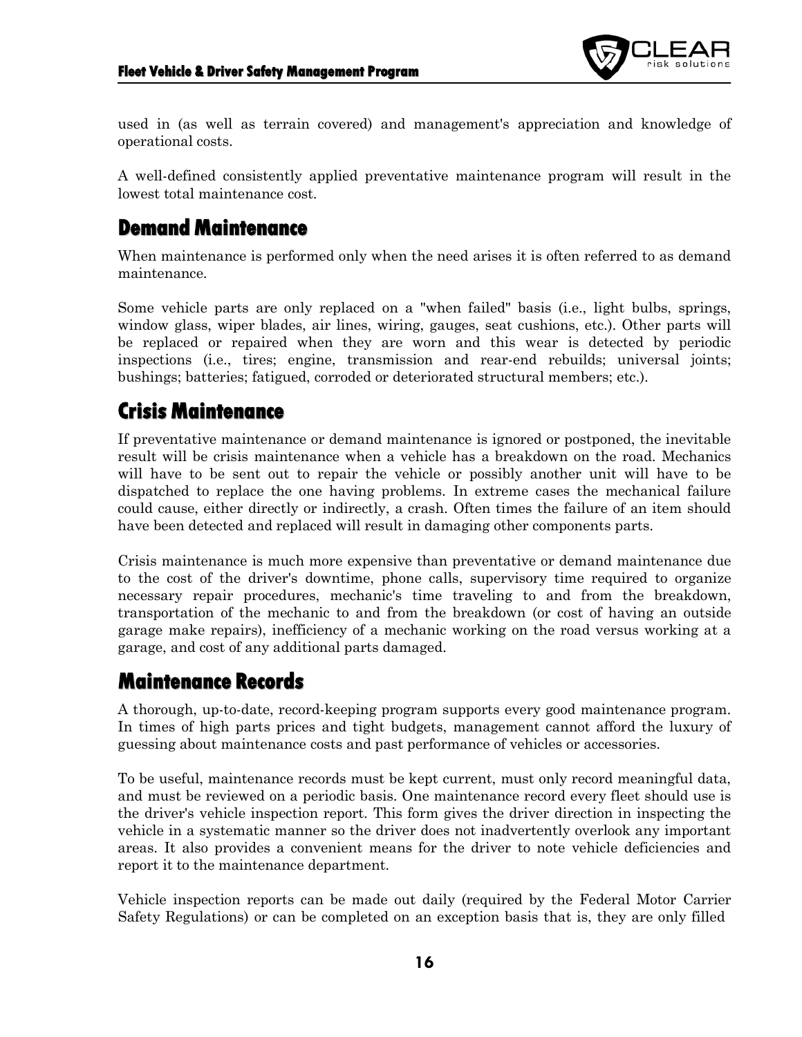used in (as well as terrain covered) and management's appreciation and knowledge of operational costs.

A well-defined consistently applied preventative maintenance program will result in the lowest total maintenance cost.

## Demand Maintenance

When maintenance is performed only when the need arises it is often referred to as demand maintenance.

Some vehicle parts are only replaced on a "when failed" basis (i.e., light bulbs, springs, window glass, wiper blades, air lines, wiring, gauges, seat cushions, etc.). Other parts will be replaced or repaired when they are worn and this wear is detected by periodic inspections (i.e., tires; engine, transmission and rear-end rebuilds; universal joints; bushings; batteries; fatigued, corroded or deteriorated structural members; etc.).

## Crisis Maintenance

If preventative maintenance or demand maintenance is ignored or postponed, the inevitable result will be crisis maintenance when a vehicle has a breakdown on the road. Mechanics will have to be sent out to repair the vehicle or possibly another unit will have to be dispatched to replace the one having problems. In extreme cases the mechanical failure could cause, either directly or indirectly, a crash. Often times the failure of an item should have been detected and replaced will result in damaging other components parts.

Crisis maintenance is much more expensive than preventative or demand maintenance due to the cost of the driver's downtime, phone calls, supervisory time required to organize necessary repair procedures, mechanic's time traveling to and from the breakdown, transportation of the mechanic to and from the breakdown (or cost of having an outside garage make repairs), inefficiency of a mechanic working on the road versus working at a garage, and cost of any additional parts damaged.

## Maintenance Records

A thorough, up-to-date, record-keeping program supports every good maintenance program. In times of high parts prices and tight budgets, management cannot afford the luxury of guessing about maintenance costs and past performance of vehicles or accessories.

To be useful, maintenance records must be kept current, must only record meaningful data, and must be reviewed on a periodic basis. One maintenance record every fleet should use is the driver's vehicle inspection report. This form gives the driver direction in inspecting the vehicle in a systematic manner so the driver does not inadvertently overlook any important areas. It also provides a convenient means for the driver to note vehicle deficiencies and report it to the maintenance department.

Vehicle inspection reports can be made out daily (required by the Federal Motor Carrier Safety Regulations) or can be completed on an exception basis that is, they are only filled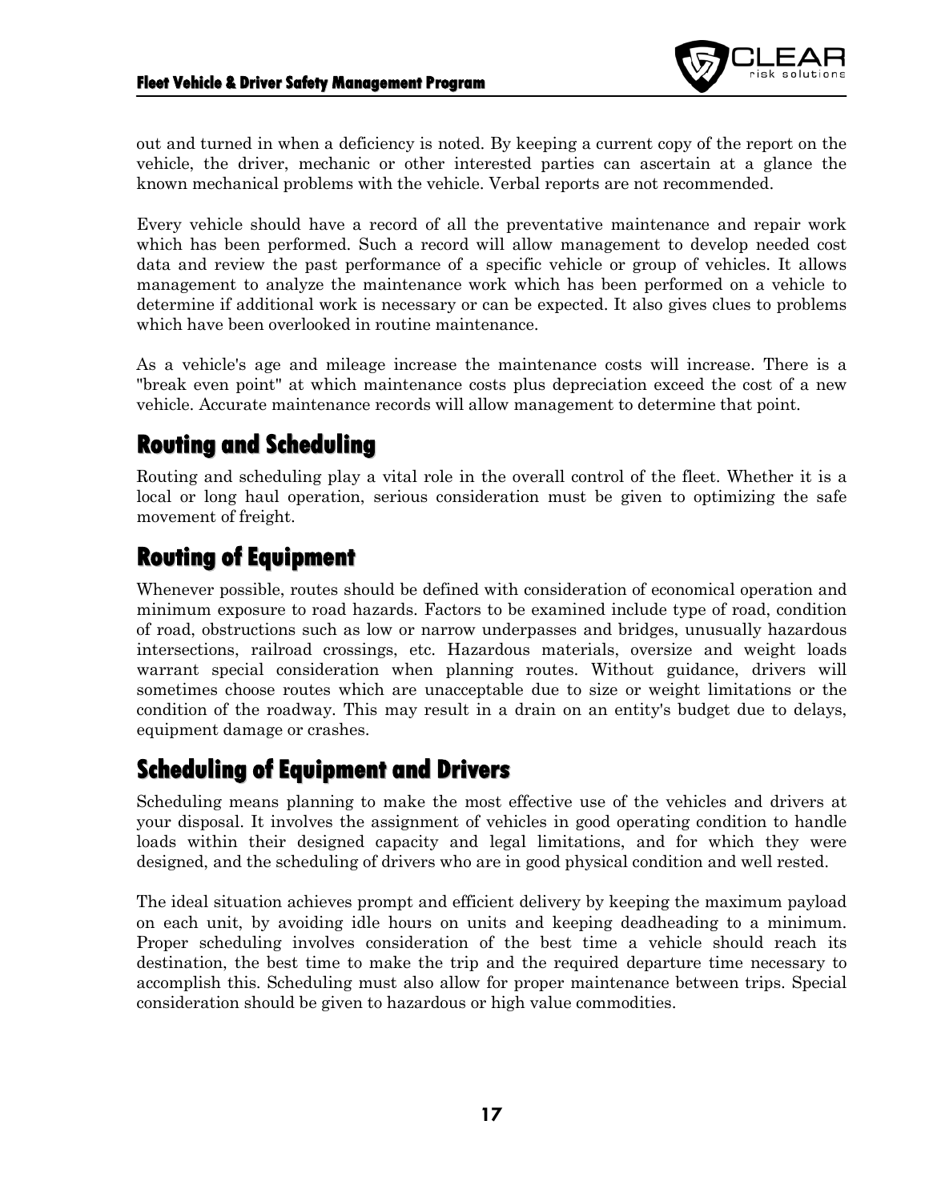out and turned in when a deficiency is noted. By keeping a current copy of the report on the vehicle, the driver, mechanic or other interested parties can ascertain at a glance the known mechanical problems with the vehicle. Verbal reports are not recommended.

Every vehicle should have a record of all the preventative maintenance and repair work which has been performed. Such a record will allow management to develop needed cost data and review the past performance of a specific vehicle or group of vehicles. It allows management to analyze the maintenance work which has been performed on a vehicle to determine if additional work is necessary or can be expected. It also gives clues to problems which have been overlooked in routine maintenance.

As a vehicle's age and mileage increase the maintenance costs will increase. There is a "break even point" at which maintenance costs plus depreciation exceed the cost of a new vehicle. Accurate maintenance records will allow management to determine that point.

## Routing and Scheduling

Routing and scheduling play a vital role in the overall control of the fleet. Whether it is a local or long haul operation, serious consideration must be given to optimizing the safe movement of freight.

## Routing of Equipment

Whenever possible, routes should be defined with consideration of economical operation and minimum exposure to road hazards. Factors to be examined include type of road, condition of road, obstructions such as low or narrow underpasses and bridges, unusually hazardous intersections, railroad crossings, etc. Hazardous materials, oversize and weight loads warrant special consideration when planning routes. Without guidance, drivers will sometimes choose routes which are unacceptable due to size or weight limitations or the condition of the roadway. This may result in a drain on an entity's budget due to delays, equipment damage or crashes.

## Scheduling of Equipment and Drivers

Scheduling means planning to make the most effective use of the vehicles and drivers at your disposal. It involves the assignment of vehicles in good operating condition to handle loads within their designed capacity and legal limitations, and for which they were designed, and the scheduling of drivers who are in good physical condition and well rested.

The ideal situation achieves prompt and efficient delivery by keeping the maximum payload on each unit, by avoiding idle hours on units and keeping deadheading to a minimum. Proper scheduling involves consideration of the best time a vehicle should reach its destination, the best time to make the trip and the required departure time necessary to accomplish this. Scheduling must also allow for proper maintenance between trips. Special consideration should be given to hazardous or high value commodities.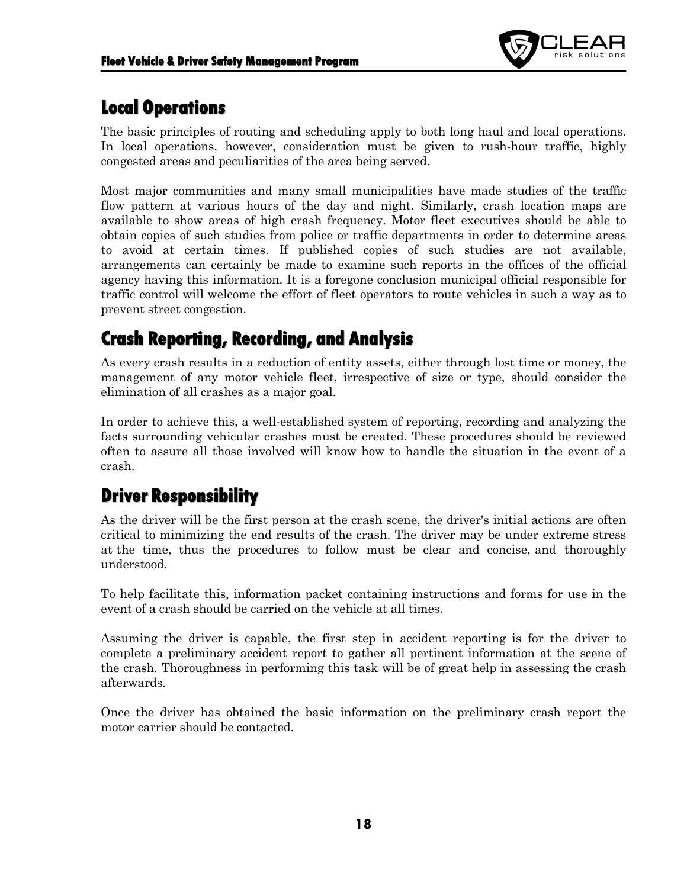## Local Operations

The basic principles of routing and scheduling apply to both long haul and local operations. In local operations, however, consideration must be given to rush-hour traffic, highly congested areas and peculiarities of the area being served.

Most major communities and many small municipalities have made studies of the traffic flow pattern at various hours of the day and night. Similarly, crash location maps are available to show areas of high crash frequency. Motor fleet executives should be able to obtain copies of such studies from police or traffic departments in order to determine areas to avoid at certain times. If published copies of such studies are not available, arrangements can certainly be made to examine such reports in the offices of the official agency having this information. It is a foregone conclusion municipal official responsible for traffic control will welcome the effort of fleet operators to route vehicles in such a way as to prevent street congestion.

## Crash Reporting, Recording, and Analysis

As every crash results in a reduction of entity assets, either through lost time or money, the management of any motor vehicle fleet, irrespective of size or type, should consider the elimination of all crashes as a major goal.

In order to achieve this, a well-established system of reporting, recording and analyzing the facts surrounding vehicular crashes must be created. These procedures should be reviewed often to assure all those involved will know how to handle the situation in the event of a crash.

## Driver Responsibility

As the driver will be the first person at the crash scene, the driver's initial actions are often critical to minimizing the end results of the crash. The driver may be under extreme stress at the time, thus the procedures to follow must be clear and concise, and thoroughly understood.

To help facilitate this, information packet containing instructions and forms for use in the event of a crash should be carried on the vehicle at all times.

Assuming the driver is capable, the first step in accident reporting is for the driver to complete a preliminary accident report to gather all pertinent information at the scene of the crash. Thoroughness in performing this task will be of great help in assessing the crash afterwards.

Once the driver has obtained the basic information on the preliminary crash report the motor carrier should be contacted.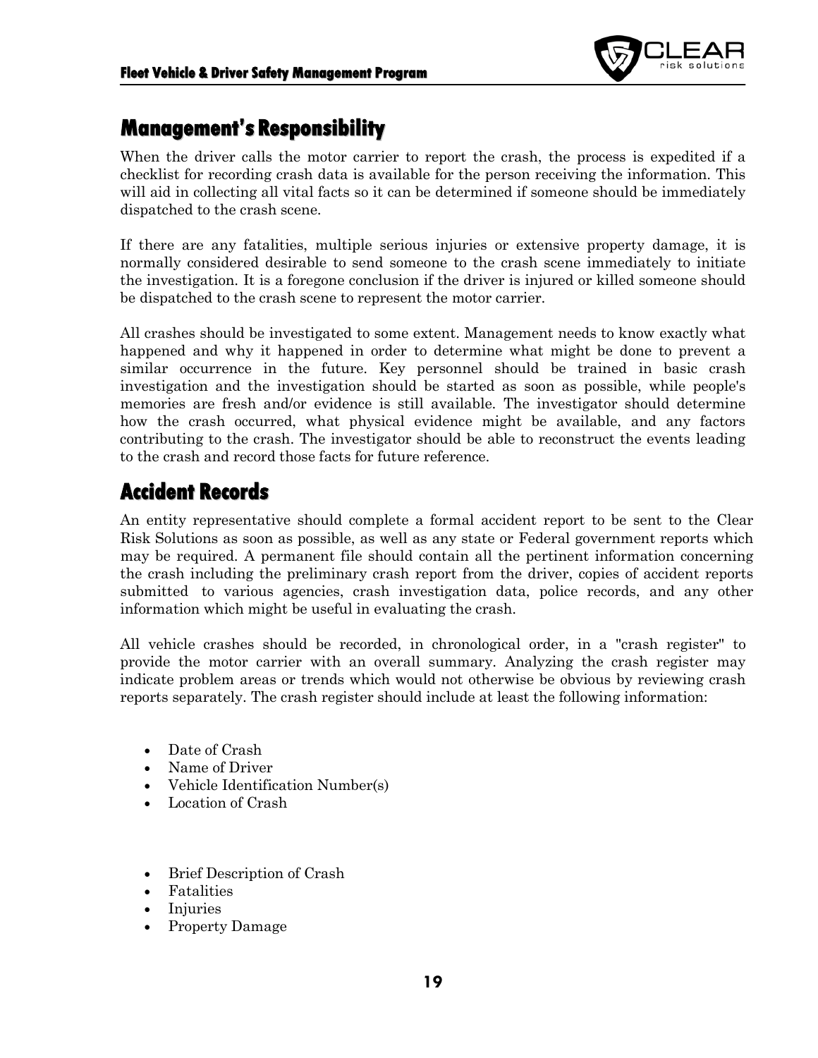## Management's Responsibility

When the driver calls the motor carrier to report the crash, the process is expedited if a checklist for recording crash data is available for the person receiving the information. This will aid in collecting all vital facts so it can be determined if someone should be immediately dispatched to the crash scene.

If there are any fatalities, multiple serious injuries or extensive property damage, it is normally considered desirable to send someone to the crash scene immediately to initiate the investigation. It is a foregone conclusion if the driver is injured or killed someone should be dispatched to the crash scene to represent the motor carrier.

All crashes should be investigated to some extent. Management needs to know exactly what happened and why it happened in order to determine what might be done to prevent a similar occurrence in the future. Key personnel should be trained in basic crash investigation and the investigation should be started as soon as possible, while people's memories are fresh and/or evidence is still available. The investigator should determine how the crash occurred, what physical evidence might be available, and any factors contributing to the crash. The investigator should be able to reconstruct the events leading to the crash and record those facts for future reference.

## Accident Records

An entity representative should complete a formal accident report to be sent to the Clear Risk Solutions as soon as possible, as well as any state or Federal government reports which may be required. A permanent file should contain all the pertinent information concerning the crash including the preliminary crash report from the driver, copies of accident reports submitted to various agencies, crash investigation data, police records, and any other information which might be useful in evaluating the crash.

All vehicle crashes should be recorded, in chronological order, in a "crash register" to provide the motor carrier with an overall summary. Analyzing the crash register may indicate problem areas or trends which would not otherwise be obvious by reviewing crash reports separately. The crash register should include at least the following information:

- Date of Crash
- Name of Driver
- Vehicle Identification Number(s)
- Location of Crash

- Brief Description of Crash
- Fatalities
- Injuries
- Property Damage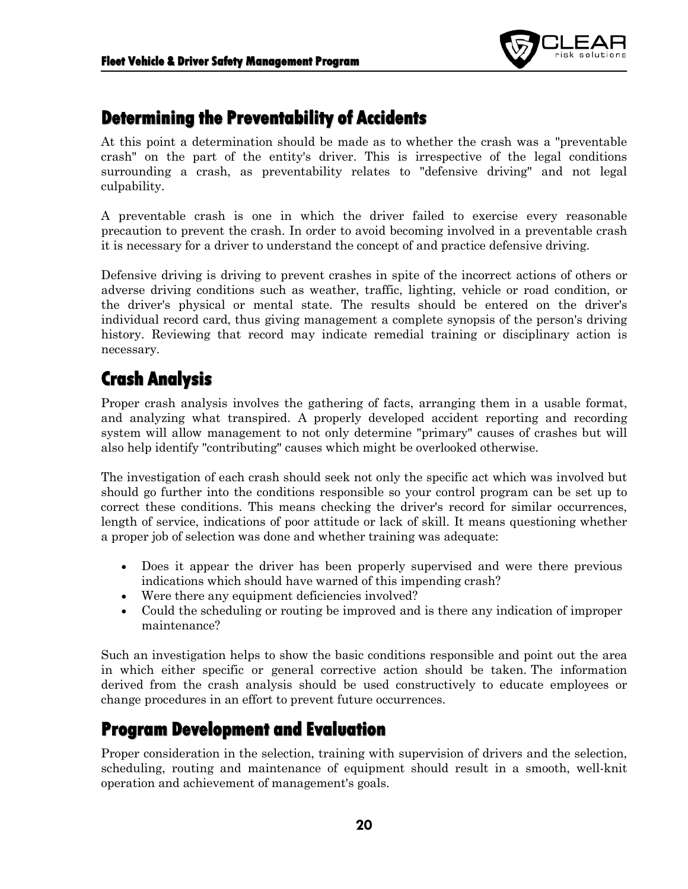## Determining the Preventability of Accidents

At this point a determination should be made as to whether the crash was a "preventable crash" on the part of the entity's driver. This is irrespective of the legal conditions surrounding a crash, as preventability relates to "defensive driving" and not legal culpability.

A preventable crash is one in which the driver failed to exercise every reasonable precaution to prevent the crash. In order to avoid becoming involved in a preventable crash it is necessary for a driver to understand the concept of and practice defensive driving.

Defensive driving is driving to prevent crashes in spite of the incorrect actions of others or adverse driving conditions such as weather, traffic, lighting, vehicle or road condition, or the driver's physical or mental state. The results should be entered on the driver's individual record card, thus giving management a complete synopsis of the person's driving history. Reviewing that record may indicate remedial training or disciplinary action is necessary.

## Crash Analysis

Proper crash analysis involves the gathering of facts, arranging them in a usable format, and analyzing what transpired. A properly developed accident reporting and recording system will allow management to not only determine "primary" causes of crashes but will also help identify "contributing" causes which might be overlooked otherwise.

The investigation of each crash should seek not only the specific act which was involved but should go further into the conditions responsible so your control program can be set up to correct these conditions. This means checking the driver's record for similar occurrences, length of service, indications of poor attitude or lack of skill. It means questioning whether a proper job of selection was done and whether training was adequate:

- Does it appear the driver has been properly supervised and were there previous indications which should have warned of this impending crash?
- Were there any equipment deficiencies involved?
- Could the scheduling or routing be improved and is there any indication of improper maintenance?

Such an investigation helps to show the basic conditions responsible and point out the area in which either specific or general corrective action should be taken. The information derived from the crash analysis should be used constructively to educate employees or change procedures in an effort to prevent future occurrences.

## Program Development and Evaluation

Proper consideration in the selection, training with supervision of drivers and the selection, scheduling, routing and maintenance of equipment should result in a smooth, well-knit operation and achievement of management's goals.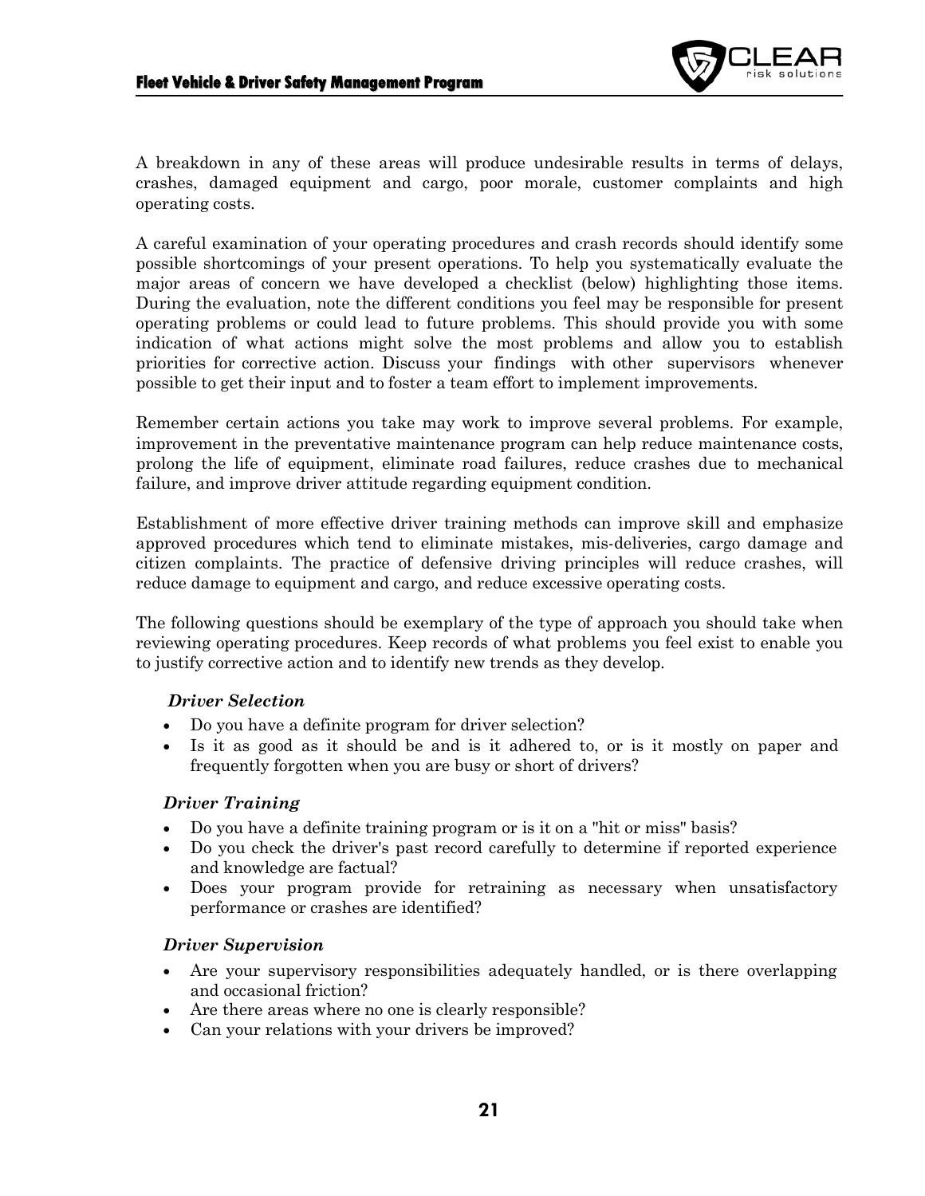A breakdown in any of these areas will produce undesirable results in terms of delays, crashes, damaged equipment and cargo, poor morale, customer complaints and high operating costs.

A careful examination of your operating procedures and crash records should identify some possible shortcomings of your present operations. To help you systematically evaluate the major areas of concern we have developed a checklist (below) highlighting those items. During the evaluation, note the different conditions you feel may be responsible for present operating problems or could lead to future problems. This should provide you with some indication of what actions might solve the most problems and allow you to establish priorities for corrective action. Discuss your findings with other supervisors whenever possible to get their input and to foster a team effort to implement improvements.

Remember certain actions you take may work to improve several problems. For example, improvement in the preventative maintenance program can help reduce maintenance costs, prolong the life of equipment, eliminate road failures, reduce crashes due to mechanical failure, and improve driver attitude regarding equipment condition.

Establishment of more effective driver training methods can improve skill and emphasize approved procedures which tend to eliminate mistakes, mis-deliveries, cargo damage and citizen complaints. The practice of defensive driving principles will reduce crashes, will reduce damage to equipment and cargo, and reduce excessive operating costs.

The following questions should be exemplary of the type of approach you should take when reviewing operating procedures. Keep records of what problems you feel exist to enable you to justify corrective action and to identify new trends as they develop.

***Driver Selection***

- Do you have a definite program for driver selection?
- Is it as good as it should be and is it adhered to, or is it mostly on paper and frequently forgotten when you are busy or short of drivers?

***Driver Training***

- Do you have a definite training program or is it on a "hit or miss" basis?
- Do you check the driver's past record carefully to determine if reported experience and knowledge are factual?
- Does your program provide for retraining as necessary when unsatisfactory performance or crashes are identified?

***Driver Supervision***

- Are your supervisory responsibilities adequately handled, or is there overlapping and occasional friction?
- Are there areas where no one is clearly responsible?
- Can your relations with your drivers be improved?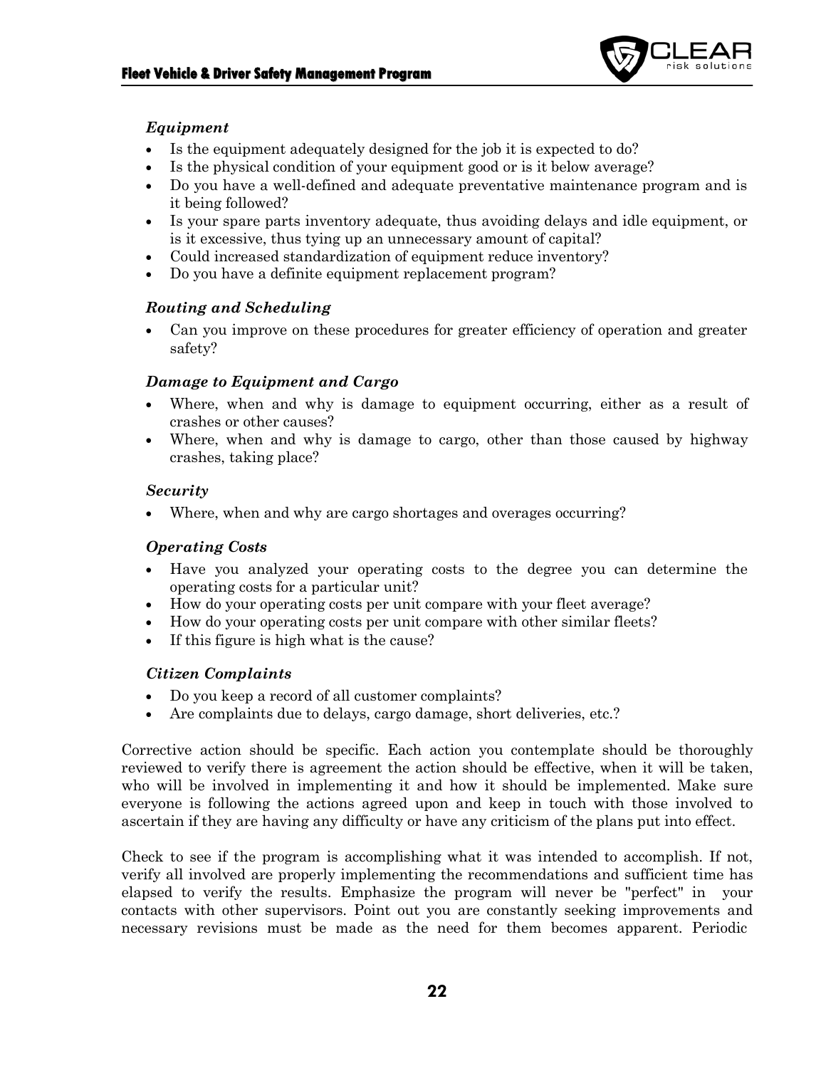*Equipment*

- Is the equipment adequately designed for the job it is expected to do?
- Is the physical condition of your equipment good or is it below average?
- Do you have a well-defined and adequate preventative maintenance program and is it being followed?
- Is your spare parts inventory adequate, thus avoiding delays and idle equipment, or is it excessive, thus tying up an unnecessary amount of capital?
- Could increased standardization of equipment reduce inventory?
- Do you have a definite equipment replacement program?

*Routing and Scheduling*

- Can you improve on these procedures for greater efficiency of operation and greater safety?

*Damage to Equipment and Cargo*

- Where, when and why is damage to equipment occurring, either as a result of crashes or other causes?
- Where, when and why is damage to cargo, other than those caused by highway crashes, taking place?

*Security*

- Where, when and why are cargo shortages and overages occurring?

*Operating Costs*

- Have you analyzed your operating costs to the degree you can determine the operating costs for a particular unit?
- How do your operating costs per unit compare with your fleet average?
- How do your operating costs per unit compare with other similar fleets?
- If this figure is high what is the cause?

*Citizen Complaints*

- Do you keep a record of all customer complaints?
- Are complaints due to delays, cargo damage, short deliveries, etc.?

Corrective action should be specific. Each action you contemplate should be thoroughly reviewed to verify there is agreement the action should be effective, when it will be taken, who will be involved in implementing it and how it should be implemented. Make sure everyone is following the actions agreed upon and keep in touch with those involved to ascertain if they are having any difficulty or have any criticism of the plans put into effect.

Check to see if the program is accomplishing what it was intended to accomplish. If not, verify all involved are properly implementing the recommendations and sufficient time has elapsed to verify the results. Emphasize the program will never be "perfect" in your contacts with other supervisors. Point out you are constantly seeking improvements and necessary revisions must be made as the need for them becomes apparent. Periodic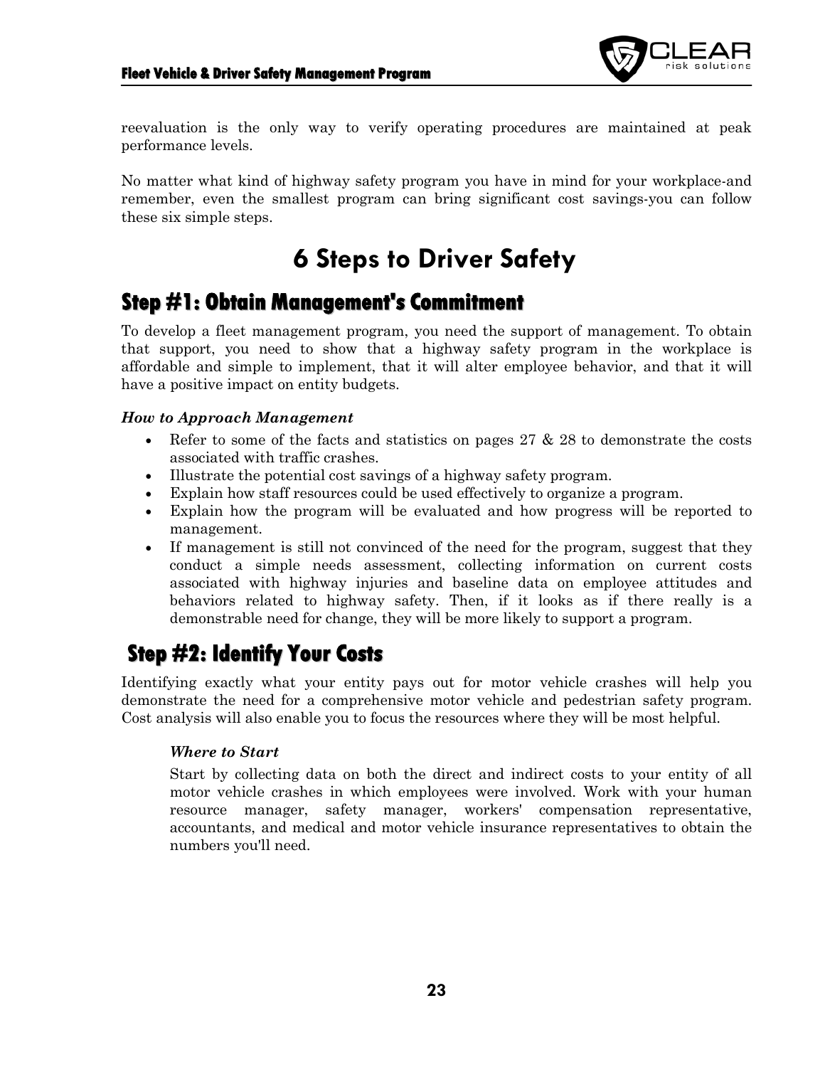reevaluation is the only way to verify operating procedures are maintained at peak performance levels.

No matter what kind of highway safety program you have in mind for your workplace-and remember, even the smallest program can bring significant cost savings-you can follow these six simple steps.

# 6 Steps to Driver Safety

## Step #1: Obtain Management's Commitment

To develop a fleet management program, you need the support of management. To obtain that support, you need to show that a highway safety program in the workplace is affordable and simple to implement, that it will alter employee behavior, and that it will have a positive impact on entity budgets.

***How to Approach Management***

- Refer to some of the facts and statistics on pages 27 & 28 to demonstrate the costs associated with traffic crashes.
- Illustrate the potential cost savings of a highway safety program.
- Explain how staff resources could be used effectively to organize a program.
- Explain how the program will be evaluated and how progress will be reported to management.
- If management is still not convinced of the need for the program, suggest that they conduct a simple needs assessment, collecting information on current costs associated with highway injuries and baseline data on employee attitudes and behaviors related to highway safety. Then, if it looks as if there really is a demonstrable need for change, they will be more likely to support a program.

## Step #2: Identify Your Costs

Identifying exactly what your entity pays out for motor vehicle crashes will help you demonstrate the need for a comprehensive motor vehicle and pedestrian safety program. Cost analysis will also enable you to focus the resources where they will be most helpful.

***Where to Start***

Start by collecting data on both the direct and indirect costs to your entity of all motor vehicle crashes in which employees were involved. Work with your human resource manager, safety manager, workers' compensation representative, accountants, and medical and motor vehicle insurance representatives to obtain the numbers you'll need.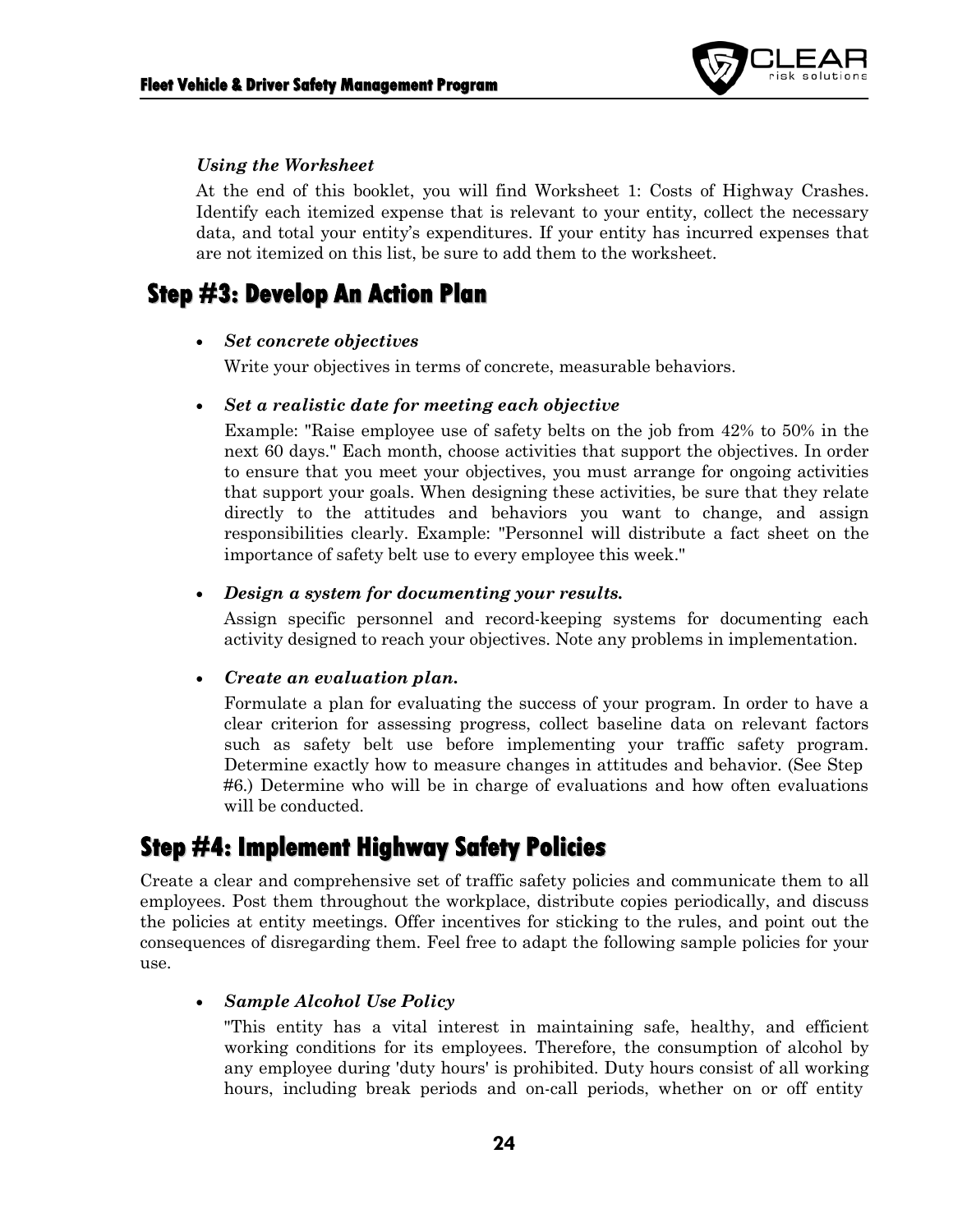*Using the Worksheet*

At the end of this booklet, you will find Worksheet 1: Costs of Highway Crashes. Identify each itemized expense that is relevant to your entity, collect the necessary data, and total your entity's expenditures. If your entity has incurred expenses that are not itemized on this list, be sure to add them to the worksheet.

## Step #3: Develop An Action Plan

- ***Set concrete objectives***

  Write your objectives in terms of concrete, measurable behaviors.

- ***Set a realistic date for meeting each objective***

  Example: "Raise employee use of safety belts on the job from 42% to 50% in the next 60 days." Each month, choose activities that support the objectives. In order to ensure that you meet your objectives, you must arrange for ongoing activities that support your goals. When designing these activities, be sure that they relate directly to the attitudes and behaviors you want to change, and assign responsibilities clearly. Example: "Personnel will distribute a fact sheet on the importance of safety belt use to every employee this week."

- ***Design a system for documenting your results.***

  Assign specific personnel and record-keeping systems for documenting each activity designed to reach your objectives. Note any problems in implementation.

- ***Create an evaluation plan.***

  Formulate a plan for evaluating the success of your program. In order to have a clear criterion for assessing progress, collect baseline data on relevant factors such as safety belt use before implementing your traffic safety program. Determine exactly how to measure changes in attitudes and behavior. (See Step #6.) Determine who will be in charge of evaluations and how often evaluations will be conducted.

## Step #4: Implement Highway Safety Policies

Create a clear and comprehensive set of traffic safety policies and communicate them to all employees. Post them throughout the workplace, distribute copies periodically, and discuss the policies at entity meetings. Offer incentives for sticking to the rules, and point out the consequences of disregarding them. Feel free to adapt the following sample policies for your use.

- ***Sample Alcohol Use Policy***

  "This entity has a vital interest in maintaining safe, healthy, and efficient working conditions for its employees. Therefore, the consumption of alcohol by any employee during 'duty hours' is prohibited. Duty hours consist of all working hours, including break periods and on-call periods, whether on or off entity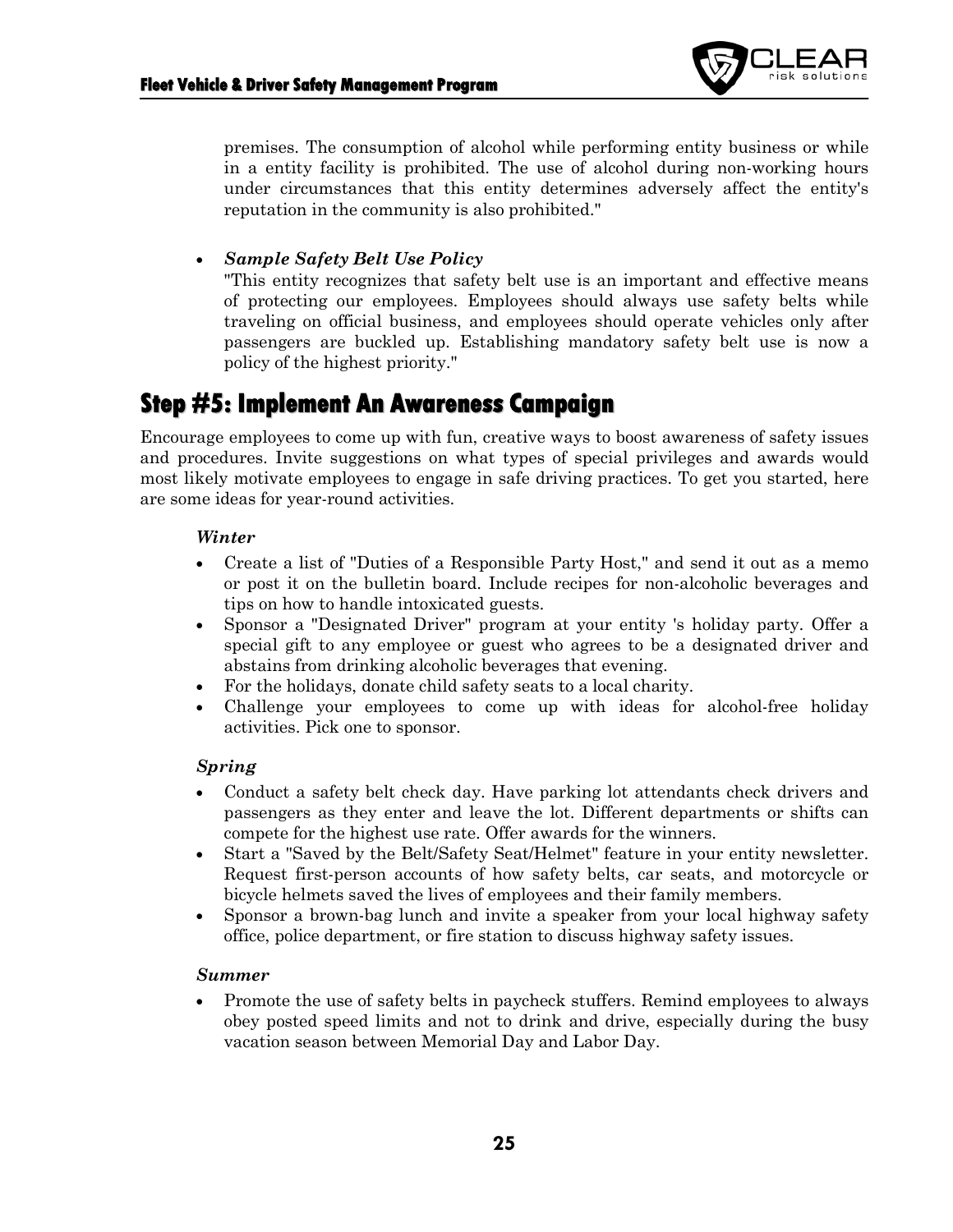premises. The consumption of alcohol while performing entity business or while in a entity facility is prohibited. The use of alcohol during non-working hours under circumstances that this entity determines adversely affect the entity's reputation in the community is also prohibited."

- ***Sample Safety Belt Use Policy***
  "This entity recognizes that safety belt use is an important and effective means of protecting our employees. Employees should always use safety belts while traveling on official business, and employees should operate vehicles only after passengers are buckled up. Establishing mandatory safety belt use is now a policy of the highest priority."

## Step #5: Implement An Awareness Campaign

Encourage employees to come up with fun, creative ways to boost awareness of safety issues and procedures. Invite suggestions on what types of special privileges and awards would most likely motivate employees to engage in safe driving practices. To get you started, here are some ideas for year-round activities.

***Winter***

- Create a list of "Duties of a Responsible Party Host," and send it out as a memo or post it on the bulletin board. Include recipes for non-alcoholic beverages and tips on how to handle intoxicated guests.
- Sponsor a "Designated Driver" program at your entity 's holiday party. Offer a special gift to any employee or guest who agrees to be a designated driver and abstains from drinking alcoholic beverages that evening.
- For the holidays, donate child safety seats to a local charity.
- Challenge your employees to come up with ideas for alcohol-free holiday activities. Pick one to sponsor.

***Spring***

- Conduct a safety belt check day. Have parking lot attendants check drivers and passengers as they enter and leave the lot. Different departments or shifts can compete for the highest use rate. Offer awards for the winners.
- Start a "Saved by the Belt/Safety Seat/Helmet" feature in your entity newsletter. Request first-person accounts of how safety belts, car seats, and motorcycle or bicycle helmets saved the lives of employees and their family members.
- Sponsor a brown-bag lunch and invite a speaker from your local highway safety office, police department, or fire station to discuss highway safety issues.

***Summer***

- Promote the use of safety belts in paycheck stuffers. Remind employees to always obey posted speed limits and not to drink and drive, especially during the busy vacation season between Memorial Day and Labor Day.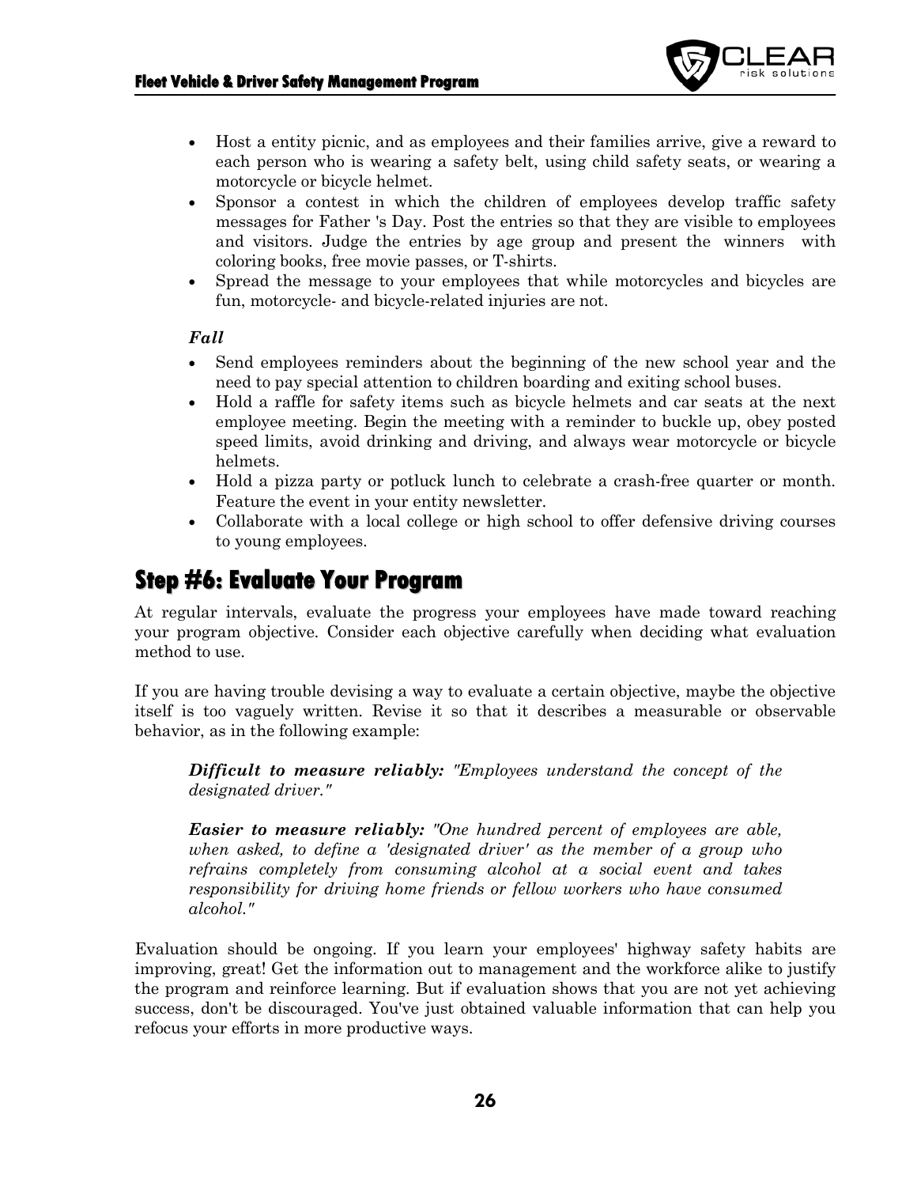- Host a entity picnic, and as employees and their families arrive, give a reward to each person who is wearing a safety belt, using child safety seats, or wearing a motorcycle or bicycle helmet.
- Sponsor a contest in which the children of employees develop traffic safety messages for Father 's Day. Post the entries so that they are visible to employees and visitors. Judge the entries by age group and present the winners with coloring books, free movie passes, or T-shirts.
- Spread the message to your employees that while motorcycles and bicycles are fun, motorcycle- and bicycle-related injuries are not.

***Fall***

- Send employees reminders about the beginning of the new school year and the need to pay special attention to children boarding and exiting school buses.
- Hold a raffle for safety items such as bicycle helmets and car seats at the next employee meeting. Begin the meeting with a reminder to buckle up, obey posted speed limits, avoid drinking and driving, and always wear motorcycle or bicycle helmets.
- Hold a pizza party or potluck lunch to celebrate a crash-free quarter or month. Feature the event in your entity newsletter.
- Collaborate with a local college or high school to offer defensive driving courses to young employees.

## Step #6: Evaluate Your Program

At regular intervals, evaluate the progress your employees have made toward reaching your program objective. Consider each objective carefully when deciding what evaluation method to use.

If you are having trouble devising a way to evaluate a certain objective, maybe the objective itself is too vaguely written. Revise it so that it describes a measurable or observable behavior, as in the following example:

> ***Difficult to measure reliably:*** *"Employees understand the concept of the designated driver."*
>
> ***Easier to measure reliably:*** *"One hundred percent of employees are able, when asked, to define a 'designated driver' as the member of a group who refrains completely from consuming alcohol at a social event and takes responsibility for driving home friends or fellow workers who have consumed alcohol."*

Evaluation should be ongoing. If you learn your employees' highway safety habits are improving, great! Get the information out to management and the workforce alike to justify the program and reinforce learning. But if evaluation shows that you are not yet achieving success, don't be discouraged. You've just obtained valuable information that can help you refocus your efforts in more productive ways.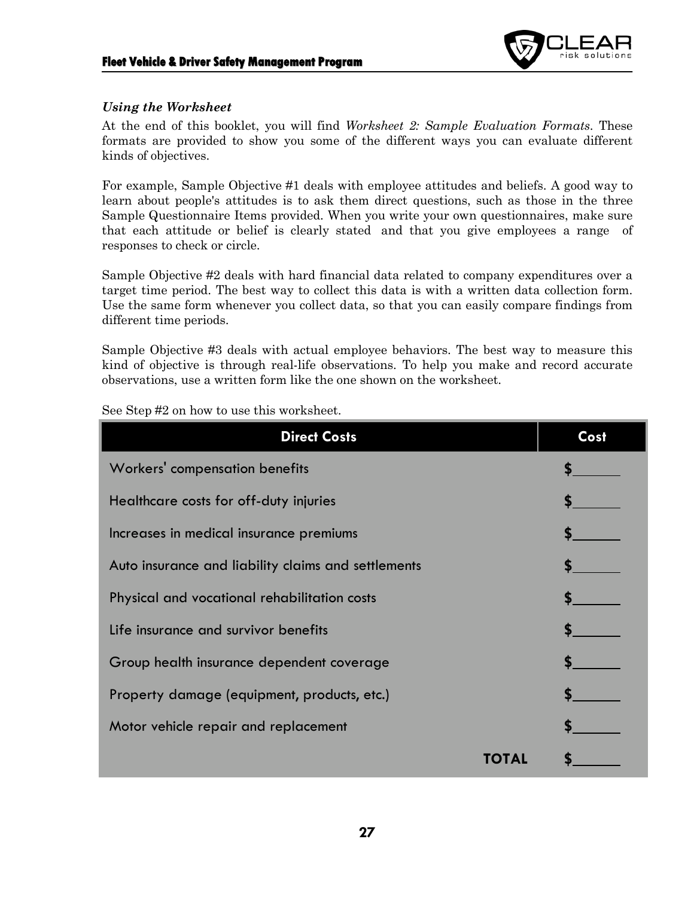### *Using the Worksheet*

At the end of this booklet, you will find *Worksheet 2: Sample Evaluation Formats*. These formats are provided to show you some of the different ways you can evaluate different kinds of objectives.

For example, Sample Objective #1 deals with employee attitudes and beliefs. A good way to learn about people's attitudes is to ask them direct questions, such as those in the three Sample Questionnaire Items provided. When you write your own questionnaires, make sure that each attitude or belief is clearly stated and that you give employees a range of responses to check or circle.

Sample Objective #2 deals with hard financial data related to company expenditures over a target time period. The best way to collect this data is with a written data collection form. Use the same form whenever you collect data, so that you can easily compare findings from different time periods.

Sample Objective #3 deals with actual employee behaviors. The best way to measure this kind of objective is through real-life observations. To help you make and record accurate observations, use a written form like the one shown on the worksheet.

See Step #2 on how to use this worksheet.

| Direct Costs | Cost |
|---|---|
| Workers' compensation benefits | $______ |
| Healthcare costs for off-duty injuries | $______ |
| Increases in medical insurance premiums | $______ |
| Auto insurance and liability claims and settlements | $______ |
| Physical and vocational rehabilitation costs | $______ |
| Life insurance and survivor benefits | $______ |
| Group health insurance dependent coverage | $______ |
| Property damage (equipment, products, etc.) | $______ |
| Motor vehicle repair and replacement | $______ |
| **TOTAL** | $______ |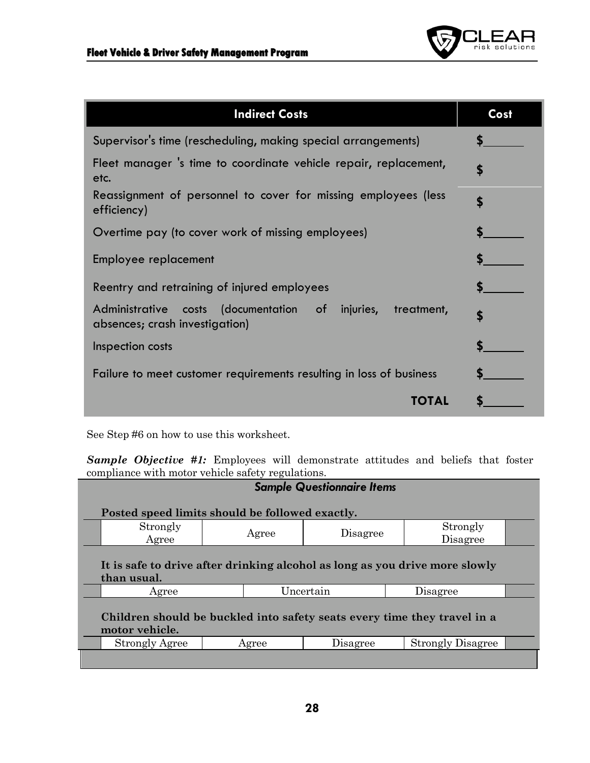| Indirect Costs | Cost |
|---|---|
| Supervisor's time (rescheduling, making special arrangements) | $______ |
| Fleet manager 's time to coordinate vehicle repair, replacement, etc. | $ |
| Reassignment of personnel to cover for missing employees (less efficiency) | $ |
| Overtime pay (to cover work of missing employees) | $______ |
| Employee replacement | $______ |
| Reentry and retraining of injured employees | $______ |
| Administrative costs (documentation of injuries, treatment, absences; crash investigation) | $ |
| Inspection costs | $______ |
| Failure to meet customer requirements resulting in loss of business | $______ |
| **TOTAL** | $______ |

See Step #6 on how to use this worksheet.

***Sample Objective #1:*** Employees will demonstrate attitudes and beliefs that foster compliance with motor vehicle safety regulations.

***Sample Questionnaire Items***

**Posted speed limits should be followed exactly.**

| Strongly Agree | Agree | Disagree | Strongly Disagree |
|---|---|---|---|

**It is safe to drive after drinking alcohol as long as you drive more slowly than usual.**

| Agree | Uncertain | Disagree |
|---|---|---|

**Children should be buckled into safety seats every time they travel in a motor vehicle.**

| Strongly Agree | Agree | Disagree | Strongly Disagree |
|---|---|---|---|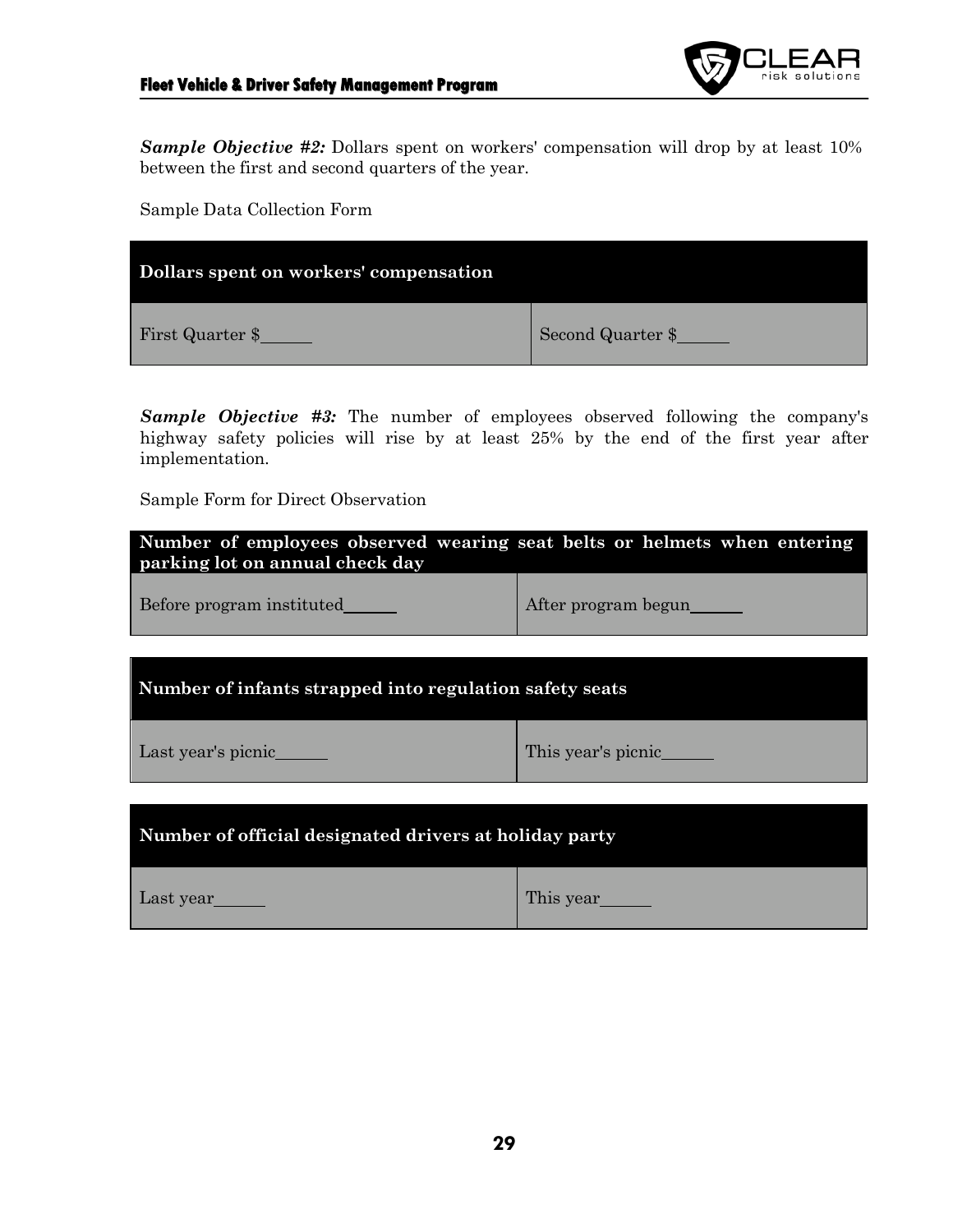***Sample Objective #2:*** Dollars spent on workers' compensation will drop by at least 10% between the first and second quarters of the year.

Sample Data Collection Form

| **Dollars spent on workers' compensation** | |
|---|---|
| First Quarter $\_\_\_\_\_\_ | Second Quarter $\_\_\_\_\_\_ |

***Sample Objective #3:*** The number of employees observed following the company's highway safety policies will rise by at least 25% by the end of the first year after implementation.

Sample Form for Direct Observation

| **Number of employees observed wearing seat belts or helmets when entering parking lot on annual check day** | |
|---|---|
| Before program instituted\_\_\_\_\_\_ | After program begun\_\_\_\_\_\_ |

| **Number of infants strapped into regulation safety seats** | |
|---|---|
| Last year's picnic\_\_\_\_\_\_ | This year's picnic\_\_\_\_\_\_ |

| **Number of official designated drivers at holiday party** | |
|---|---|
| Last year\_\_\_\_\_\_ | This year\_\_\_\_\_\_ |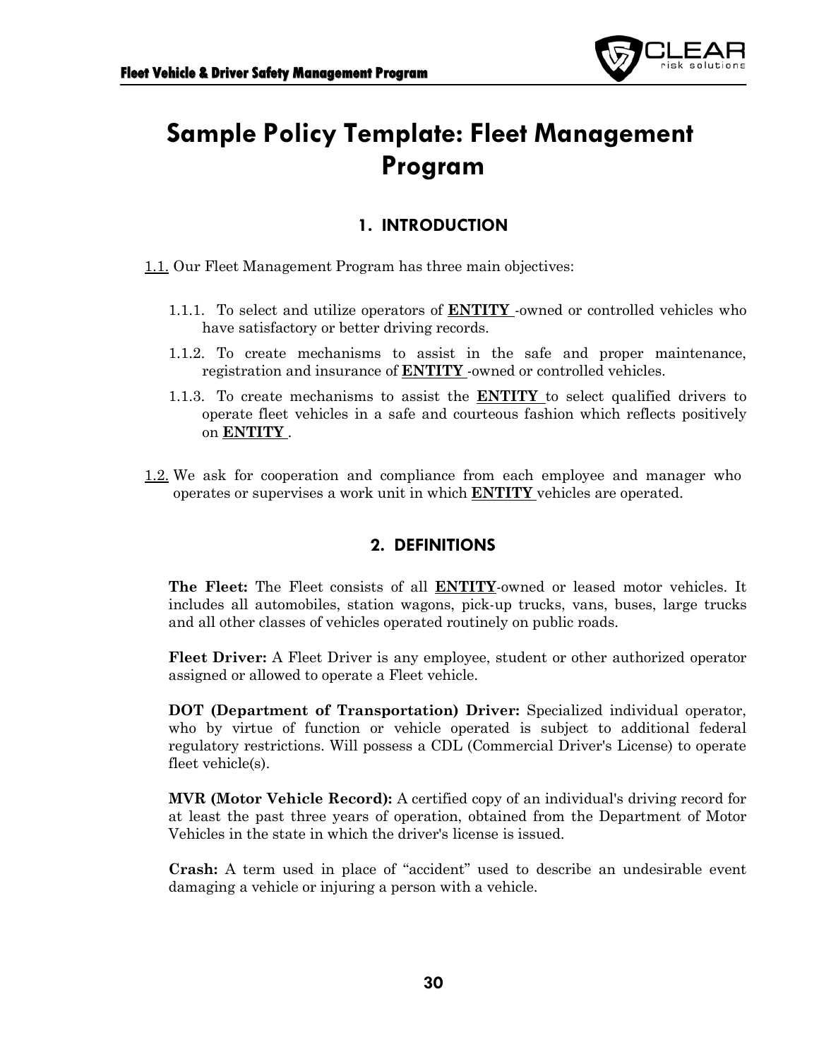# Sample Policy Template: Fleet Management Program

## 1. INTRODUCTION

1.1. Our Fleet Management Program has three main objectives:

- 1.1.1. To select and utilize operators of **ENTITY** -owned or controlled vehicles who have satisfactory or better driving records.
- 1.1.2. To create mechanisms to assist in the safe and proper maintenance, registration and insurance of **ENTITY** -owned or controlled vehicles.
- 1.1.3. To create mechanisms to assist the **ENTITY** to select qualified drivers to operate fleet vehicles in a safe and courteous fashion which reflects positively on **ENTITY** .

1.2. We ask for cooperation and compliance from each employee and manager who operates or supervises a work unit in which **ENTITY** vehicles are operated.

## 2. DEFINITIONS

**The Fleet:** The Fleet consists of all **ENTITY**-owned or leased motor vehicles. It includes all automobiles, station wagons, pick-up trucks, vans, buses, large trucks and all other classes of vehicles operated routinely on public roads.

**Fleet Driver:** A Fleet Driver is any employee, student or other authorized operator assigned or allowed to operate a Fleet vehicle.

**DOT (Department of Transportation) Driver:** Specialized individual operator, who by virtue of function or vehicle operated is subject to additional federal regulatory restrictions. Will possess a CDL (Commercial Driver's License) to operate fleet vehicle(s).

**MVR (Motor Vehicle Record):** A certified copy of an individual's driving record for at least the past three years of operation, obtained from the Department of Motor Vehicles in the state in which the driver's license is issued.

**Crash:** A term used in place of "accident" used to describe an undesirable event damaging a vehicle or injuring a person with a vehicle.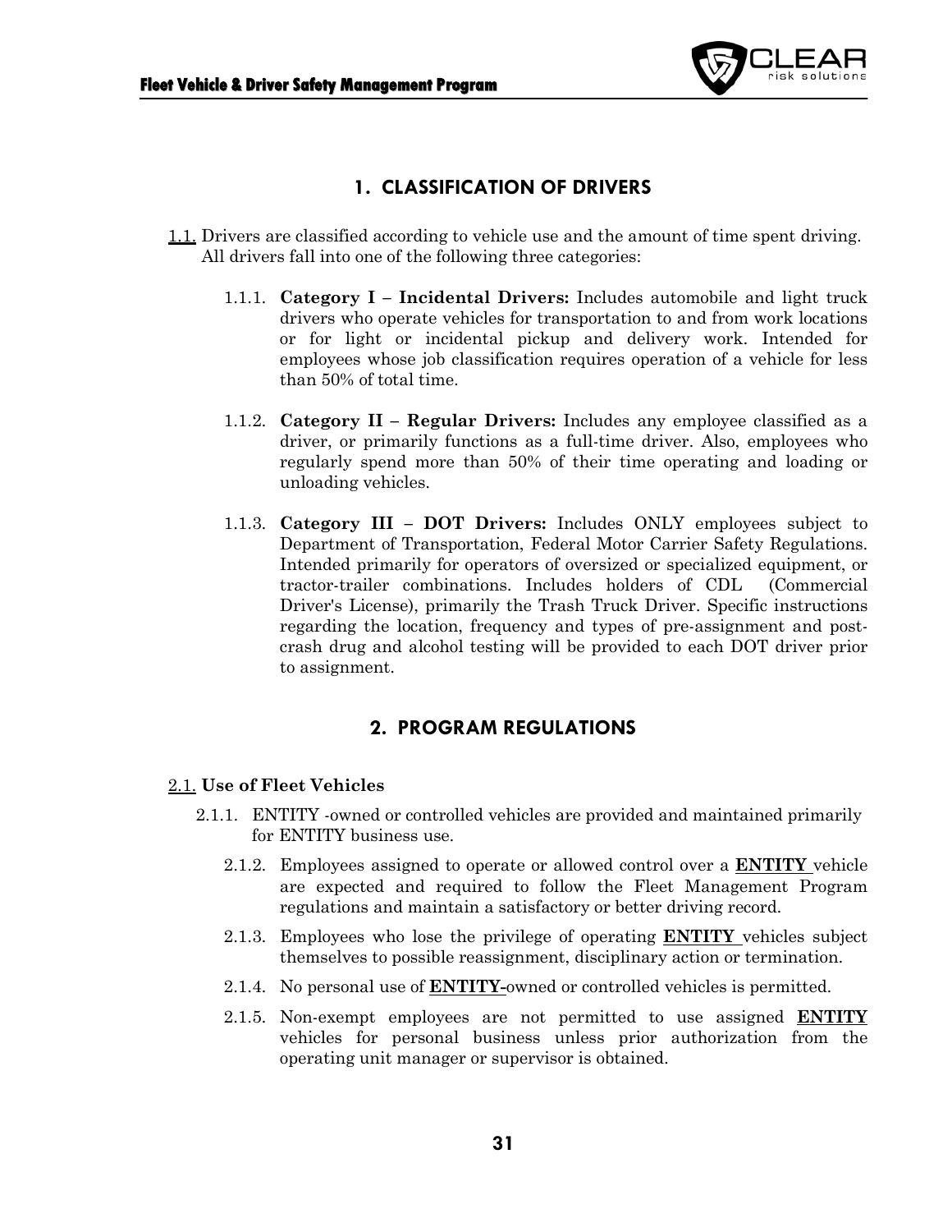## 1. CLASSIFICATION OF DRIVERS

1.1. Drivers are classified according to vehicle use and the amount of time spent driving. All drivers fall into one of the following three categories:

1.1.1. **Category I – Incidental Drivers:** Includes automobile and light truck drivers who operate vehicles for transportation to and from work locations or for light or incidental pickup and delivery work. Intended for employees whose job classification requires operation of a vehicle for less than 50% of total time.

1.1.2. **Category II – Regular Drivers:** Includes any employee classified as a driver, or primarily functions as a full-time driver. Also, employees who regularly spend more than 50% of their time operating and loading or unloading vehicles.

1.1.3. **Category III – DOT Drivers:** Includes ONLY employees subject to Department of Transportation, Federal Motor Carrier Safety Regulations. Intended primarily for operators of oversized or specialized equipment, or tractor-trailer combinations. Includes holders of CDL (Commercial Driver's License), primarily the Trash Truck Driver. Specific instructions regarding the location, frequency and types of pre-assignment and post-crash drug and alcohol testing will be provided to each DOT driver prior to assignment.

## 2. PROGRAM REGULATIONS

2.1. **Use of Fleet Vehicles**

2.1.1. ENTITY -owned or controlled vehicles are provided and maintained primarily for ENTITY business use.

2.1.2. Employees assigned to operate or allowed control over a **ENTITY** vehicle are expected and required to follow the Fleet Management Program regulations and maintain a satisfactory or better driving record.

2.1.3. Employees who lose the privilege of operating **ENTITY** vehicles subject themselves to possible reassignment, disciplinary action or termination.

2.1.4. No personal use of **ENTITY-**owned or controlled vehicles is permitted.

2.1.5. Non-exempt employees are not permitted to use assigned **ENTITY** vehicles for personal business unless prior authorization from the operating unit manager or supervisor is obtained.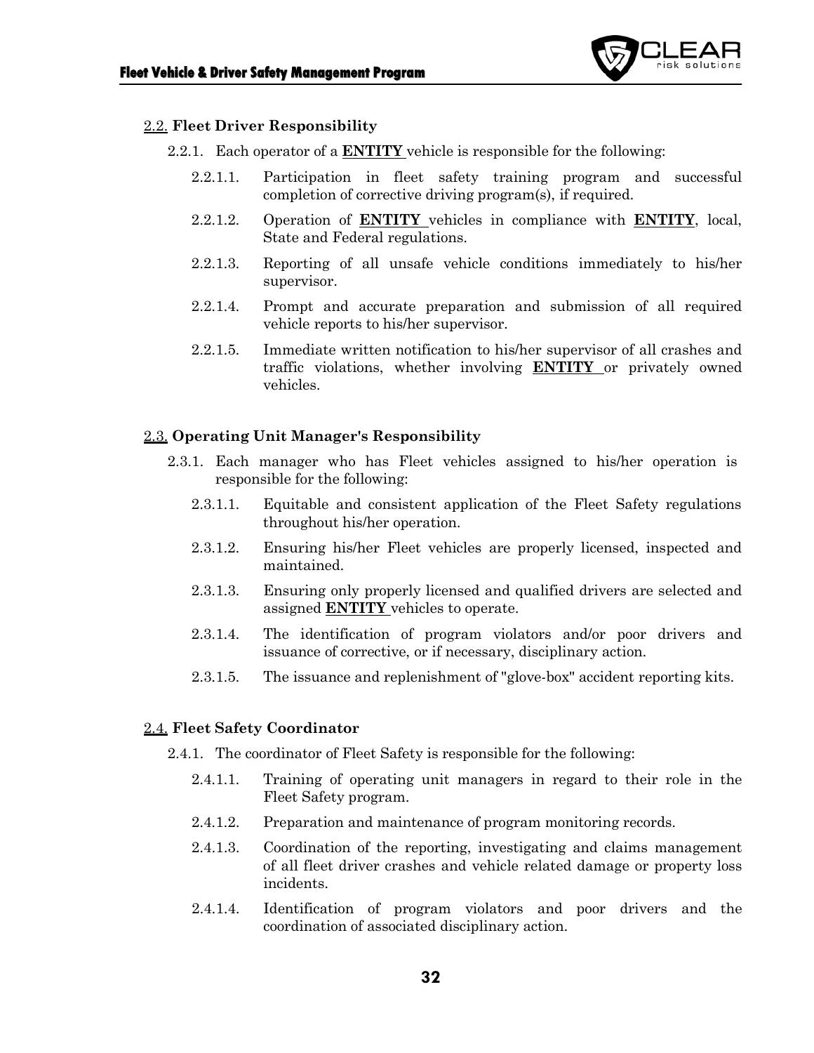## 2.2. Fleet Driver Responsibility

2.2.1. Each operator of a **ENTITY** vehicle is responsible for the following:

2.2.1.1. Participation in fleet safety training program and successful completion of corrective driving program(s), if required.

2.2.1.2. Operation of **ENTITY** vehicles in compliance with **ENTITY**, local, State and Federal regulations.

2.2.1.3. Reporting of all unsafe vehicle conditions immediately to his/her supervisor.

2.2.1.4. Prompt and accurate preparation and submission of all required vehicle reports to his/her supervisor.

2.2.1.5. Immediate written notification to his/her supervisor of all crashes and traffic violations, whether involving **ENTITY** or privately owned vehicles.

## 2.3. Operating Unit Manager's Responsibility

2.3.1. Each manager who has Fleet vehicles assigned to his/her operation is responsible for the following:

2.3.1.1. Equitable and consistent application of the Fleet Safety regulations throughout his/her operation.

2.3.1.2. Ensuring his/her Fleet vehicles are properly licensed, inspected and maintained.

2.3.1.3. Ensuring only properly licensed and qualified drivers are selected and assigned **ENTITY** vehicles to operate.

2.3.1.4. The identification of program violators and/or poor drivers and issuance of corrective, or if necessary, disciplinary action.

2.3.1.5. The issuance and replenishment of "glove-box" accident reporting kits.

## 2.4. Fleet Safety Coordinator

2.4.1. The coordinator of Fleet Safety is responsible for the following:

2.4.1.1. Training of operating unit managers in regard to their role in the Fleet Safety program.

2.4.1.2. Preparation and maintenance of program monitoring records.

2.4.1.3. Coordination of the reporting, investigating and claims management of all fleet driver crashes and vehicle related damage or property loss incidents.

2.4.1.4. Identification of program violators and poor drivers and the coordination of associated disciplinary action.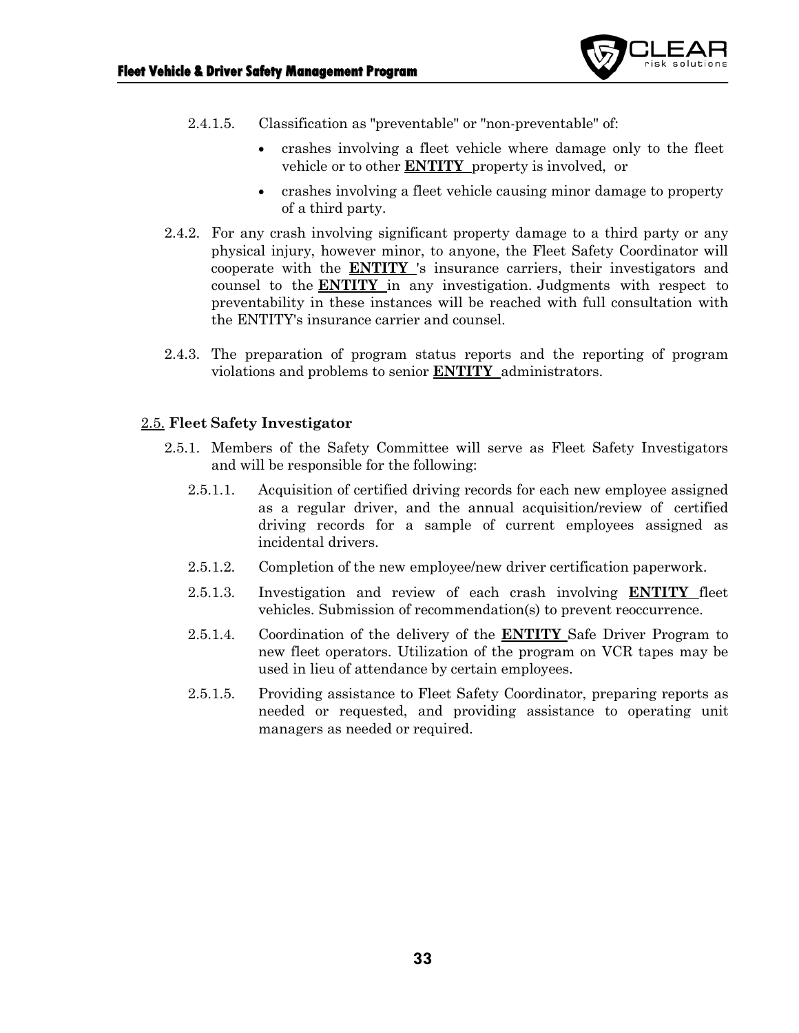2.4.1.5. Classification as "preventable" or "non-preventable" of:

- crashes involving a fleet vehicle where damage only to the fleet vehicle or to other **ENTITY** property is involved, or
- crashes involving a fleet vehicle causing minor damage to property of a third party.

2.4.2. For any crash involving significant property damage to a third party or any physical injury, however minor, to anyone, the Fleet Safety Coordinator will cooperate with the **ENTITY** 's insurance carriers, their investigators and counsel to the **ENTITY** in any investigation. Judgments with respect to preventability in these instances will be reached with full consultation with the ENTITY's insurance carrier and counsel.

2.4.3. The preparation of program status reports and the reporting of program violations and problems to senior **ENTITY** administrators.

### 2.5. Fleet Safety Investigator

2.5.1. Members of the Safety Committee will serve as Fleet Safety Investigators and will be responsible for the following:

2.5.1.1. Acquisition of certified driving records for each new employee assigned as a regular driver, and the annual acquisition/review of certified driving records for a sample of current employees assigned as incidental drivers.

2.5.1.2. Completion of the new employee/new driver certification paperwork.

2.5.1.3. Investigation and review of each crash involving **ENTITY** fleet vehicles. Submission of recommendation(s) to prevent reoccurrence.

2.5.1.4. Coordination of the delivery of the **ENTITY** Safe Driver Program to new fleet operators. Utilization of the program on VCR tapes may be used in lieu of attendance by certain employees.

2.5.1.5. Providing assistance to Fleet Safety Coordinator, preparing reports as needed or requested, and providing assistance to operating unit managers as needed or required.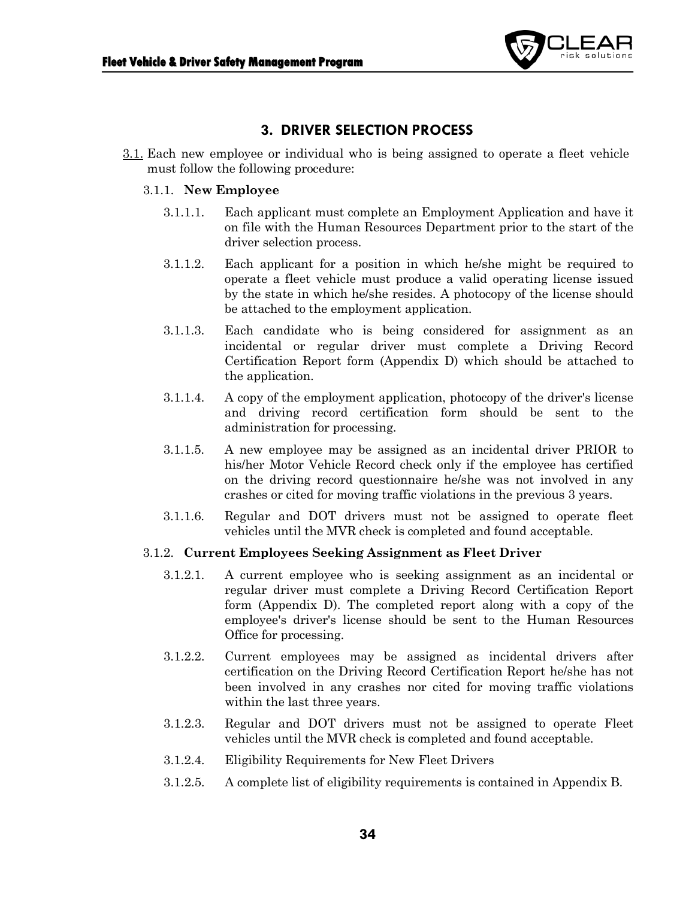## 3. DRIVER SELECTION PROCESS

3.1. Each new employee or individual who is being assigned to operate a fleet vehicle must follow the following procedure:

3.1.1. **New Employee**

3.1.1.1. Each applicant must complete an Employment Application and have it on file with the Human Resources Department prior to the start of the driver selection process.

3.1.1.2. Each applicant for a position in which he/she might be required to operate a fleet vehicle must produce a valid operating license issued by the state in which he/she resides. A photocopy of the license should be attached to the employment application.

3.1.1.3. Each candidate who is being considered for assignment as an incidental or regular driver must complete a Driving Record Certification Report form (Appendix D) which should be attached to the application.

3.1.1.4. A copy of the employment application, photocopy of the driver's license and driving record certification form should be sent to the administration for processing.

3.1.1.5. A new employee may be assigned as an incidental driver PRIOR to his/her Motor Vehicle Record check only if the employee has certified on the driving record questionnaire he/she was not involved in any crashes or cited for moving traffic violations in the previous 3 years.

3.1.1.6. Regular and DOT drivers must not be assigned to operate fleet vehicles until the MVR check is completed and found acceptable.

3.1.2. **Current Employees Seeking Assignment as Fleet Driver**

3.1.2.1. A current employee who is seeking assignment as an incidental or regular driver must complete a Driving Record Certification Report form (Appendix D). The completed report along with a copy of the employee's driver's license should be sent to the Human Resources Office for processing.

3.1.2.2. Current employees may be assigned as incidental drivers after certification on the Driving Record Certification Report he/she has not been involved in any crashes nor cited for moving traffic violations within the last three years.

3.1.2.3. Regular and DOT drivers must not be assigned to operate Fleet vehicles until the MVR check is completed and found acceptable.

3.1.2.4. Eligibility Requirements for New Fleet Drivers

3.1.2.5. A complete list of eligibility requirements is contained in Appendix B.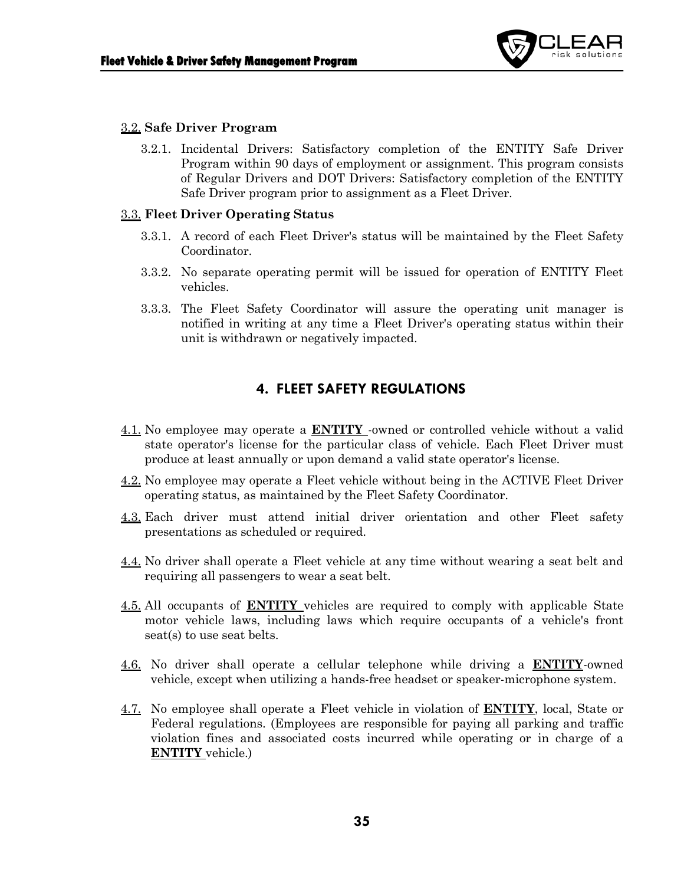3.2. **Safe Driver Program**

3.2.1. Incidental Drivers: Satisfactory completion of the ENTITY Safe Driver Program within 90 days of employment or assignment. This program consists of Regular Drivers and DOT Drivers: Satisfactory completion of the ENTITY Safe Driver program prior to assignment as a Fleet Driver.

3.3. **Fleet Driver Operating Status**

3.3.1. A record of each Fleet Driver's status will be maintained by the Fleet Safety Coordinator.

3.3.2. No separate operating permit will be issued for operation of ENTITY Fleet vehicles.

3.3.3. The Fleet Safety Coordinator will assure the operating unit manager is notified in writing at any time a Fleet Driver's operating status within their unit is withdrawn or negatively impacted.

## 4. FLEET SAFETY REGULATIONS

4.1. No employee may operate a **ENTITY** -owned or controlled vehicle without a valid state operator's license for the particular class of vehicle. Each Fleet Driver must produce at least annually or upon demand a valid state operator's license.

4.2. No employee may operate a Fleet vehicle without being in the ACTIVE Fleet Driver operating status, as maintained by the Fleet Safety Coordinator.

4.3. Each driver must attend initial driver orientation and other Fleet safety presentations as scheduled or required.

4.4. No driver shall operate a Fleet vehicle at any time without wearing a seat belt and requiring all passengers to wear a seat belt.

4.5. All occupants of **ENTITY** vehicles are required to comply with applicable State motor vehicle laws, including laws which require occupants of a vehicle's front seat(s) to use seat belts.

4.6. No driver shall operate a cellular telephone while driving a **ENTITY**-owned vehicle, except when utilizing a hands-free headset or speaker-microphone system.

4.7. No employee shall operate a Fleet vehicle in violation of **ENTITY**, local, State or Federal regulations. (Employees are responsible for paying all parking and traffic violation fines and associated costs incurred while operating or in charge of a **ENTITY** vehicle.)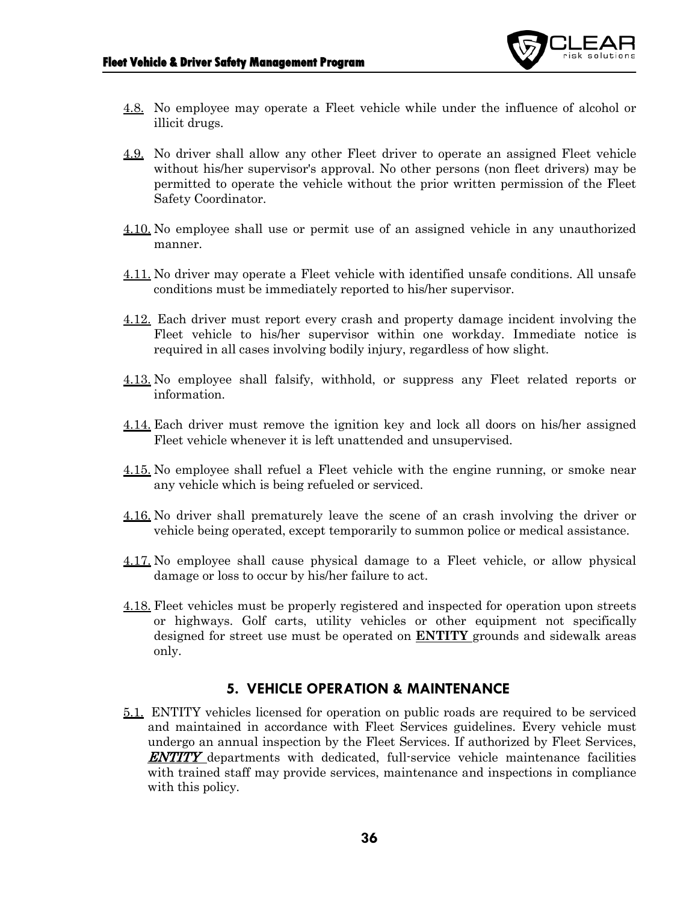4.8. No employee may operate a Fleet vehicle while under the influence of alcohol or illicit drugs.

4.9. No driver shall allow any other Fleet driver to operate an assigned Fleet vehicle without his/her supervisor's approval. No other persons (non fleet drivers) may be permitted to operate the vehicle without the prior written permission of the Fleet Safety Coordinator.

4.10. No employee shall use or permit use of an assigned vehicle in any unauthorized manner.

4.11. No driver may operate a Fleet vehicle with identified unsafe conditions. All unsafe conditions must be immediately reported to his/her supervisor.

4.12. Each driver must report every crash and property damage incident involving the Fleet vehicle to his/her supervisor within one workday. Immediate notice is required in all cases involving bodily injury, regardless of how slight.

4.13. No employee shall falsify, withhold, or suppress any Fleet related reports or information.

4.14. Each driver must remove the ignition key and lock all doors on his/her assigned Fleet vehicle whenever it is left unattended and unsupervised.

4.15. No employee shall refuel a Fleet vehicle with the engine running, or smoke near any vehicle which is being refueled or serviced.

4.16. No driver shall prematurely leave the scene of an crash involving the driver or vehicle being operated, except temporarily to summon police or medical assistance.

4.17. No employee shall cause physical damage to a Fleet vehicle, or allow physical damage or loss to occur by his/her failure to act.

4.18. Fleet vehicles must be properly registered and inspected for operation upon streets or highways. Golf carts, utility vehicles or other equipment not specifically designed for street use must be operated on **ENTITY** grounds and sidewalk areas only.

## 5. VEHICLE OPERATION & MAINTENANCE

5.1. ENTITY vehicles licensed for operation on public roads are required to be serviced and maintained in accordance with Fleet Services guidelines. Every vehicle must undergo an annual inspection by the Fleet Services. If authorized by Fleet Services, ***ENTITY*** departments with dedicated, full-service vehicle maintenance facilities with trained staff may provide services, maintenance and inspections in compliance with this policy.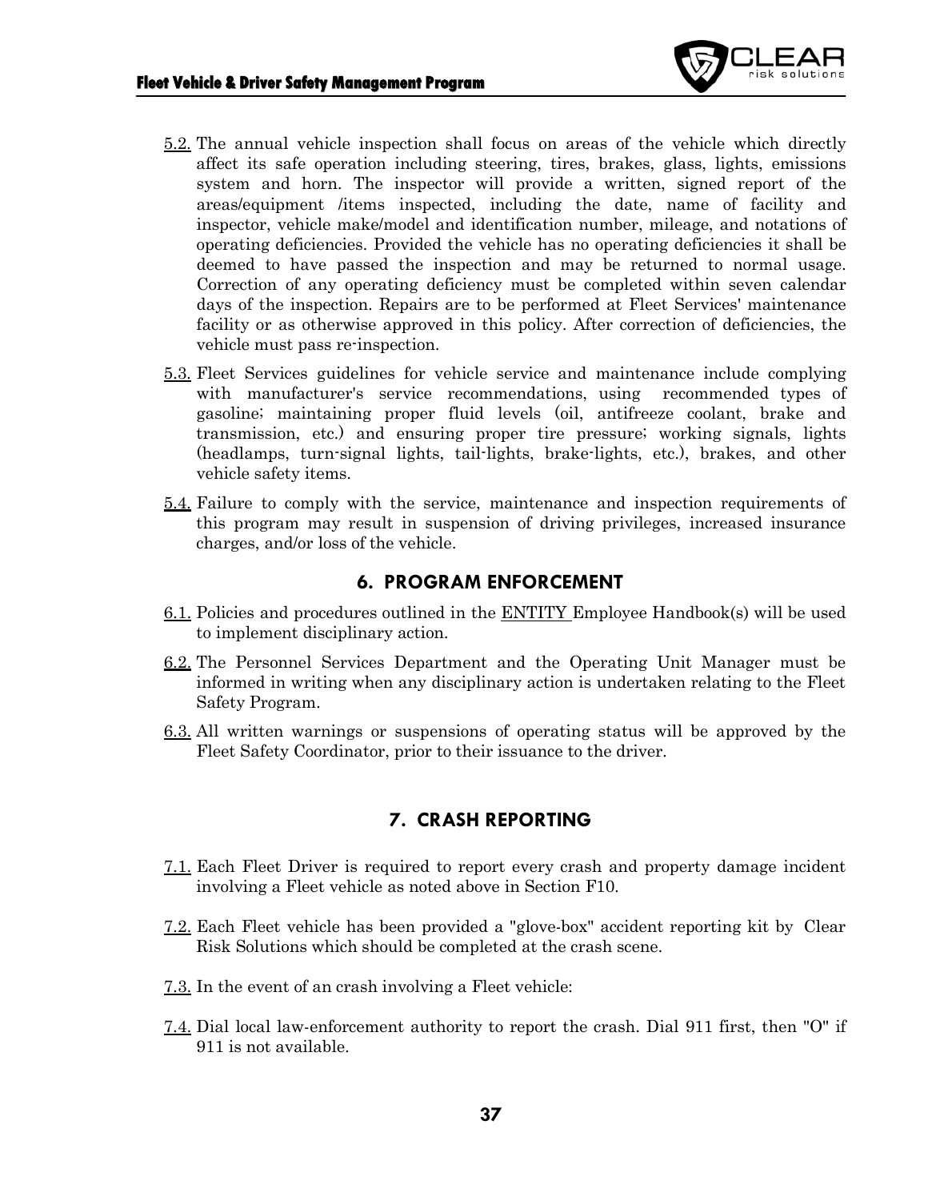5.2. The annual vehicle inspection shall focus on areas of the vehicle which directly affect its safe operation including steering, tires, brakes, glass, lights, emissions system and horn. The inspector will provide a written, signed report of the areas/equipment /items inspected, including the date, name of facility and inspector, vehicle make/model and identification number, mileage, and notations of operating deficiencies. Provided the vehicle has no operating deficiencies it shall be deemed to have passed the inspection and may be returned to normal usage. Correction of any operating deficiency must be completed within seven calendar days of the inspection. Repairs are to be performed at Fleet Services' maintenance facility or as otherwise approved in this policy. After correction of deficiencies, the vehicle must pass re-inspection.

5.3. Fleet Services guidelines for vehicle service and maintenance include complying with manufacturer's service recommendations, using recommended types of gasoline; maintaining proper fluid levels (oil, antifreeze coolant, brake and transmission, etc.) and ensuring proper tire pressure; working signals, lights (headlamps, turn-signal lights, tail-lights, brake-lights, etc.), brakes, and other vehicle safety items.

5.4. Failure to comply with the service, maintenance and inspection requirements of this program may result in suspension of driving privileges, increased insurance charges, and/or loss of the vehicle.

## 6. PROGRAM ENFORCEMENT

6.1. Policies and procedures outlined in the ENTITY Employee Handbook(s) will be used to implement disciplinary action.

6.2. The Personnel Services Department and the Operating Unit Manager must be informed in writing when any disciplinary action is undertaken relating to the Fleet Safety Program.

6.3. All written warnings or suspensions of operating status will be approved by the Fleet Safety Coordinator, prior to their issuance to the driver.

## 7. CRASH REPORTING

7.1. Each Fleet Driver is required to report every crash and property damage incident involving a Fleet vehicle as noted above in Section F10.

7.2. Each Fleet vehicle has been provided a "glove-box" accident reporting kit by Clear Risk Solutions which should be completed at the crash scene.

7.3. In the event of an crash involving a Fleet vehicle:

7.4. Dial local law-enforcement authority to report the crash. Dial 911 first, then "O" if 911 is not available.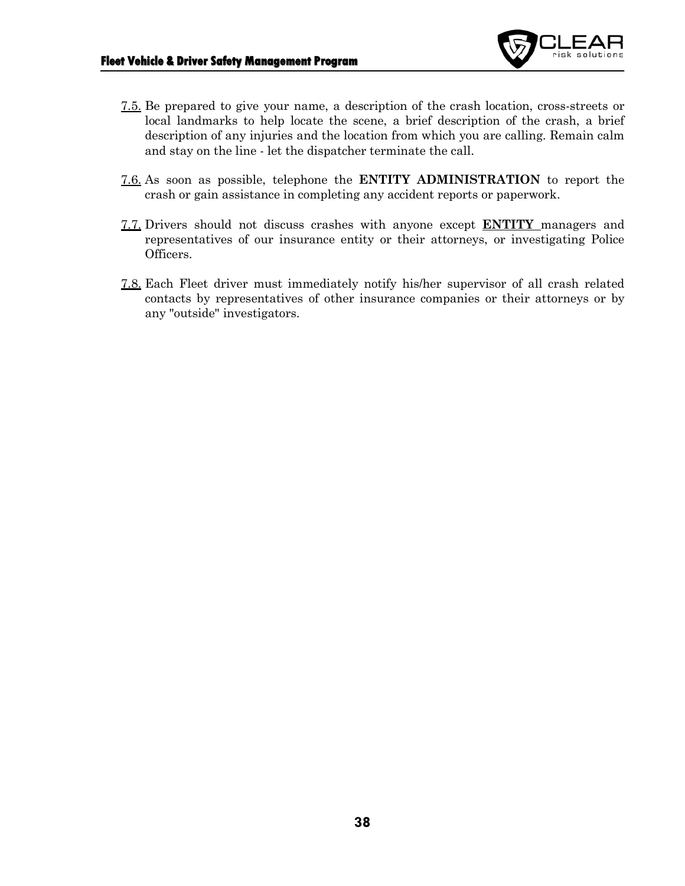7.5. Be prepared to give your name, a description of the crash location, cross-streets or local landmarks to help locate the scene, a brief description of the crash, a brief description of any injuries and the location from which you are calling. Remain calm and stay on the line - let the dispatcher terminate the call.

7.6. As soon as possible, telephone the **ENTITY ADMINISTRATION** to report the crash or gain assistance in completing any accident reports or paperwork.

7.7. Drivers should not discuss crashes with anyone except **ENTITY** managers and representatives of our insurance entity or their attorneys, or investigating Police Officers.

7.8. Each Fleet driver must immediately notify his/her supervisor of all crash related contacts by representatives of other insurance companies or their attorneys or by any "outside" investigators.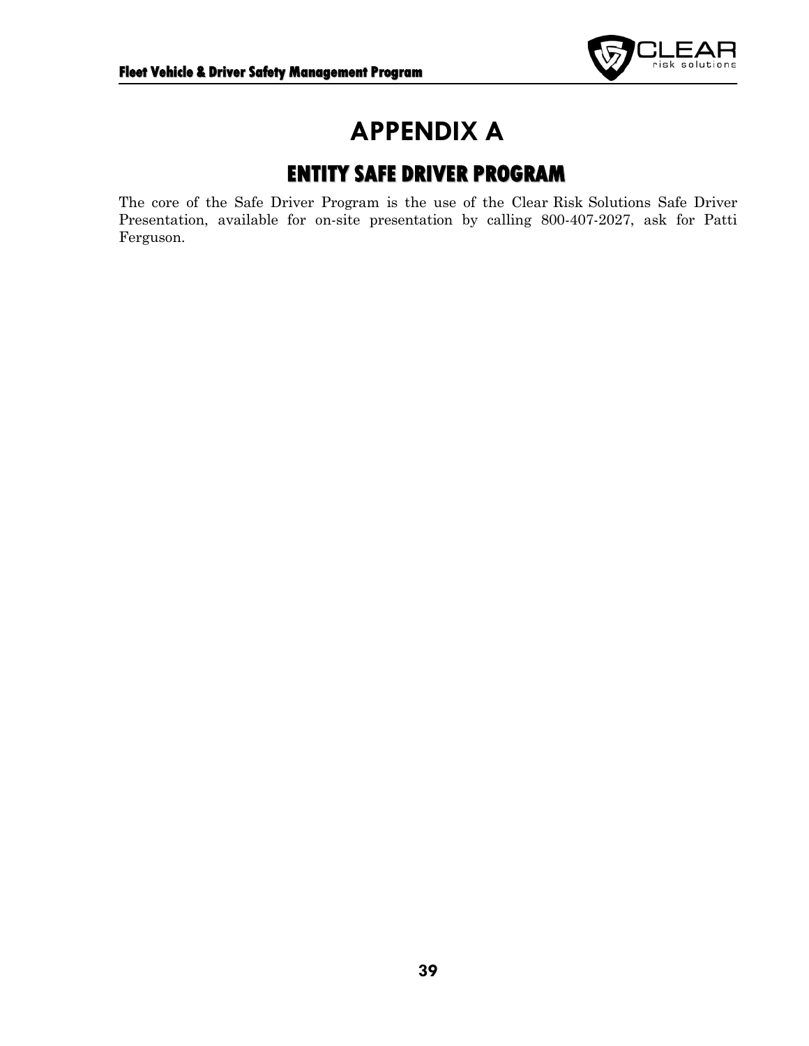# APPENDIX A

## ENTITY SAFE DRIVER PROGRAM

The core of the Safe Driver Program is the use of the Clear Risk Solutions Safe Driver Presentation, available for on-site presentation by calling 800-407-2027, ask for Patti Ferguson.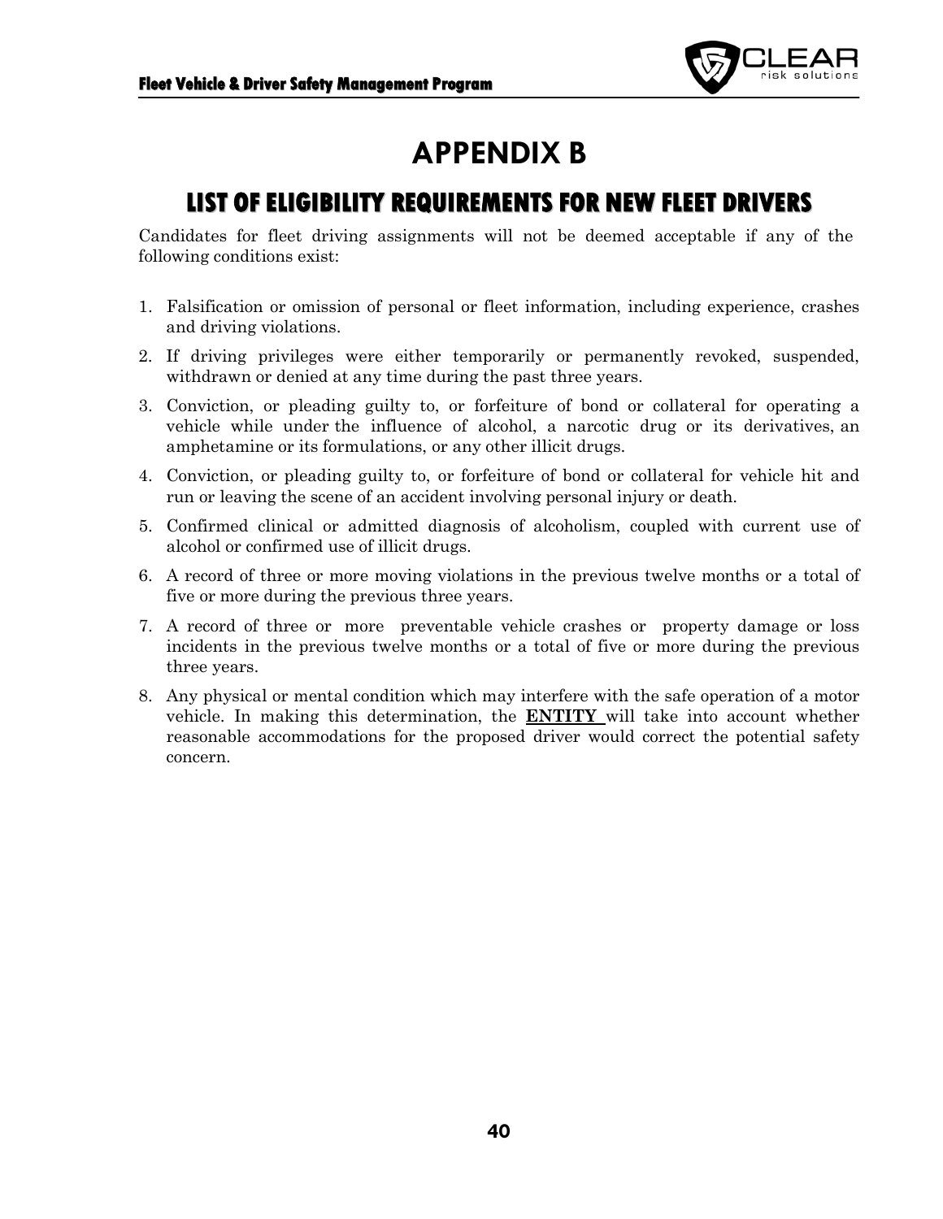# APPENDIX B

## LIST OF ELIGIBILITY REQUIREMENTS FOR NEW FLEET DRIVERS

Candidates for fleet driving assignments will not be deemed acceptable if any of the following conditions exist:

1. Falsification or omission of personal or fleet information, including experience, crashes and driving violations.
2. If driving privileges were either temporarily or permanently revoked, suspended, withdrawn or denied at any time during the past three years.
3. Conviction, or pleading guilty to, or forfeiture of bond or collateral for operating a vehicle while under the influence of alcohol, a narcotic drug or its derivatives, an amphetamine or its formulations, or any other illicit drugs.
4. Conviction, or pleading guilty to, or forfeiture of bond or collateral for vehicle hit and run or leaving the scene of an accident involving personal injury or death.
5. Confirmed clinical or admitted diagnosis of alcoholism, coupled with current use of alcohol or confirmed use of illicit drugs.
6. A record of three or more moving violations in the previous twelve months or a total of five or more during the previous three years.
7. A record of three or more preventable vehicle crashes or property damage or loss incidents in the previous twelve months or a total of five or more during the previous three years.
8. Any physical or mental condition which may interfere with the safe operation of a motor vehicle. In making this determination, the **ENTITY** will take into account whether reasonable accommodations for the proposed driver would correct the potential safety concern.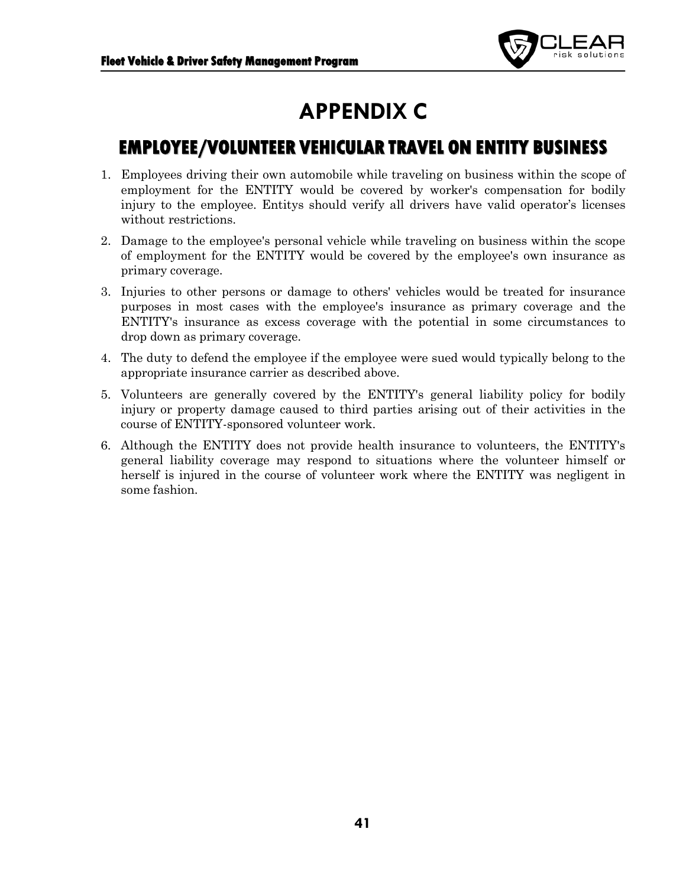# APPENDIX C

## EMPLOYEE/VOLUNTEER VEHICULAR TRAVEL ON ENTITY BUSINESS

1. Employees driving their own automobile while traveling on business within the scope of employment for the ENTITY would be covered by worker's compensation for bodily injury to the employee. Entitys should verify all drivers have valid operator's licenses without restrictions.
2. Damage to the employee's personal vehicle while traveling on business within the scope of employment for the ENTITY would be covered by the employee's own insurance as primary coverage.
3. Injuries to other persons or damage to others' vehicles would be treated for insurance purposes in most cases with the employee's insurance as primary coverage and the ENTITY's insurance as excess coverage with the potential in some circumstances to drop down as primary coverage.
4. The duty to defend the employee if the employee were sued would typically belong to the appropriate insurance carrier as described above.
5. Volunteers are generally covered by the ENTITY's general liability policy for bodily injury or property damage caused to third parties arising out of their activities in the course of ENTITY-sponsored volunteer work.
6. Although the ENTITY does not provide health insurance to volunteers, the ENTITY's general liability coverage may respond to situations where the volunteer himself or herself is injured in the course of volunteer work where the ENTITY was negligent in some fashion.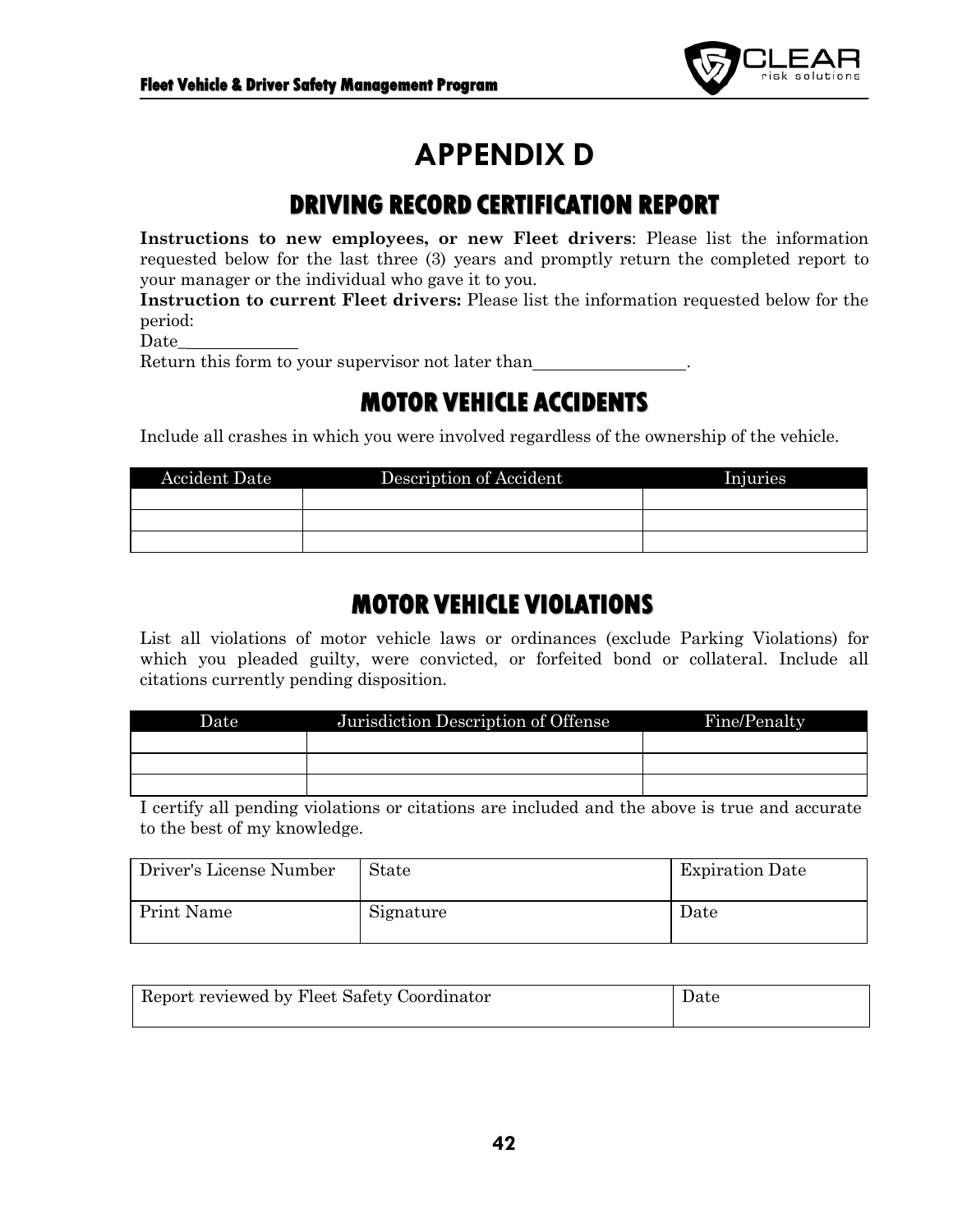# APPENDIX D

## DRIVING RECORD CERTIFICATION REPORT

**Instructions to new employees, or new Fleet drivers**: Please list the information requested below for the last three (3) years and promptly return the completed report to your manager or the individual who gave it to you.

**Instruction to current Fleet drivers:** Please list the information requested below for the period:

Date_____________

Return this form to your supervisor not later than_________________.

## MOTOR VEHICLE ACCIDENTS

Include all crashes in which you were involved regardless of the ownership of the vehicle.

| Accident Date | Description of Accident | Injuries |
|---|---|---|
| | | |
| | | |
| | | |

## MOTOR VEHICLE VIOLATIONS

List all violations of motor vehicle laws or ordinances (exclude Parking Violations) for which you pleaded guilty, were convicted, or forfeited bond or collateral. Include all citations currently pending disposition.

| Date | Jurisdiction Description of Offense | Fine/Penalty |
|---|---|---|
| | | |
| | | |
| | | |

I certify all pending violations or citations are included and the above is true and accurate to the best of my knowledge.

| Driver's License Number | State | Expiration Date |
|---|---|---|
| Print Name | Signature | Date |

| Report reviewed by Fleet Safety Coordinator | Date |
|---|---|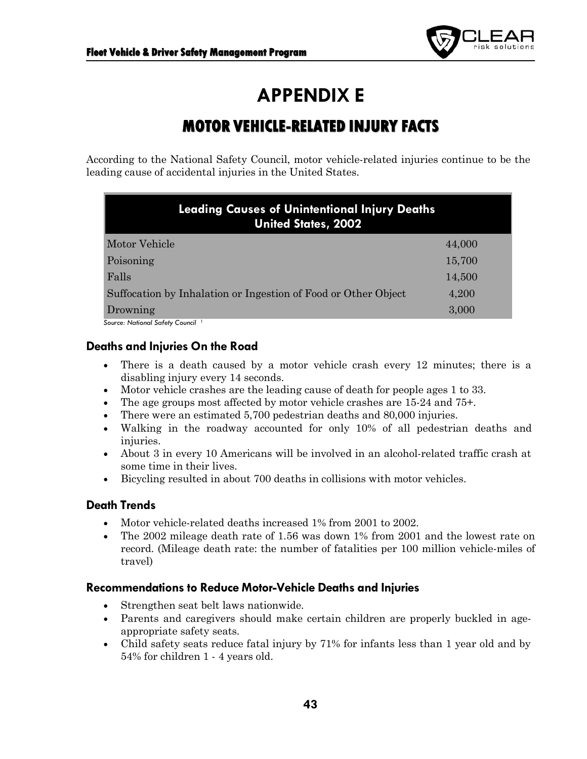# APPENDIX E

## MOTOR VEHICLE-RELATED INJURY FACTS

According to the National Safety Council, motor vehicle-related injuries continue to be the leading cause of accidental injuries in the United States.

| Leading Causes of Unintentional Injury Deaths United States, 2002 | |
|---|---|
| Motor Vehicle | 44,000 |
| Poisoning | 15,700 |
| Falls | 14,500 |
| Suffocation by Inhalation or Ingestion of Food or Other Object | 4,200 |
| Drowning | 3,000 |

*Source: National Safety Council* [1]

### Deaths and Injuries On the Road

- There is a death caused by a motor vehicle crash every 12 minutes; there is a disabling injury every 14 seconds.
- Motor vehicle crashes are the leading cause of death for people ages 1 to 33.
- The age groups most affected by motor vehicle crashes are 15-24 and 75+.
- There were an estimated 5,700 pedestrian deaths and 80,000 injuries.
- Walking in the roadway accounted for only 10% of all pedestrian deaths and injuries.
- About 3 in every 10 Americans will be involved in an alcohol-related traffic crash at some time in their lives.
- Bicycling resulted in about 700 deaths in collisions with motor vehicles.

### Death Trends

- Motor vehicle-related deaths increased 1% from 2001 to 2002.
- The 2002 mileage death rate of 1.56 was down 1% from 2001 and the lowest rate on record. (Mileage death rate: the number of fatalities per 100 million vehicle-miles of travel)

### Recommendations to Reduce Motor-Vehicle Deaths and Injuries

- Strengthen seat belt laws nationwide.
- Parents and caregivers should make certain children are properly buckled in age-appropriate safety seats.
- Child safety seats reduce fatal injury by 71% for infants less than 1 year old and by 54% for children 1 - 4 years old.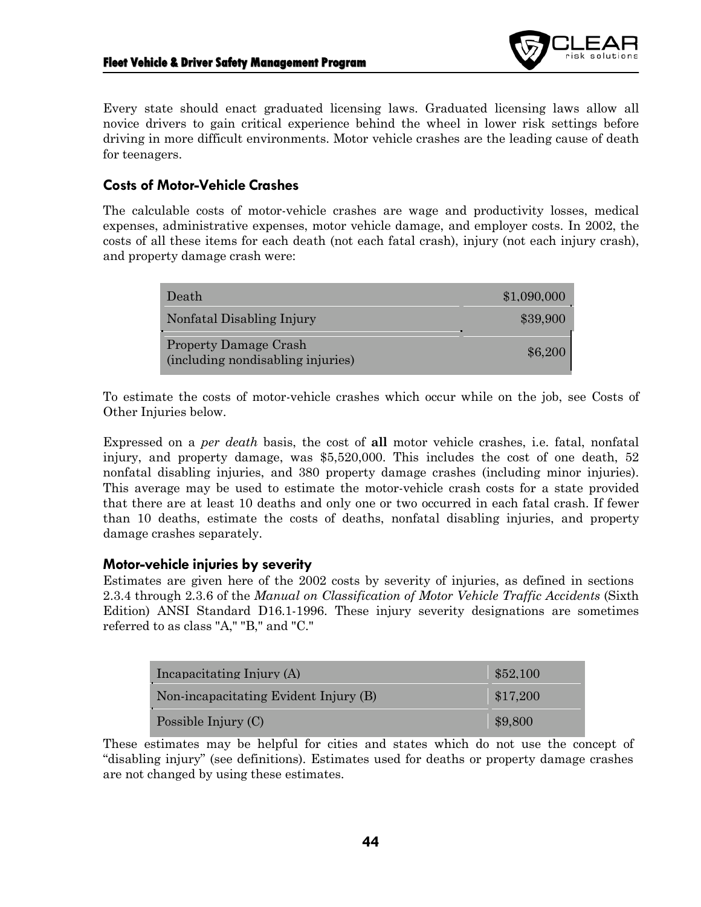Every state should enact graduated licensing laws. Graduated licensing laws allow all novice drivers to gain critical experience behind the wheel in lower risk settings before driving in more difficult environments. Motor vehicle crashes are the leading cause of death for teenagers.

### Costs of Motor-Vehicle Crashes

The calculable costs of motor-vehicle crashes are wage and productivity losses, medical expenses, administrative expenses, motor vehicle damage, and employer costs. In 2002, the costs of all these items for each death (not each fatal crash), injury (not each injury crash), and property damage crash were:

| | |
|---|---|
| Death | $1,090,000 |
| Nonfatal Disabling Injury | $39,900 |
| Property Damage Crash (including nondisabling injuries) | $6,200 |

To estimate the costs of motor-vehicle crashes which occur while on the job, see Costs of Other Injuries below.

Expressed on a *per death* basis, the cost of **all** motor vehicle crashes, i.e. fatal, nonfatal injury, and property damage, was $5,520,000. This includes the cost of one death, 52 nonfatal disabling injuries, and 380 property damage crashes (including minor injuries). This average may be used to estimate the motor-vehicle crash costs for a state provided that there are at least 10 deaths and only one or two occurred in each fatal crash. If fewer than 10 deaths, estimate the costs of deaths, nonfatal disabling injuries, and property damage crashes separately.

### Motor-vehicle injuries by severity

Estimates are given here of the 2002 costs by severity of injuries, as defined in sections 2.3.4 through 2.3.6 of the *Manual on Classification of Motor Vehicle Traffic Accidents* (Sixth Edition) ANSI Standard D16.1-1996. These injury severity designations are sometimes referred to as class "A," "B," and "C."

| | |
|---|---|
| Incapacitating Injury (A) | $52,100 |
| Non-incapacitating Evident Injury (B) | $17,200 |
| Possible Injury (C) | $9,800 |

These estimates may be helpful for cities and states which do not use the concept of "disabling injury" (see definitions). Estimates used for deaths or property damage crashes are not changed by using these estimates.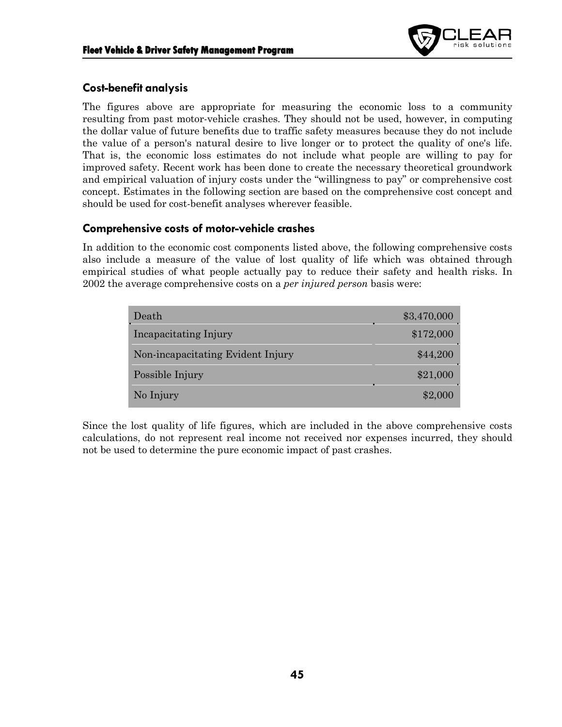## Cost-benefit analysis

The figures above are appropriate for measuring the economic loss to a community resulting from past motor-vehicle crashes. They should not be used, however, in computing the dollar value of future benefits due to traffic safety measures because they do not include the value of a person's natural desire to live longer or to protect the quality of one's life. That is, the economic loss estimates do not include what people are willing to pay for improved safety. Recent work has been done to create the necessary theoretical groundwork and empirical valuation of injury costs under the "willingness to pay" or comprehensive cost concept. Estimates in the following section are based on the comprehensive cost concept and should be used for cost-benefit analyses wherever feasible.

## Comprehensive costs of motor-vehicle crashes

In addition to the economic cost components listed above, the following comprehensive costs also include a measure of the value of lost quality of life which was obtained through empirical studies of what people actually pay to reduce their safety and health risks. In 2002 the average comprehensive costs on a *per injured person* basis were:

| | |
|---|---:|
| Death | \$3,470,000 |
| Incapacitating Injury | \$172,000 |
| Non-incapacitating Evident Injury | \$44,200 |
| Possible Injury | \$21,000 |
| No Injury | \$2,000 |

Since the lost quality of life figures, which are included in the above comprehensive costs calculations, do not represent real income not received nor expenses incurred, they should not be used to determine the pure economic impact of past crashes.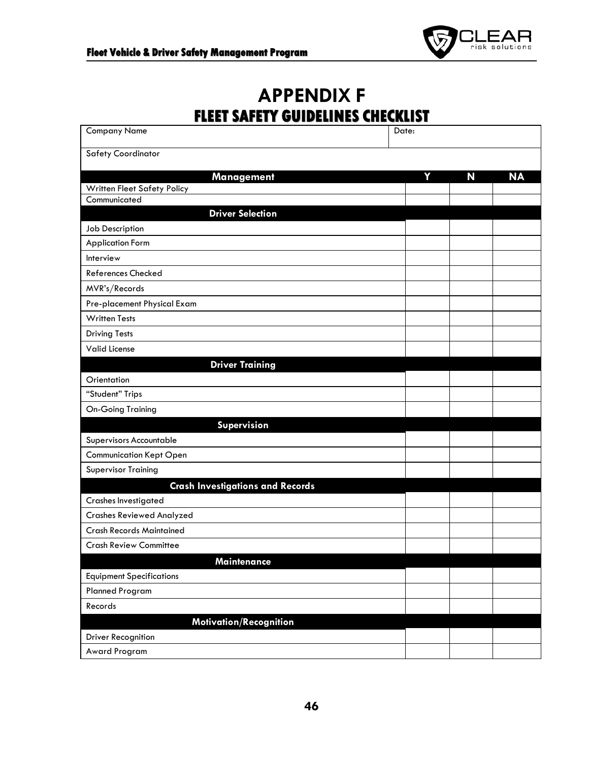# APPENDIX F

## FLEET SAFETY GUIDELINES CHECKLIST

| Company Name | Date: | | |
|---|---|---|---|
| Safety Coordinator | | | |
| **Management** | **Y** | **N** | **NA** |
| Written Fleet Safety Policy | | | |
| Communicated | | | |
| **Driver Selection** | | | |
| Job Description | | | |
| Application Form | | | |
| Interview | | | |
| References Checked | | | |
| MVR's/Records | | | |
| Pre-placement Physical Exam | | | |
| Written Tests | | | |
| Driving Tests | | | |
| Valid License | | | |
| **Driver Training** | | | |
| Orientation | | | |
| "Student" Trips | | | |
| On-Going Training | | | |
| **Supervision** | | | |
| Supervisors Accountable | | | |
| Communication Kept Open | | | |
| Supervisor Training | | | |
| **Crash Investigations and Records** | | | |
| Crashes Investigated | | | |
| Crashes Reviewed Analyzed | | | |
| Crash Records Maintained | | | |
| Crash Review Committee | | | |
| **Maintenance** | | | |
| Equipment Specifications | | | |
| Planned Program | | | |
| Records | | | |
| **Motivation/Recognition** | | | |
| Driver Recognition | | | |
| Award Program | | | |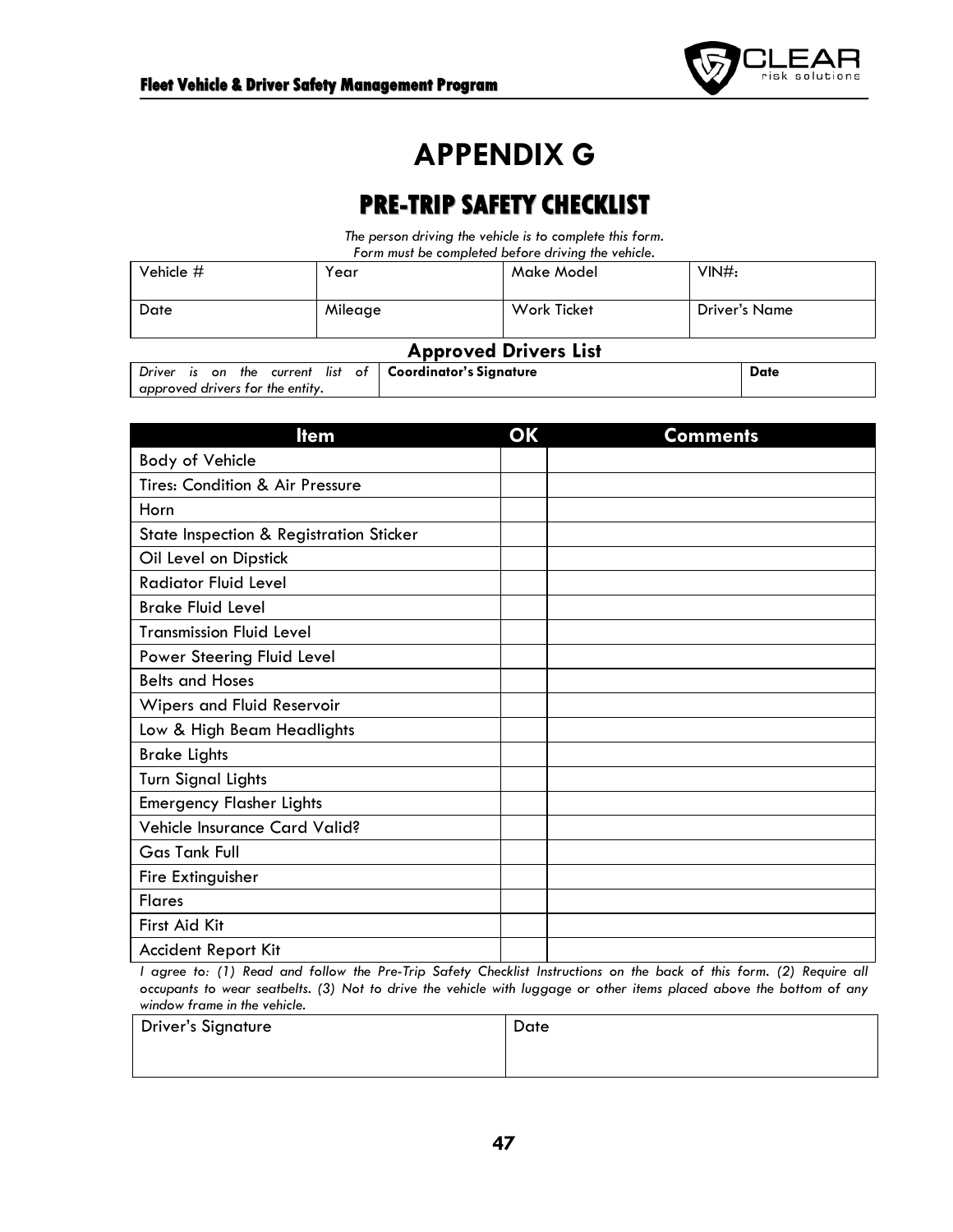# APPENDIX G

## PRE-TRIP SAFETY CHECKLIST

*The person driving the vehicle is to complete this form.*
*Form must be completed before driving the vehicle.*

| Vehicle # | Year | Make Model | VIN#: |
|---|---|---|---|
| Date | Mileage | Work Ticket | Driver's Name |

### Approved Drivers List

| *Driver is on the current list of approved drivers for the entity.* | **Coordinator's Signature** | **Date** |
|---|---|---|

| Item | OK | Comments |
|---|---|---|
| Body of Vehicle | | |
| Tires: Condition & Air Pressure | | |
| Horn | | |
| State Inspection & Registration Sticker | | |
| Oil Level on Dipstick | | |
| Radiator Fluid Level | | |
| Brake Fluid Level | | |
| Transmission Fluid Level | | |
| Power Steering Fluid Level | | |
| Belts and Hoses | | |
| Wipers and Fluid Reservoir | | |
| Low & High Beam Headlights | | |
| Brake Lights | | |
| Turn Signal Lights | | |
| Emergency Flasher Lights | | |
| Vehicle Insurance Card Valid? | | |
| Gas Tank Full | | |
| Fire Extinguisher | | |
| Flares | | |
| First Aid Kit | | |
| Accident Report Kit | | |

*I agree to: (1) Read and follow the Pre-Trip Safety Checklist Instructions on the back of this form. (2) Require all occupants to wear seatbelts. (3) Not to drive the vehicle with luggage or other items placed above the bottom of any window frame in the vehicle.*

| Driver's Signature | Date |
|---|---|
| | |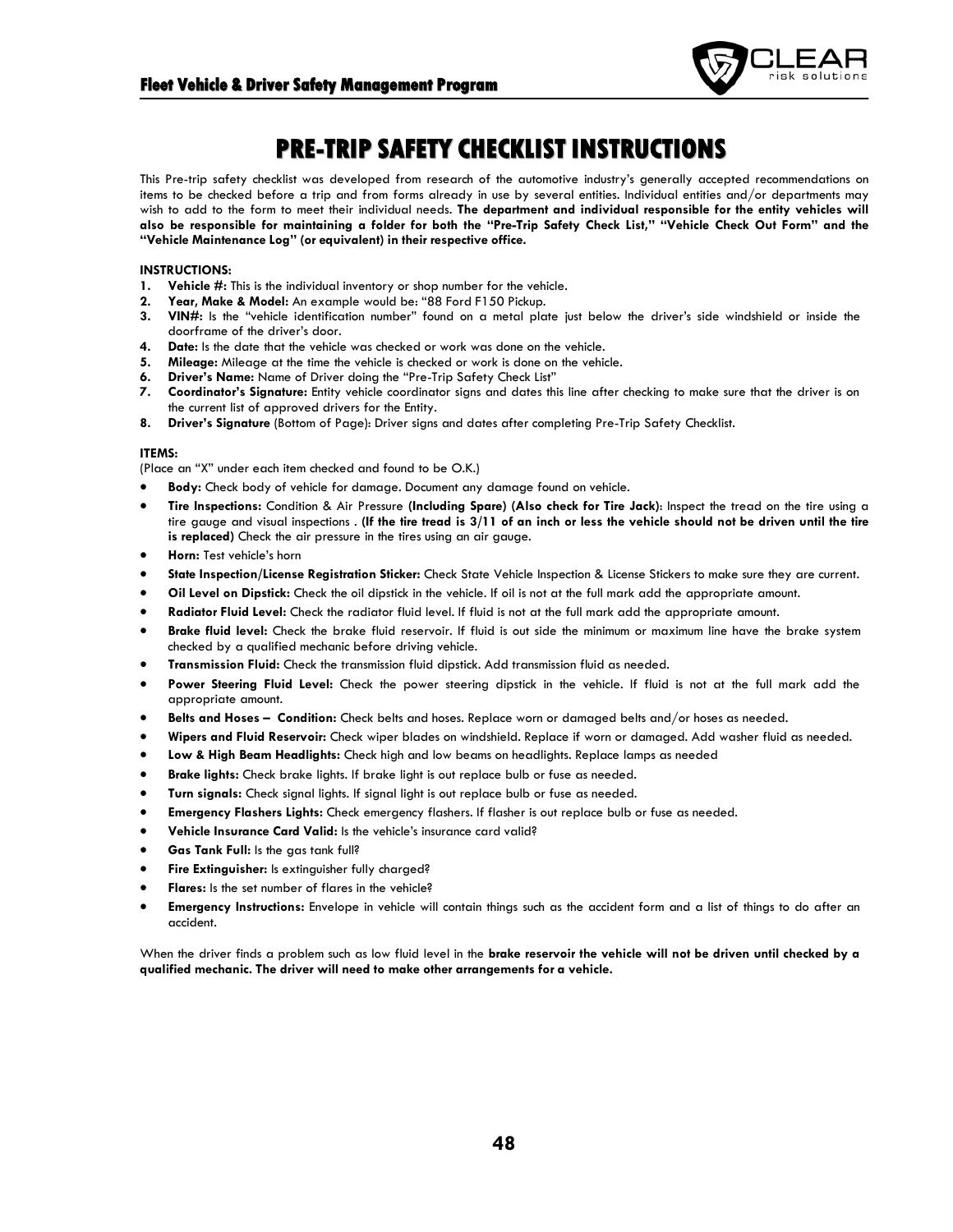# PRE-TRIP SAFETY CHECKLIST INSTRUCTIONS

This Pre-trip safety checklist was developed from research of the automotive industry's generally accepted recommendations on items to be checked before a trip and from forms already in use by several entities. Individual entities and/or departments may wish to add to the form to meet their individual needs. **The department and individual responsible for the entity vehicles will also be responsible for maintaining a folder for both the "Pre-Trip Safety Check List," "Vehicle Check Out Form" and the "Vehicle Maintenance Log" (or equivalent) in their respective office.**

**INSTRUCTIONS:**

1. **Vehicle #:** This is the individual inventory or shop number for the vehicle.
2. **Year, Make & Model:** An example would be: "88 Ford F150 Pickup.
3. **VIN#:** Is the "vehicle identification number" found on a metal plate just below the driver's side windshield or inside the doorframe of the driver's door.
4. **Date:** Is the date that the vehicle was checked or work was done on the vehicle.
5. **Mileage:** Mileage at the time the vehicle is checked or work is done on the vehicle.
6. **Driver's Name:** Name of Driver doing the "Pre-Trip Safety Check List"
7. **Coordinator's Signature:** Entity vehicle coordinator signs and dates this line after checking to make sure that the driver is on the current list of approved drivers for the Entity.
8. **Driver's Signature** (Bottom of Page): Driver signs and dates after completing Pre-Trip Safety Checklist.

**ITEMS:**

(Place an "X" under each item checked and found to be O.K.)

- **Body:** Check body of vehicle for damage. Document any damage found on vehicle.
- **Tire Inspections:** Condition & Air Pressure **(Including Spare) (Also check for Tire Jack)**: Inspect the tread on the tire using a tire gauge and visual inspections . **(If the tire tread is 3/11 of an inch or less the vehicle should not be driven until the tire is replaced)** Check the air pressure in the tires using an air gauge.
- **Horn:** Test vehicle's horn
- **State Inspection/License Registration Sticker:** Check State Vehicle Inspection & License Stickers to make sure they are current.
- **Oil Level on Dipstick:** Check the oil dipstick in the vehicle. If oil is not at the full mark add the appropriate amount.
- **Radiator Fluid Level:** Check the radiator fluid level. If fluid is not at the full mark add the appropriate amount.
- **Brake fluid level:** Check the brake fluid reservoir. If fluid is out side the minimum or maximum line have the brake system checked by a qualified mechanic before driving vehicle.
- **Transmission Fluid:** Check the transmission fluid dipstick. Add transmission fluid as needed.
- **Power Steering Fluid Level:** Check the power steering dipstick in the vehicle. If fluid is not at the full mark add the appropriate amount.
- **Belts and Hoses – Condition:** Check belts and hoses. Replace worn or damaged belts and/or hoses as needed.
- **Wipers and Fluid Reservoir:** Check wiper blades on windshield. Replace if worn or damaged. Add washer fluid as needed.
- **Low & High Beam Headlights:** Check high and low beams on headlights. Replace lamps as needed
- **Brake lights:** Check brake lights. If brake light is out replace bulb or fuse as needed.
- **Turn signals:** Check signal lights. If signal light is out replace bulb or fuse as needed.
- **Emergency Flashers Lights:** Check emergency flashers. If flasher is out replace bulb or fuse as needed.
- **Vehicle Insurance Card Valid:** Is the vehicle's insurance card valid?
- **Gas Tank Full:** Is the gas tank full?
- **Fire Extinguisher:** Is extinguisher fully charged?
- **Flares:** Is the set number of flares in the vehicle?
- **Emergency Instructions:** Envelope in vehicle will contain things such as the accident form and a list of things to do after an accident.

When the driver finds a problem such as low fluid level in the **brake reservoir the vehicle will not be driven until checked by a qualified mechanic. The driver will need to make other arrangements for a vehicle.**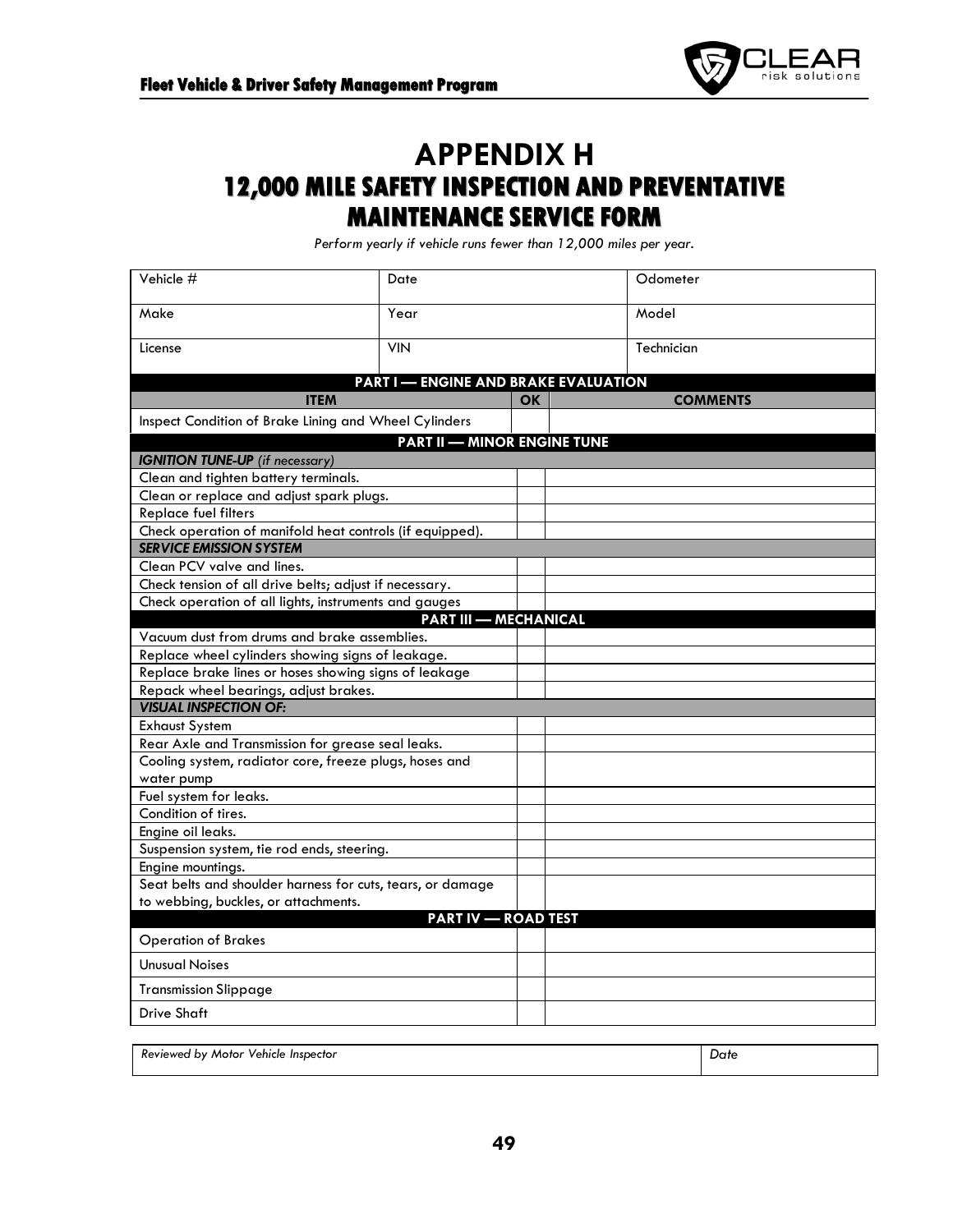# APPENDIX H

## 12,000 MILE SAFETY INSPECTION AND PREVENTATIVE MAINTENANCE SERVICE FORM

*Perform yearly if vehicle runs fewer than 12,000 miles per year.*

| Vehicle # | Date | Odometer |
|---|---|---|
| Make | Year | Model |
| License | VIN | Technician |

| ITEM | OK | COMMENTS |
|---|---|---|
| **PART I — ENGINE AND BRAKE EVALUATION** | | |
| Inspect Condition of Brake Lining and Wheel Cylinders | | |
| **PART II — MINOR ENGINE TUNE** | | |
| ***IGNITION TUNE-UP** (if necessary)* | | |
| Clean and tighten battery terminals. | | |
| Clean or replace and adjust spark plugs. | | |
| Replace fuel filters | | |
| Check operation of manifold heat controls (if equipped). | | |
| ***SERVICE EMISSION SYSTEM*** | | |
| Clean PCV valve and lines. | | |
| Check tension of all drive belts; adjust if necessary. | | |
| Check operation of all lights, instruments and gauges | | |
| **PART III — MECHANICAL** | | |
| Vacuum dust from drums and brake assemblies. | | |
| Replace wheel cylinders showing signs of leakage. | | |
| Replace brake lines or hoses showing signs of leakage | | |
| Repack wheel bearings, adjust brakes. | | |
| ***VISUAL INSPECTION OF:*** | | |
| Exhaust System | | |
| Rear Axle and Transmission for grease seal leaks. | | |
| Cooling system, radiator core, freeze plugs, hoses and water pump | | |
| Fuel system for leaks. | | |
| Condition of tires. | | |
| Engine oil leaks. | | |
| Suspension system, tie rod ends, steering. | | |
| Engine mountings. | | |
| Seat belts and shoulder harness for cuts, tears, or damage to webbing, buckles, or attachments. | | |
| **PART IV — ROAD TEST** | | |
| Operation of Brakes | | |
| Unusual Noises | | |
| Transmission Slippage | | |
| Drive Shaft | | |

| *Reviewed by Motor Vehicle Inspector* | *Date* |
|---|---|
| | |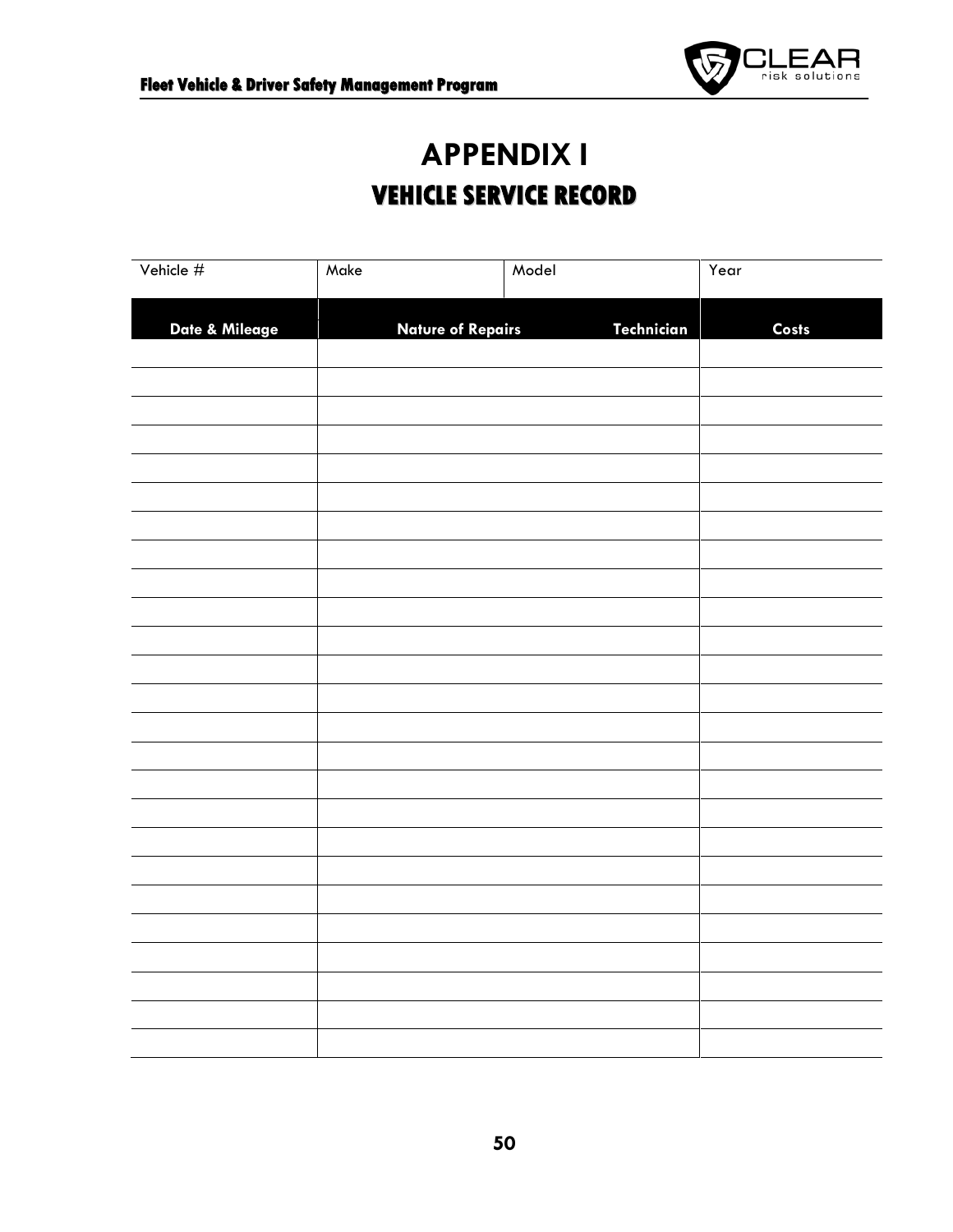# APPENDIX I

## VEHICLE SERVICE RECORD

| Vehicle # | Make | Model | Year |
|---|---|---|---|
| **Date & Mileage** | **Nature of Repairs** | **Technician** | **Costs** |
| | | | |
| | | | |
| | | | |
| | | | |
| | | | |
| | | | |
| | | | |
| | | | |
| | | | |
| | | | |
| | | | |
| | | | |
| | | | |
| | | | |
| | | | |
| | | | |
| | | | |
| | | | |
| | | | |
| | | | |
| | | | |
| | | | |
| | | | |
| | | | |
| | | | |